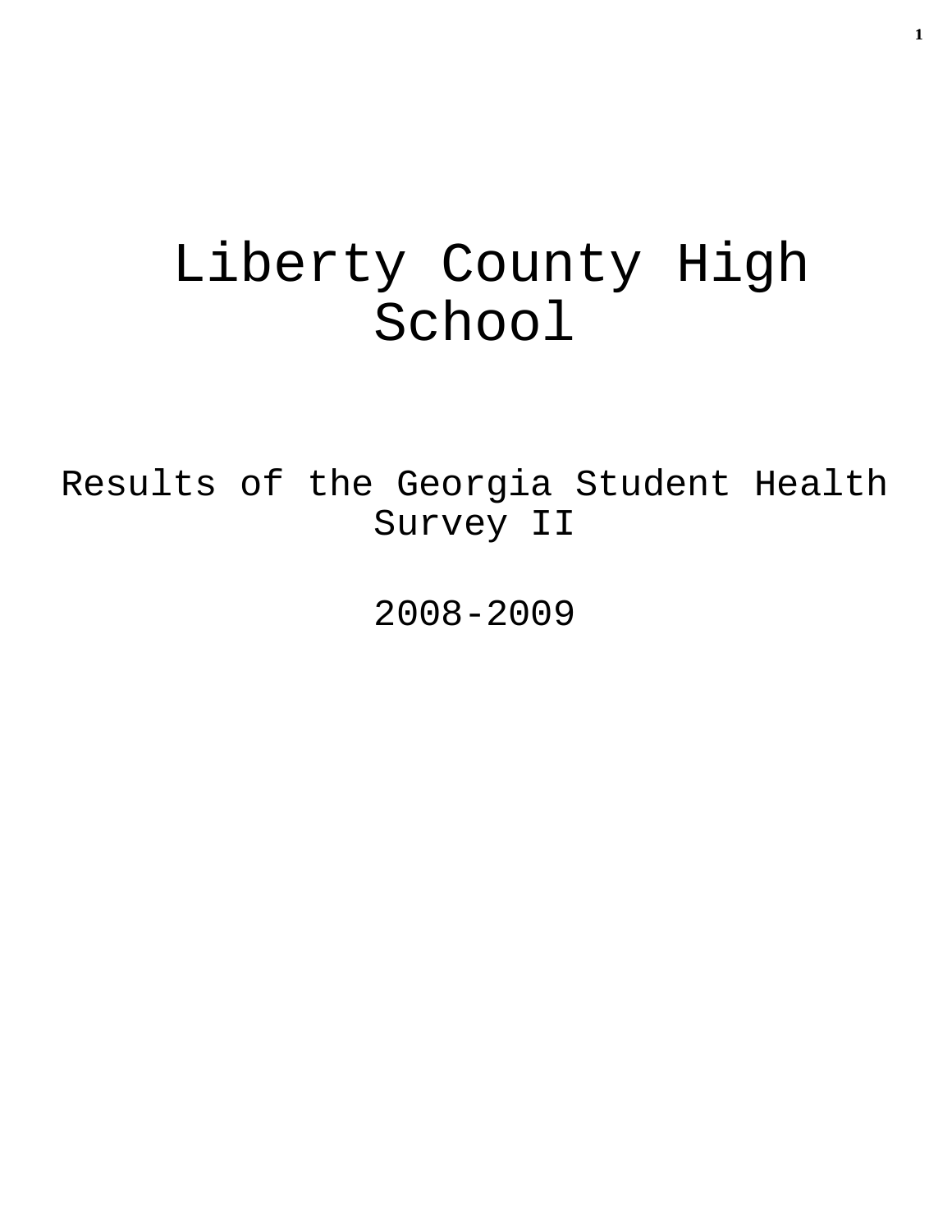# Liberty County High School

## Results of the Georgia Student Health Survey II

## 2008-2009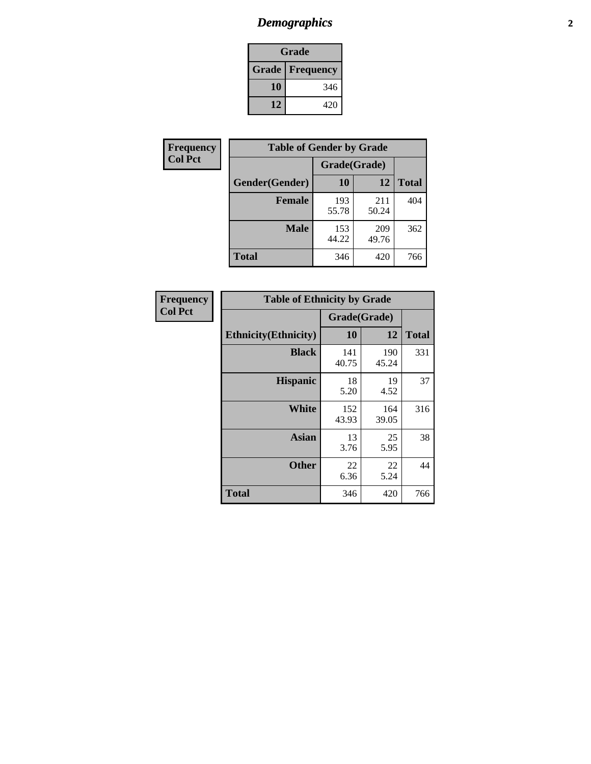# Demographics

| Grade | |
|---|---|
| **Grade** | **Frequency** |
| **10** | 346 |
| **12** | 420 |

**Frequency**
**Col Pct**

| Table of Gender by Grade | | | |
|---|---|---|---|
| | Grade(Grade) | | |
| **Gender(Gender)** | **10** | **12** | **Total** |
| **Female** | 193<br>55.78 | 211<br>50.24 | 404 |
| **Male** | 153<br>44.22 | 209<br>49.76 | 362 |
| **Total** | 346 | 420 | 766 |

**Frequency**
**Col Pct**

| Table of Ethnicity by Grade | | | |
|---|---|---|---|
| | Grade(Grade) | | |
| **Ethnicity(Ethnicity)** | **10** | **12** | **Total** |
| **Black** | 141<br>40.75 | 190<br>45.24 | 331 |
| **Hispanic** | 18<br>5.20 | 19<br>4.52 | 37 |
| **White** | 152<br>43.93 | 164<br>39.05 | 316 |
| **Asian** | 13<br>3.76 | 25<br>5.95 | 38 |
| **Other** | 22<br>6.36 | 22<br>5.24 | 44 |
| **Total** | 346 | 420 | 766 |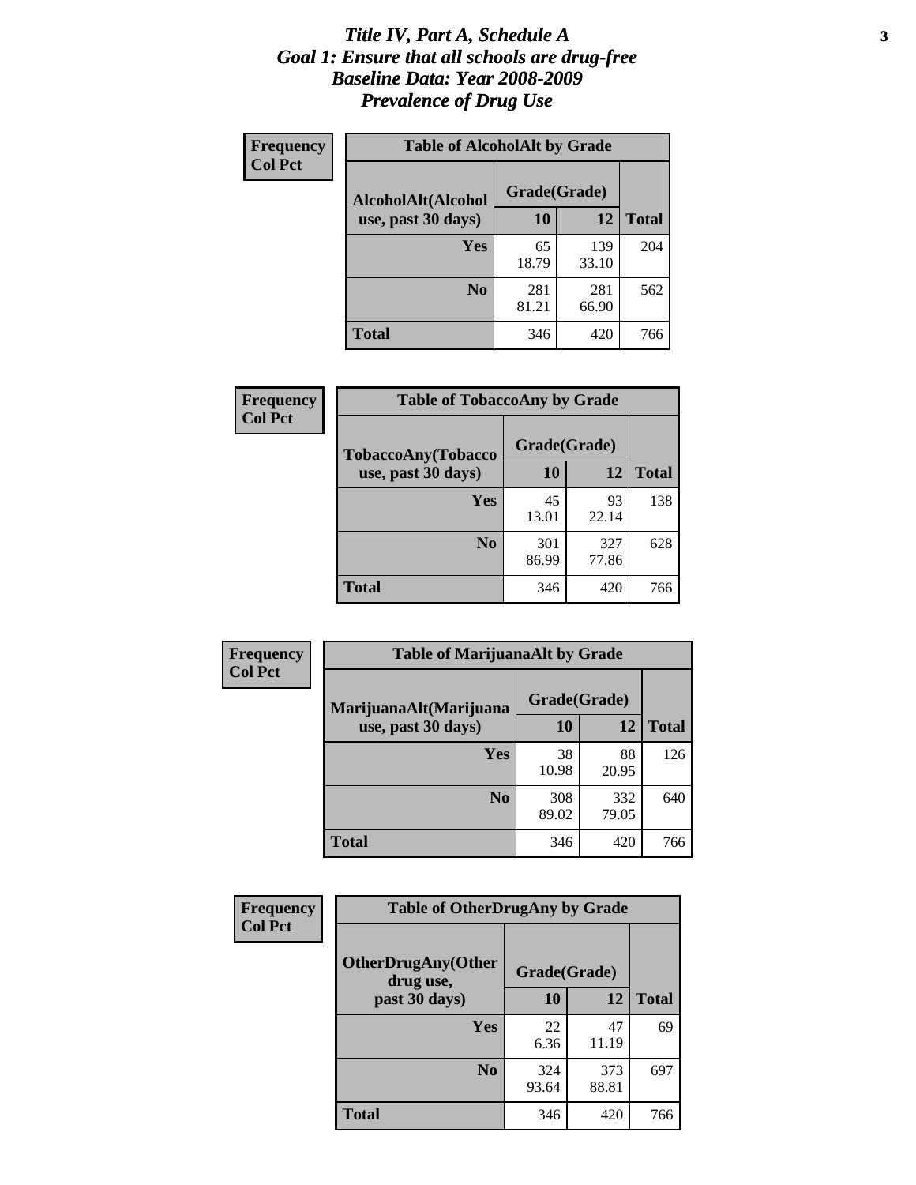# *Title IV, Part A, Schedule A*
# *Goal 1: Ensure that all schools are drug-free*
# *Baseline Data: Year 2008-2009*
# *Prevalence of Drug Use*

**Frequency**
**Col Pct**

| Table of AlcoholAlt by Grade | | | |
|---|---|---|---|
| **AlcoholAlt(Alcohol use, past 30 days)** | **Grade(Grade)** | | |
| | **10** | **12** | **Total** |
| **Yes** | 65<br>18.79 | 139<br>33.10 | 204 |
| **No** | 281<br>81.21 | 281<br>66.90 | 562 |
| **Total** | 346 | 420 | 766 |

**Frequency**
**Col Pct**

| Table of TobaccoAny by Grade | | | |
|---|---|---|---|
| **TobaccoAny(Tobacco use, past 30 days)** | **Grade(Grade)** | | |
| | **10** | **12** | **Total** |
| **Yes** | 45<br>13.01 | 93<br>22.14 | 138 |
| **No** | 301<br>86.99 | 327<br>77.86 | 628 |
| **Total** | 346 | 420 | 766 |

**Frequency**
**Col Pct**

| Table of MarijuanaAlt by Grade | | | |
|---|---|---|---|
| **MarijuanaAlt(Marijuana use, past 30 days)** | **Grade(Grade)** | | |
| | **10** | **12** | **Total** |
| **Yes** | 38<br>10.98 | 88<br>20.95 | 126 |
| **No** | 308<br>89.02 | 332<br>79.05 | 640 |
| **Total** | 346 | 420 | 766 |

**Frequency**
**Col Pct**

| Table of OtherDrugAny by Grade | | | |
|---|---|---|---|
| **OtherDrugAny(Other drug use, past 30 days)** | **Grade(Grade)** | | |
| | **10** | **12** | **Total** |
| **Yes** | 22<br>6.36 | 47<br>11.19 | 69 |
| **No** | 324<br>93.64 | 373<br>88.81 | 697 |
| **Total** | 346 | 420 | 766 |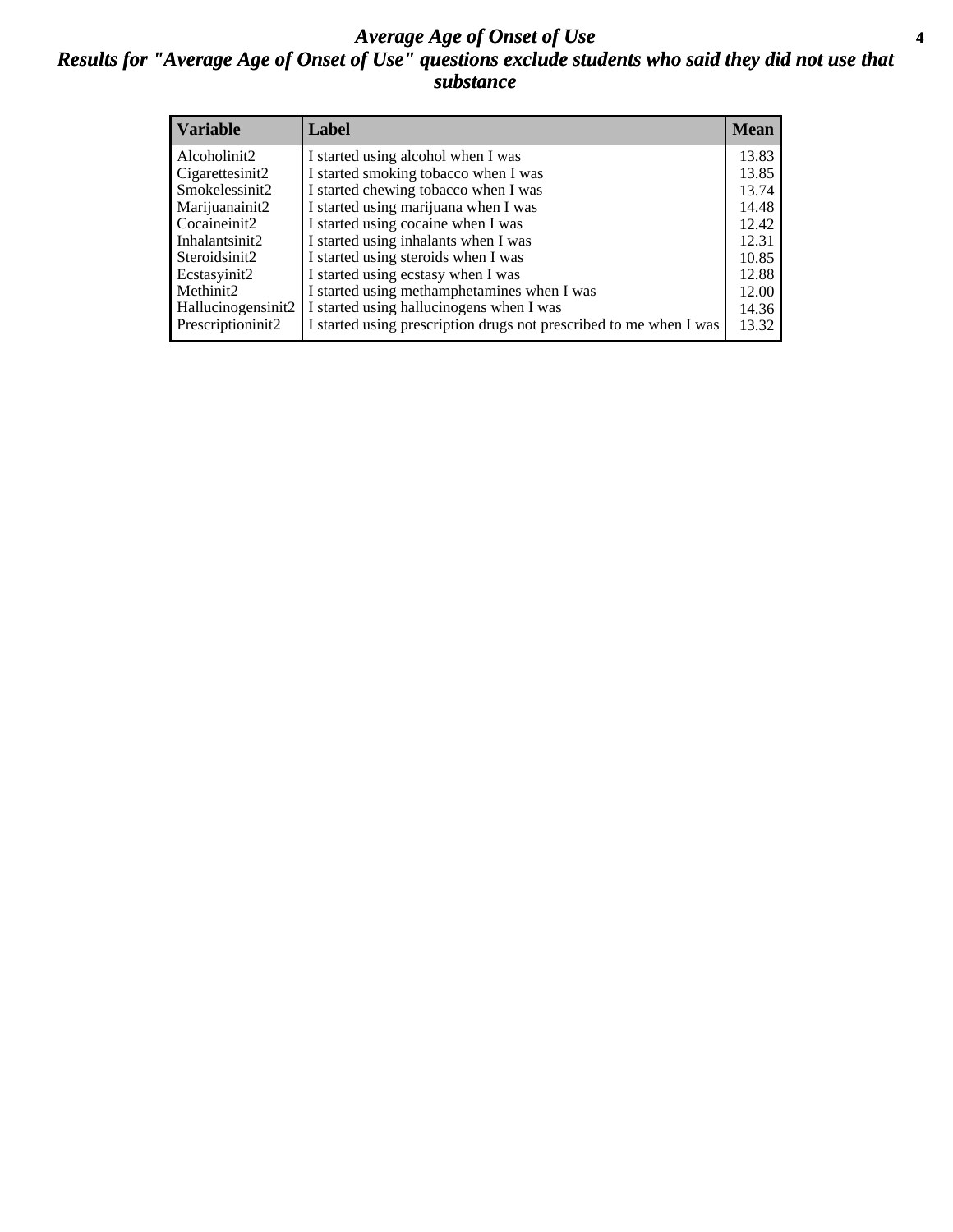# *Average Age of Onset of Use*

## *Results for "Average Age of Onset of Use" questions exclude students who said they did not use that substance*

| Variable | Label | Mean |
|---|---|---|
| Alcoholinit2 | I started using alcohol when I was | 13.83 |
| Cigarettesinit2 | I started smoking tobacco when I was | 13.85 |
| Smokelessinit2 | I started chewing tobacco when I was | 13.74 |
| Marijuanainit2 | I started using marijuana when I was | 14.48 |
| Cocaineinit2 | I started using cocaine when I was | 12.42 |
| Inhalantsinit2 | I started using inhalants when I was | 12.31 |
| Steroidsinit2 | I started using steroids when I was | 10.85 |
| Ecstasyinit2 | I started using ecstasy when I was | 12.88 |
| Methinit2 | I started using methamphetamines when I was | 12.00 |
| Hallucinogensinit2 | I started using hallucinogens when I was | 14.36 |
| Prescriptioninit2 | I started using prescription drugs not prescribed to me when I was | 13.32 |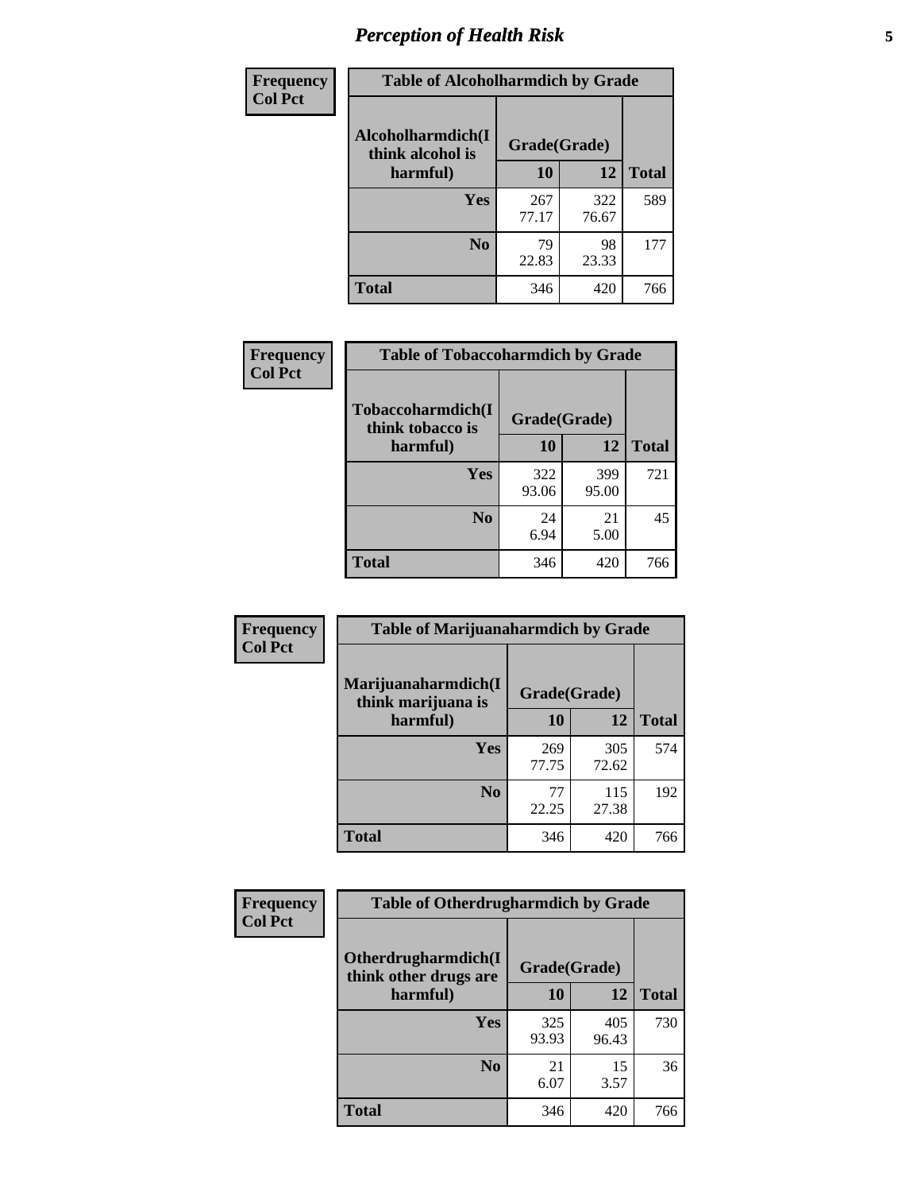# Perception of Health Risk

| Frequency<br>Col Pct | | | |
|---|---|---|---|

**Table of Alcoholharmdich by Grade**

| Alcoholharmdich(I think alcohol is harmful) | Grade(Grade) | | |
|---|---|---|---|
| | 10 | 12 | Total |
| Yes | 267<br>77.17 | 322<br>76.67 | 589 |
| No | 79<br>22.83 | 98<br>23.33 | 177 |
| Total | 346 | 420 | 766 |

| Frequency<br>Col Pct | | | |
|---|---|---|---|

**Table of Tobaccoharmdich by Grade**

| Tobaccoharmdich(I think tobacco is harmful) | Grade(Grade) | | |
|---|---|---|---|
| | 10 | 12 | Total |
| Yes | 322<br>93.06 | 399<br>95.00 | 721 |
| No | 24<br>6.94 | 21<br>5.00 | 45 |
| Total | 346 | 420 | 766 |

| Frequency<br>Col Pct | | | |
|---|---|---|---|

**Table of Marijuanaharmdich by Grade**

| Marijuanaharmdich(I think marijuana is harmful) | Grade(Grade) | | |
|---|---|---|---|
| | 10 | 12 | Total |
| Yes | 269<br>77.75 | 305<br>72.62 | 574 |
| No | 77<br>22.25 | 115<br>27.38 | 192 |
| Total | 346 | 420 | 766 |

| Frequency<br>Col Pct | | | |
|---|---|---|---|

**Table of Otherdrugharmdich by Grade**

| Otherdrugharmdich(I think other drugs are harmful) | Grade(Grade) | | |
|---|---|---|---|
| | 10 | 12 | Total |
| Yes | 325<br>93.93 | 405<br>96.43 | 730 |
| No | 21<br>6.07 | 15<br>3.57 | 36 |
| Total | 346 | 420 | 766 |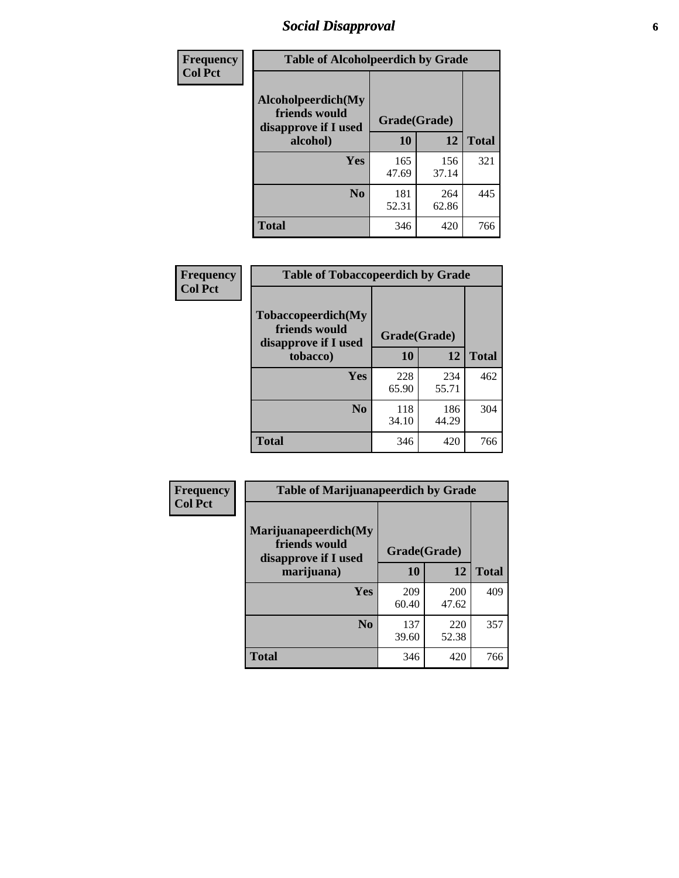# Social Disapproval

**Frequency**
**Col Pct**

**Table of Alcoholpeerdich by Grade**

| Alcoholpeerdich(My friends would disapprove if I used alcohol) | Grade(Grade) | | Total |
|---|---|---|---|
| | 10 | 12 | |
| Yes | 165<br>47.69 | 156<br>37.14 | 321 |
| No | 181<br>52.31 | 264<br>62.86 | 445 |
| Total | 346 | 420 | 766 |

**Frequency**
**Col Pct**

**Table of Tobaccopeerdich by Grade**

| Tobaccopeerdich(My friends would disapprove if I used tobacco) | Grade(Grade) | | Total |
|---|---|---|---|
| | 10 | 12 | |
| Yes | 228<br>65.90 | 234<br>55.71 | 462 |
| No | 118<br>34.10 | 186<br>44.29 | 304 |
| Total | 346 | 420 | 766 |

**Frequency**
**Col Pct**

**Table of Marijuanapeerdich by Grade**

| Marijuanapeerdich(My friends would disapprove if I used marijuana) | Grade(Grade) | | Total |
|---|---|---|---|
| | 10 | 12 | |
| Yes | 209<br>60.40 | 200<br>47.62 | 409 |
| No | 137<br>39.60 | 220<br>52.38 | 357 |
| Total | 346 | 420 | 766 |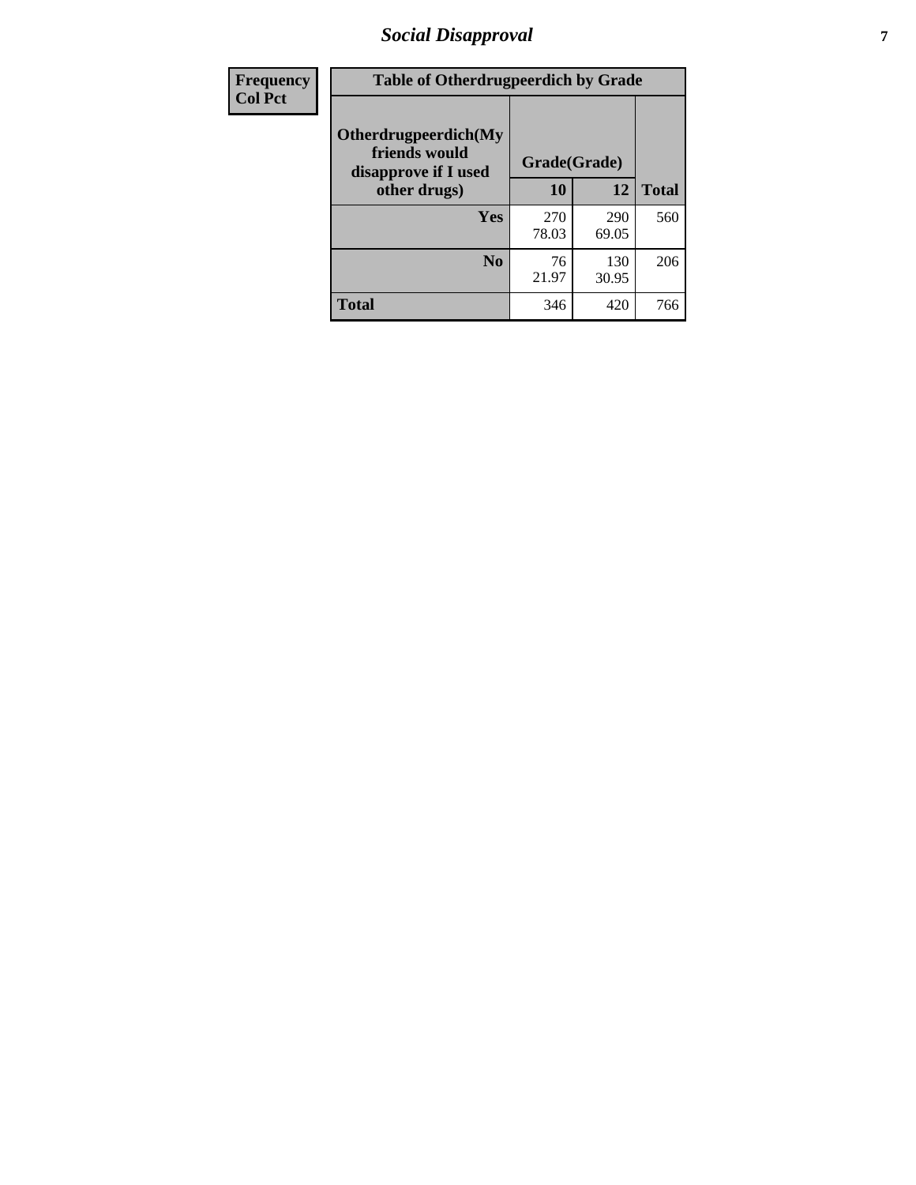| Frequency<br>Col Pct | Table of Otherdrugpeerdich by Grade | | |
|---|---|---|---|
| Otherdrugpeerdich(My friends would disapprove if I used other drugs) | Grade(Grade) | | |
| | 10 | 12 | Total |
| Yes | 270<br>78.03 | 290<br>69.05 | 560 |
| No | 76<br>21.97 | 130<br>30.95 | 206 |
| Total | 346 | 420 | 766 |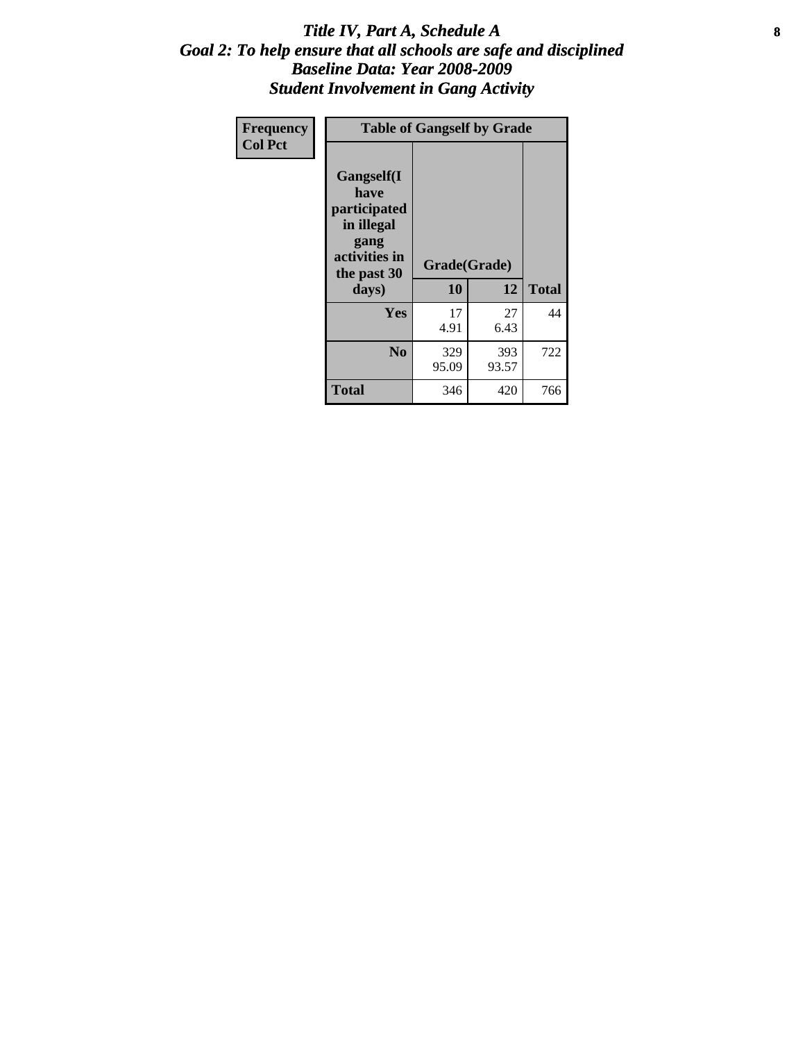# *Title IV, Part A, Schedule A*
## *Goal 2: To help ensure that all schools are safe and disciplined*
## *Baseline Data: Year 2008-2009*
## *Student Involvement in Gang Activity*

| Frequency<br>Col Pct | Table of Gangself by Grade | | |
|---|---|---|---|
| Gangself(I have participated in illegal gang activities in the past 30 days) | Grade(Grade) | | |
| | 10 | 12 | Total |
| Yes | 17<br>4.91 | 27<br>6.43 | 44 |
| No | 329<br>95.09 | 393<br>93.57 | 722 |
| Total | 346 | 420 | 766 |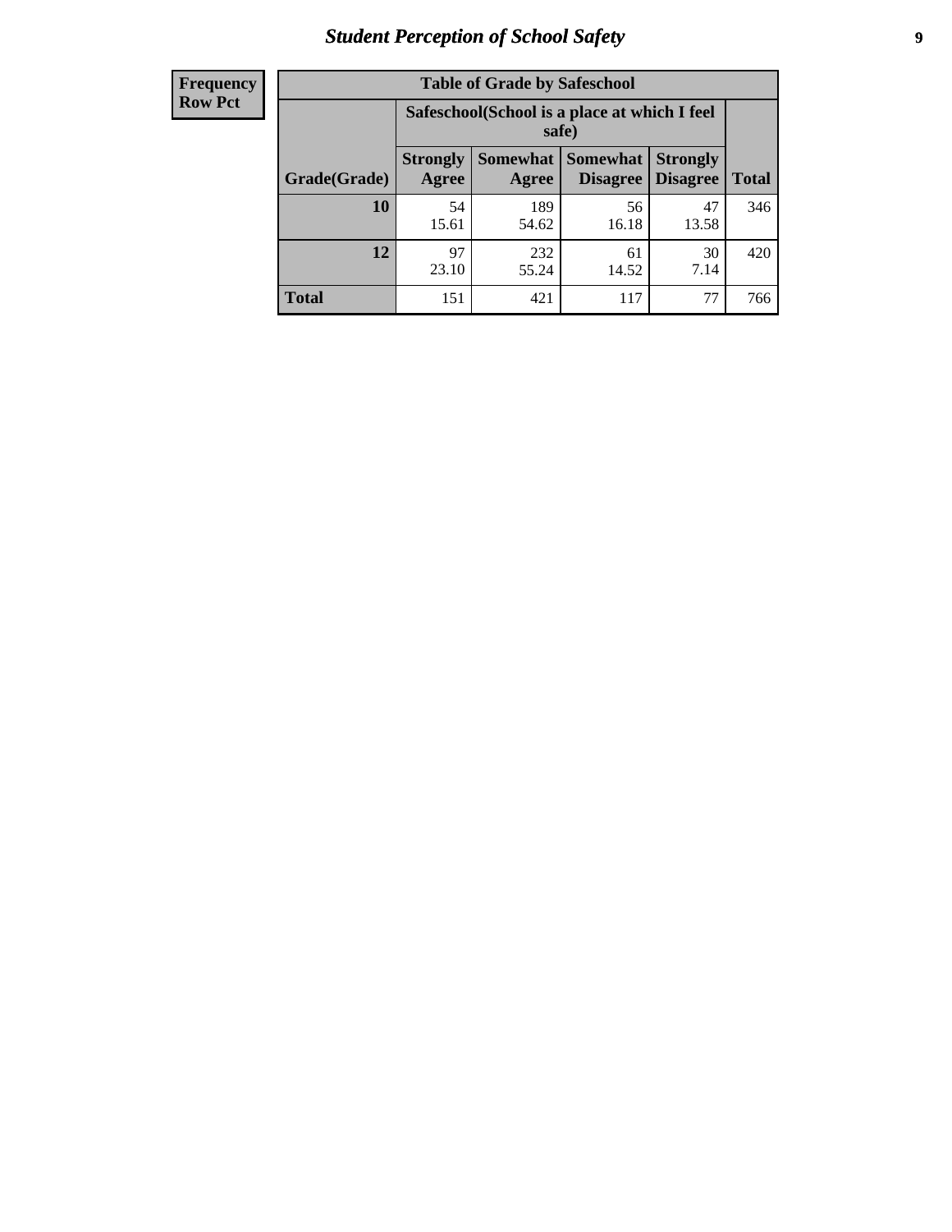# Student Perception of School Safety

| Frequency Row Pct | Table of Grade by Safeschool | | | | |
|---|---|---|---|---|---|
| | Safeschool(School is a place at which I feel safe) | | | | |
| Grade(Grade) | Strongly Agree | Somewhat Agree | Somewhat Disagree | Strongly Disagree | Total |
| 10 | 54<br>15.61 | 189<br>54.62 | 56<br>16.18 | 47<br>13.58 | 346 |
| 12 | 97<br>23.10 | 232<br>55.24 | 61<br>14.52 | 30<br>7.14 | 420 |
| Total | 151 | 421 | 117 | 77 | 766 |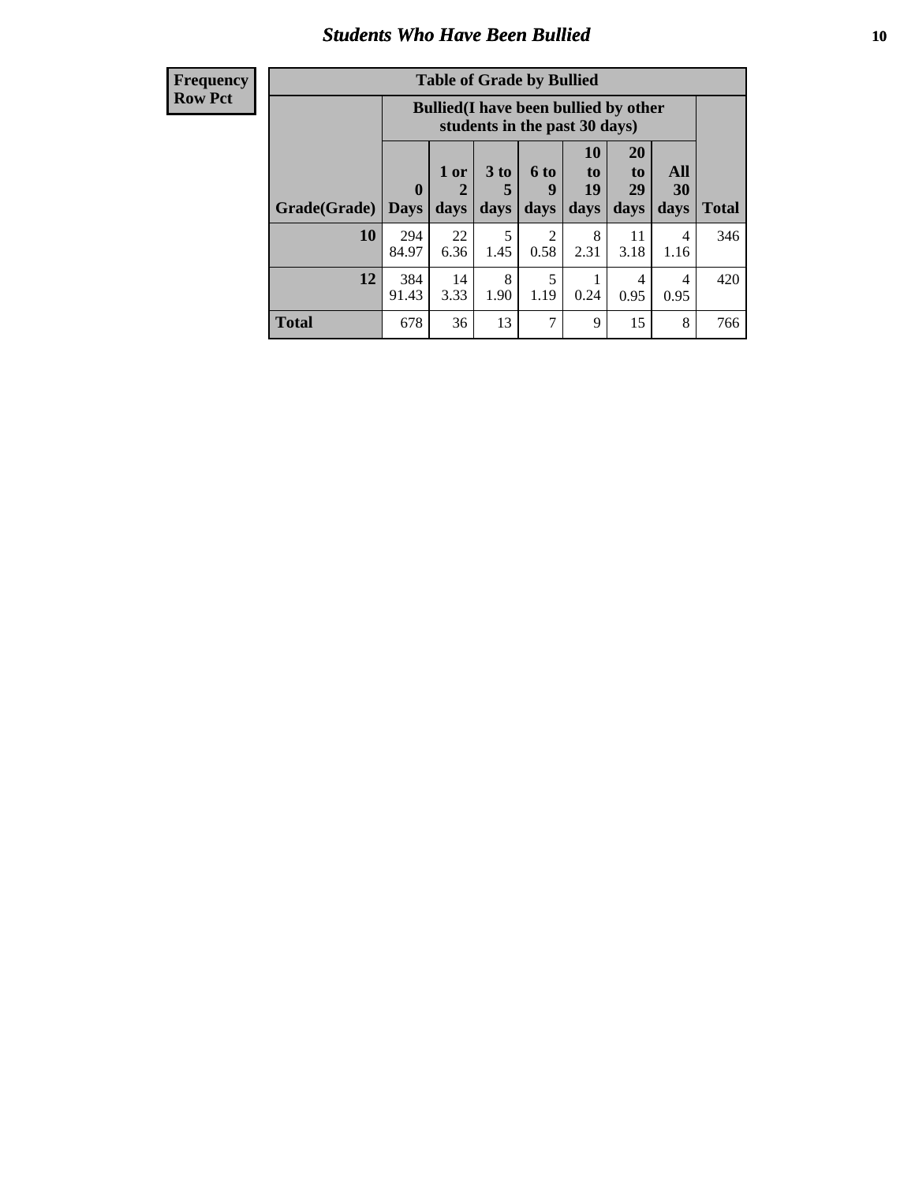## Students Who Have Been Bullied

| Frequency Row Pct | | | | | | | | |
|---|---|---|---|---|---|---|---|---|
| **Table of Grade by Bullied** | | | | | | | | |
| | **Bullied(I have been bullied by other students in the past 30 days)** | | | | | | | |
| **Grade(Grade)** | **0 Days** | **1 or 2 days** | **3 to 5 days** | **6 to 9 days** | **10 to 19 days** | **20 to 29 days** | **All 30 days** | **Total** |
| **10** | 294 84.97 | 22 6.36 | 5 1.45 | 2 0.58 | 8 2.31 | 11 3.18 | 4 1.16 | 346 |
| **12** | 384 91.43 | 14 3.33 | 8 1.90 | 5 1.19 | 1 0.24 | 4 0.95 | 4 0.95 | 420 |
| **Total** | 678 | 36 | 13 | 7 | 9 | 15 | 8 | 766 |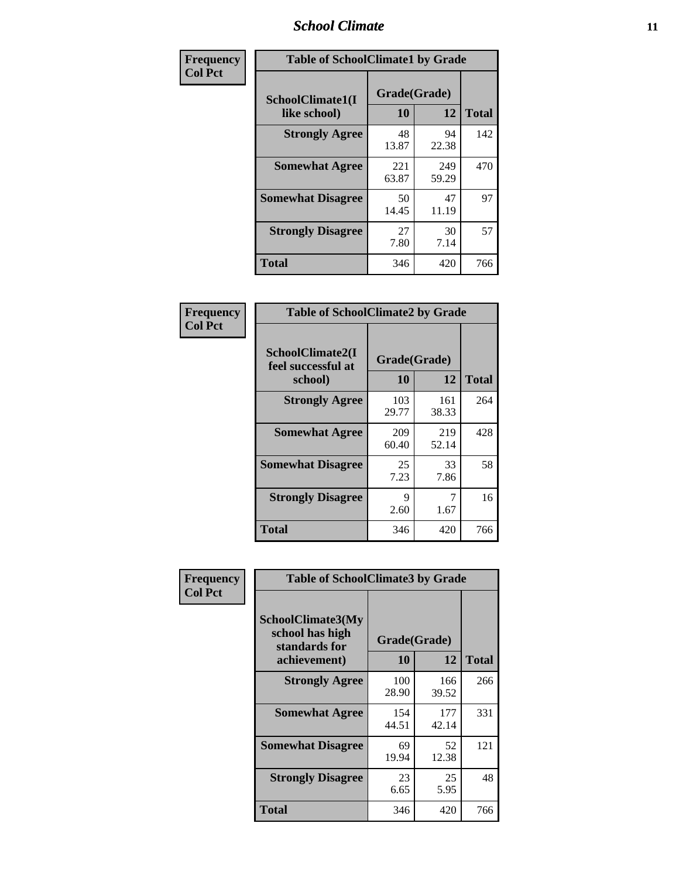## School Climate

**Frequency / Col Pct**

| Table of SchoolClimate1 by Grade | | | |
|---|---|---|---|
| SchoolClimate1(I like school) | Grade(Grade) | | |
| | 10 | 12 | Total |
| Strongly Agree | 48<br>13.87 | 94<br>22.38 | 142 |
| Somewhat Agree | 221<br>63.87 | 249<br>59.29 | 470 |
| Somewhat Disagree | 50<br>14.45 | 47<br>11.19 | 97 |
| Strongly Disagree | 27<br>7.80 | 30<br>7.14 | 57 |
| Total | 346 | 420 | 766 |

**Frequency / Col Pct**

| Table of SchoolClimate2 by Grade | | | |
|---|---|---|---|
| SchoolClimate2(I feel successful at school) | Grade(Grade) | | |
| | 10 | 12 | Total |
| Strongly Agree | 103<br>29.77 | 161<br>38.33 | 264 |
| Somewhat Agree | 209<br>60.40 | 219<br>52.14 | 428 |
| Somewhat Disagree | 25<br>7.23 | 33<br>7.86 | 58 |
| Strongly Disagree | 9<br>2.60 | 7<br>1.67 | 16 |
| Total | 346 | 420 | 766 |

**Frequency / Col Pct**

| Table of SchoolClimate3 by Grade | | | |
|---|---|---|---|
| SchoolClimate3(My school has high standards for achievement) | Grade(Grade) | | |
| | 10 | 12 | Total |
| Strongly Agree | 100<br>28.90 | 166<br>39.52 | 266 |
| Somewhat Agree | 154<br>44.51 | 177<br>42.14 | 331 |
| Somewhat Disagree | 69<br>19.94 | 52<br>12.38 | 121 |
| Strongly Disagree | 23<br>6.65 | 25<br>5.95 | 48 |
| Total | 346 | 420 | 766 |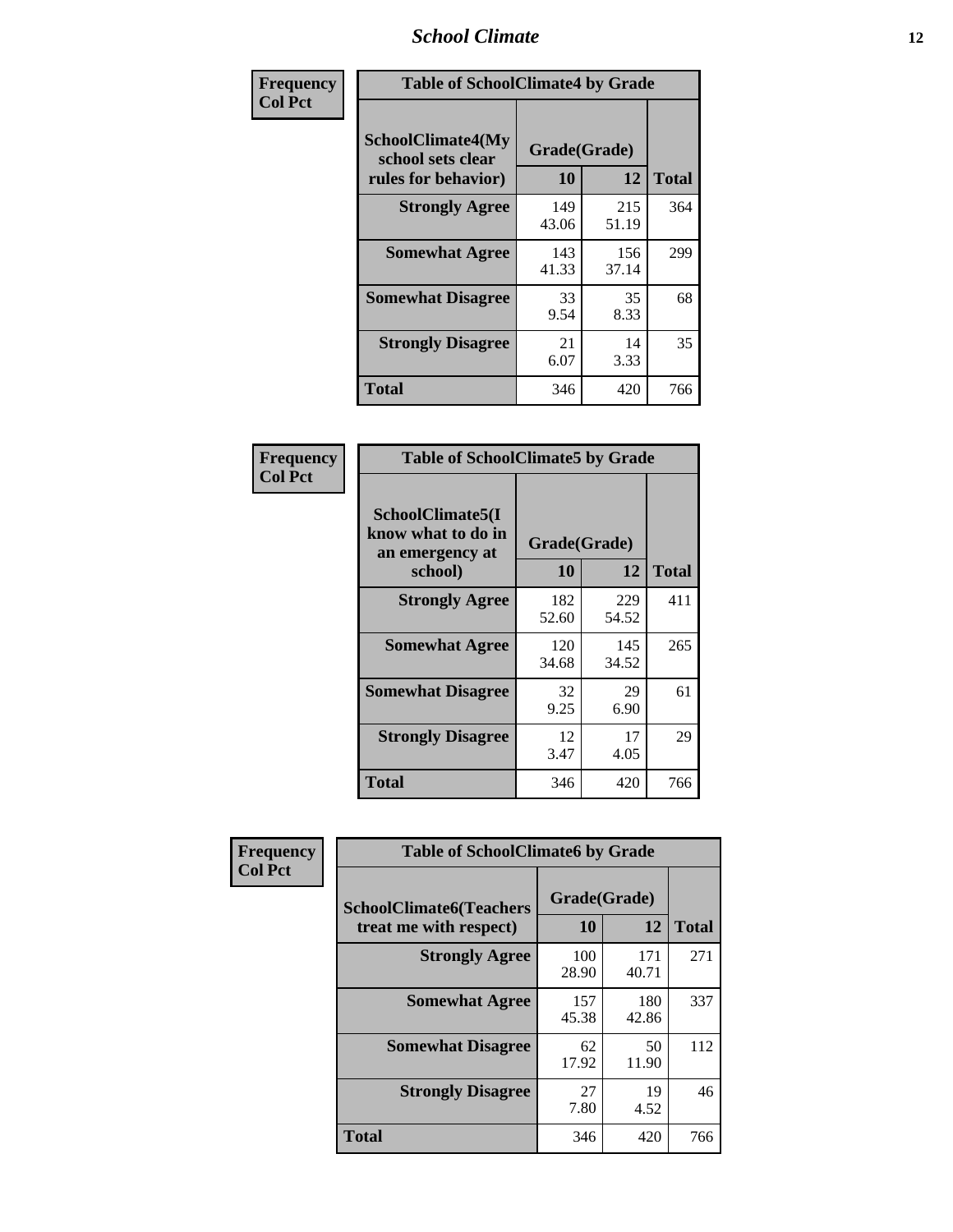| Frequency<br>Col Pct | Table of SchoolClimate4 by Grade | | |
|---|---|---|---|
| **SchoolClimate4(My school sets clear rules for behavior)** | **Grade(Grade)** | | |
| | **10** | **12** | **Total** |
| **Strongly Agree** | 149<br>43.06 | 215<br>51.19 | 364 |
| **Somewhat Agree** | 143<br>41.33 | 156<br>37.14 | 299 |
| **Somewhat Disagree** | 33<br>9.54 | 35<br>8.33 | 68 |
| **Strongly Disagree** | 21<br>6.07 | 14<br>3.33 | 35 |
| **Total** | 346 | 420 | 766 |

| Frequency<br>Col Pct | Table of SchoolClimate5 by Grade | | |
|---|---|---|---|
| **SchoolClimate5(I know what to do in an emergency at school)** | **Grade(Grade)** | | |
| | **10** | **12** | **Total** |
| **Strongly Agree** | 182<br>52.60 | 229<br>54.52 | 411 |
| **Somewhat Agree** | 120<br>34.68 | 145<br>34.52 | 265 |
| **Somewhat Disagree** | 32<br>9.25 | 29<br>6.90 | 61 |
| **Strongly Disagree** | 12<br>3.47 | 17<br>4.05 | 29 |
| **Total** | 346 | 420 | 766 |

| Frequency<br>Col Pct | Table of SchoolClimate6 by Grade | | |
|---|---|---|---|
| **SchoolClimate6(Teachers treat me with respect)** | **Grade(Grade)** | | |
| | **10** | **12** | **Total** |
| **Strongly Agree** | 100<br>28.90 | 171<br>40.71 | 271 |
| **Somewhat Agree** | 157<br>45.38 | 180<br>42.86 | 337 |
| **Somewhat Disagree** | 62<br>17.92 | 50<br>11.90 | 112 |
| **Strongly Disagree** | 27<br>7.80 | 19<br>4.52 | 46 |
| **Total** | 346 | 420 | 766 |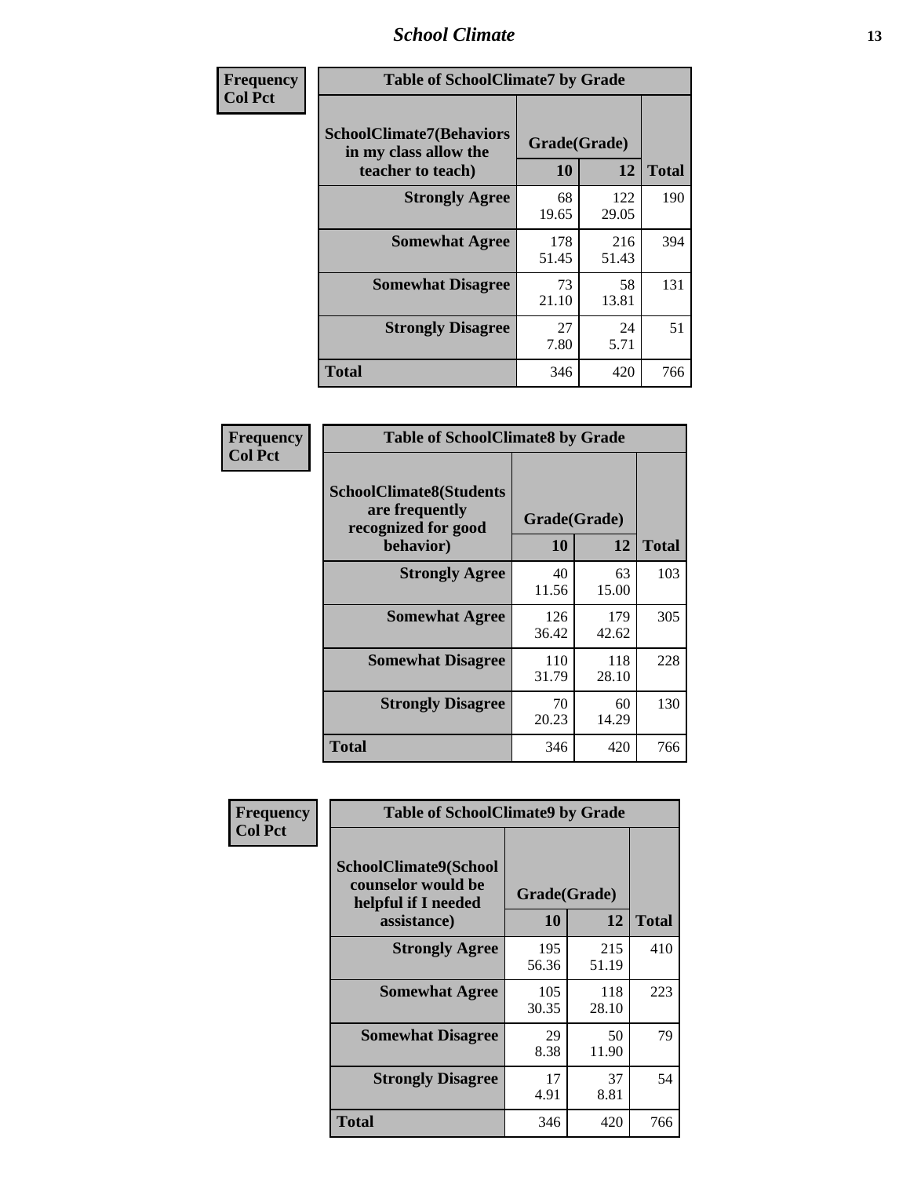| Frequency<br>Col Pct | Table of SchoolClimate7 by Grade | | |
|---|---|---|---|
| **SchoolClimate7(Behaviors in my class allow the teacher to teach)** | **Grade(Grade)** | | |
| | **10** | **12** | **Total** |
| **Strongly Agree** | 68<br>19.65 | 122<br>29.05 | 190 |
| **Somewhat Agree** | 178<br>51.45 | 216<br>51.43 | 394 |
| **Somewhat Disagree** | 73<br>21.10 | 58<br>13.81 | 131 |
| **Strongly Disagree** | 27<br>7.80 | 24<br>5.71 | 51 |
| **Total** | 346 | 420 | 766 |

| Frequency<br>Col Pct | Table of SchoolClimate8 by Grade | | |
|---|---|---|---|
| **SchoolClimate8(Students are frequently recognized for good behavior)** | **Grade(Grade)** | | |
| | **10** | **12** | **Total** |
| **Strongly Agree** | 40<br>11.56 | 63<br>15.00 | 103 |
| **Somewhat Agree** | 126<br>36.42 | 179<br>42.62 | 305 |
| **Somewhat Disagree** | 110<br>31.79 | 118<br>28.10 | 228 |
| **Strongly Disagree** | 70<br>20.23 | 60<br>14.29 | 130 |
| **Total** | 346 | 420 | 766 |

| Frequency<br>Col Pct | Table of SchoolClimate9 by Grade | | |
|---|---|---|---|
| **SchoolClimate9(School counselor would be helpful if I needed assistance)** | **Grade(Grade)** | | |
| | **10** | **12** | **Total** |
| **Strongly Agree** | 195<br>56.36 | 215<br>51.19 | 410 |
| **Somewhat Agree** | 105<br>30.35 | 118<br>28.10 | 223 |
| **Somewhat Disagree** | 29<br>8.38 | 50<br>11.90 | 79 |
| **Strongly Disagree** | 17<br>4.91 | 37<br>8.81 | 54 |
| **Total** | 346 | 420 | 766 |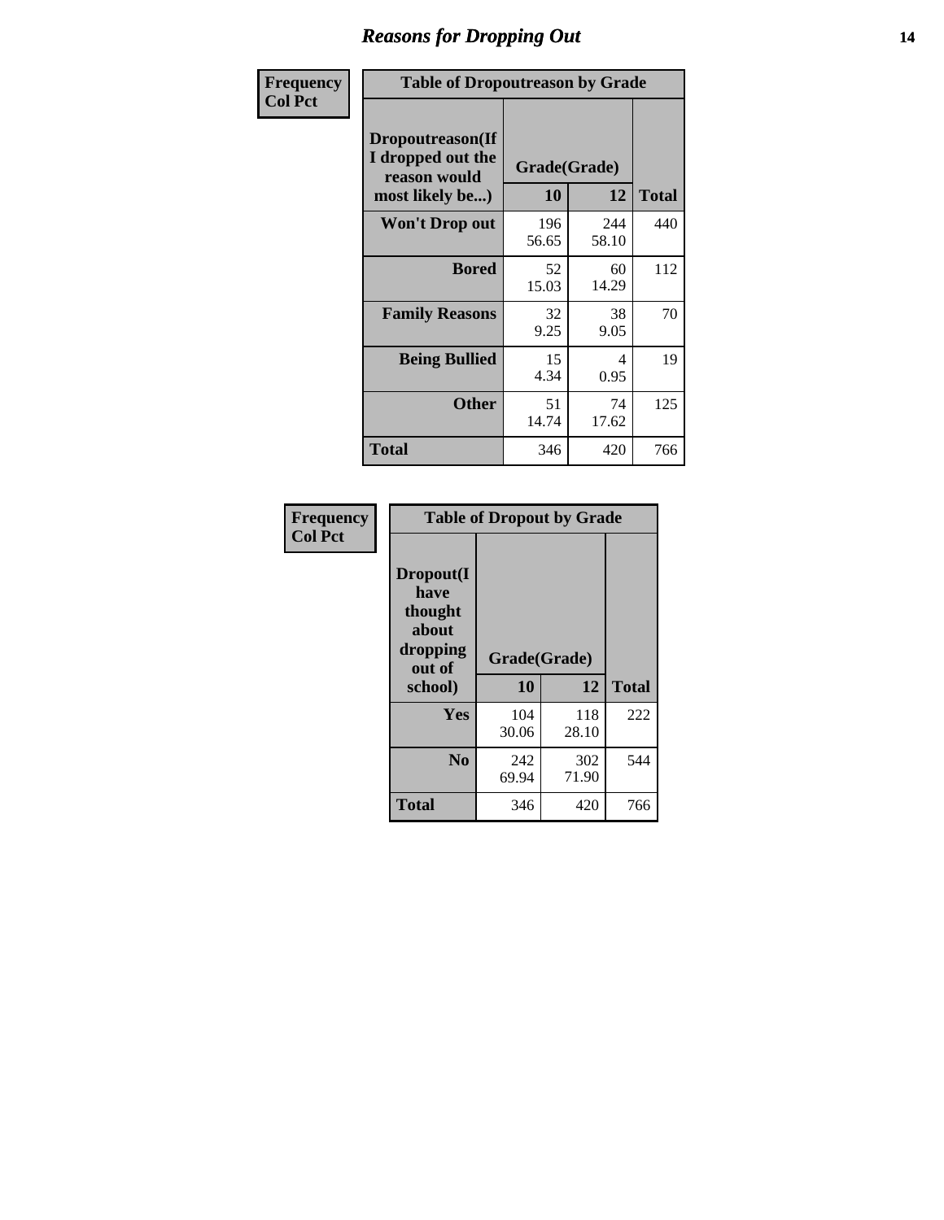# Reasons for Dropping Out

Frequency
Col Pct

**Table of Dropoutreason by Grade**

| Dropoutreason(If I dropped out the reason would most likely be...) | Grade(Grade) 10 | 12 | Total |
|---|---|---|---|
| **Won't Drop out** | 196<br>56.65 | 244<br>58.10 | 440 |
| **Bored** | 52<br>15.03 | 60<br>14.29 | 112 |
| **Family Reasons** | 32<br>9.25 | 38<br>9.05 | 70 |
| **Being Bullied** | 15<br>4.34 | 4<br>0.95 | 19 |
| **Other** | 51<br>14.74 | 74<br>17.62 | 125 |
| **Total** | 346 | 420 | 766 |

Frequency
Col Pct

**Table of Dropout by Grade**

| Dropout(I have thought about dropping out of school) | Grade(Grade) 10 | 12 | Total |
|---|---|---|---|
| **Yes** | 104<br>30.06 | 118<br>28.10 | 222 |
| **No** | 242<br>69.94 | 302<br>71.90 | 544 |
| **Total** | 346 | 420 | 766 |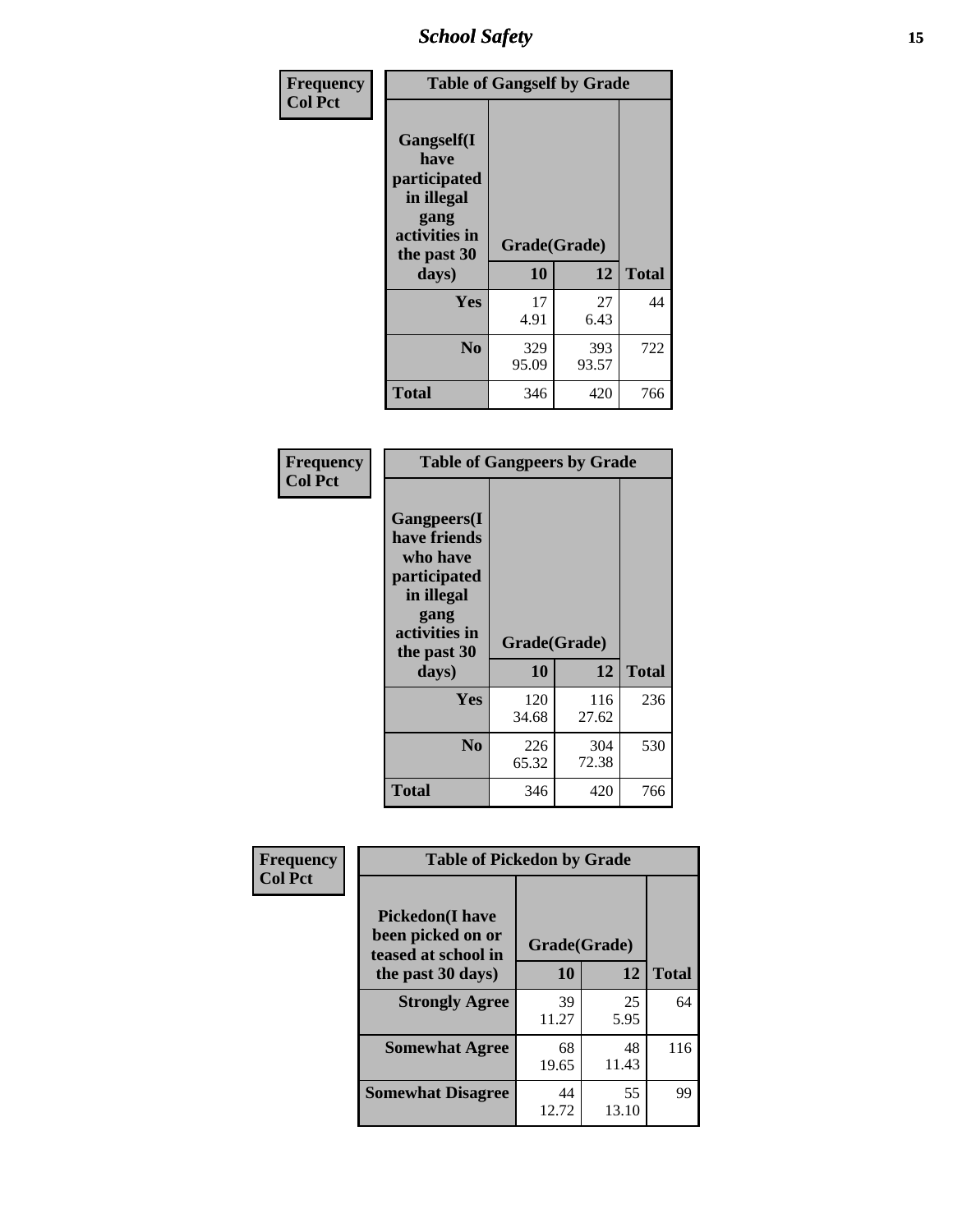| Frequency<br>Col Pct | Table of Gangself by Grade | | |
|---|---|---|---|
| Gangself(I have participated in illegal gang activities in the past 30 days) | Grade(Grade) | | |
| | 10 | 12 | Total |
| Yes | 17<br>4.91 | 27<br>6.43 | 44 |
| No | 329<br>95.09 | 393<br>93.57 | 722 |
| Total | 346 | 420 | 766 |

| Frequency<br>Col Pct | Table of Gangpeers by Grade | | |
|---|---|---|---|
| Gangpeers(I have friends who have participated in illegal gang activities in the past 30 days) | Grade(Grade) | | |
| | 10 | 12 | Total |
| Yes | 120<br>34.68 | 116<br>27.62 | 236 |
| No | 226<br>65.32 | 304<br>72.38 | 530 |
| Total | 346 | 420 | 766 |

| Frequency<br>Col Pct | Table of Pickedon by Grade | | |
|---|---|---|---|
| Pickedon(I have been picked on or teased at school in the past 30 days) | Grade(Grade) | | |
| | 10 | 12 | Total |
| Strongly Agree | 39<br>11.27 | 25<br>5.95 | 64 |
| Somewhat Agree | 68<br>19.65 | 48<br>11.43 | 116 |
| Somewhat Disagree | 44<br>12.72 | 55<br>13.10 | 99 |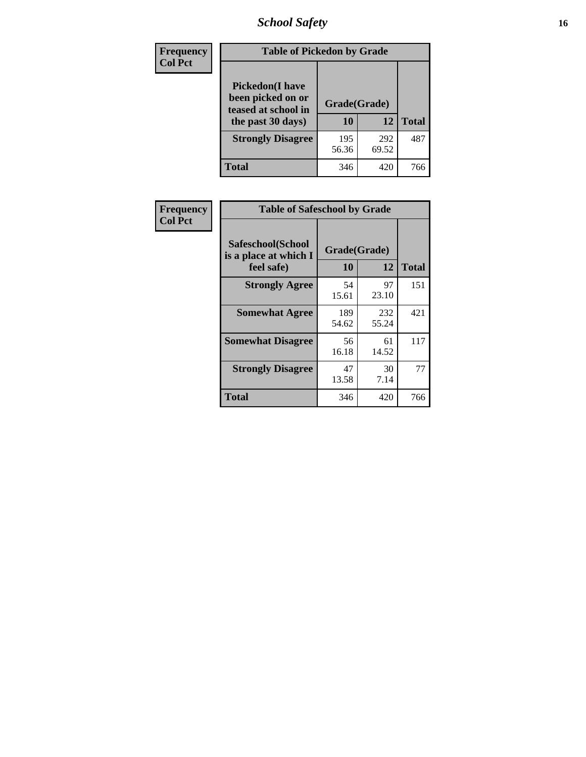| Frequency<br>Col Pct | Table of Pickedon by Grade | | |
|---|---|---|---|
| Pickedon(I have been picked on or teased at school in the past 30 days) | Grade(Grade) | | |
| | 10 | 12 | Total |
| Strongly Disagree | 195<br>56.36 | 292<br>69.52 | 487 |
| Total | 346 | 420 | 766 |

| Frequency<br>Col Pct | Table of Safeschool by Grade | | |
|---|---|---|---|
| Safeschool(School is a place at which I feel safe) | Grade(Grade) | | |
| | 10 | 12 | Total |
| Strongly Agree | 54<br>15.61 | 97<br>23.10 | 151 |
| Somewhat Agree | 189<br>54.62 | 232<br>55.24 | 421 |
| Somewhat Disagree | 56<br>16.18 | 61<br>14.52 | 117 |
| Strongly Disagree | 47<br>13.58 | 30<br>7.14 | 77 |
| Total | 346 | 420 | 766 |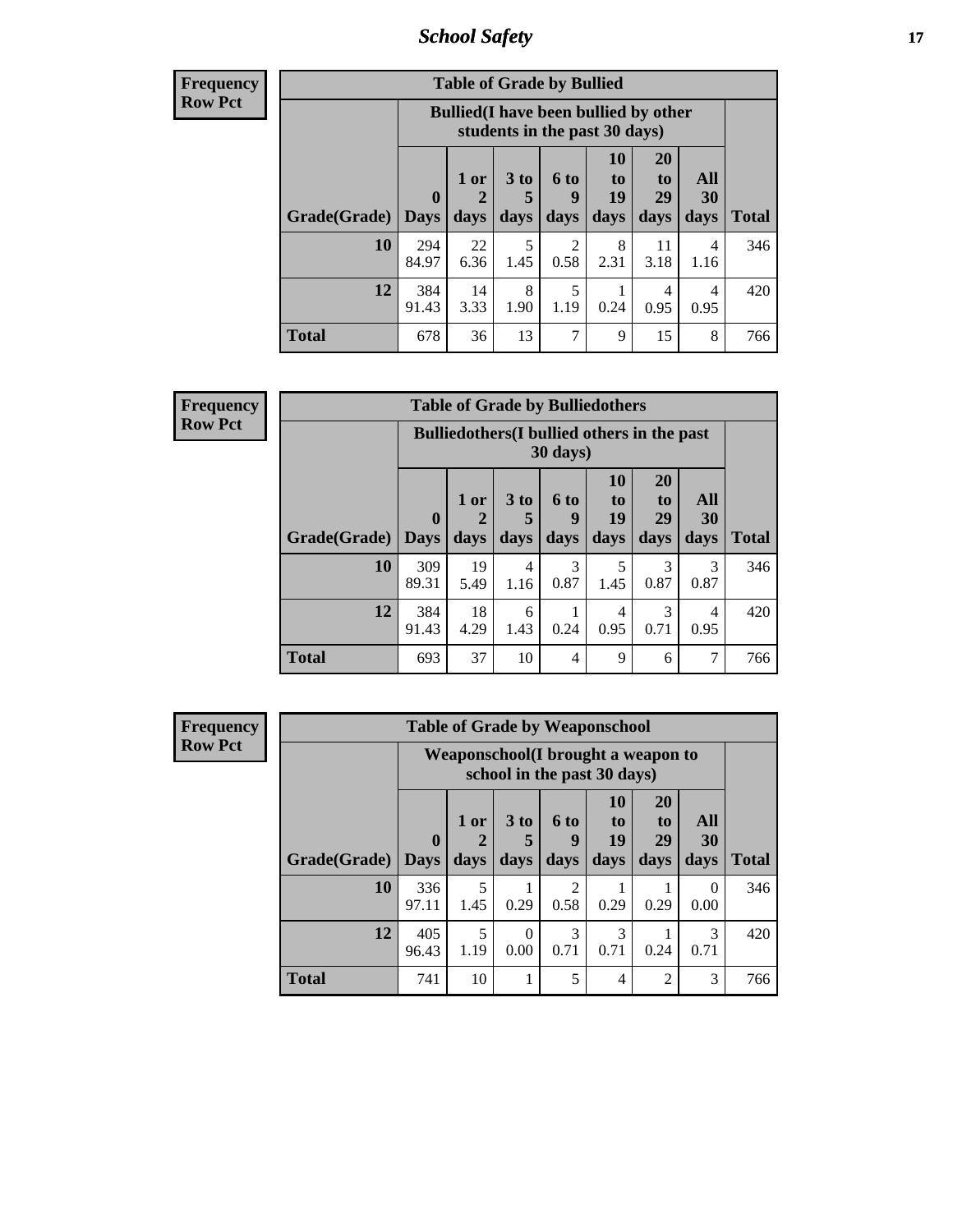**Frequency**
**Row Pct**

| Table of Grade by Bullied | | | | | | | | |
|---|---|---|---|---|---|---|---|---|
| | Bullied(I have been bullied by other students in the past 30 days) | | | | | | | |
| Grade(Grade) | 0 Days | 1 or 2 days | 3 to 5 days | 6 to 9 days | 10 to 19 days | 20 to 29 days | All 30 days | Total |
| **10** | 294<br>84.97 | 22<br>6.36 | 5<br>1.45 | 2<br>0.58 | 8<br>2.31 | 11<br>3.18 | 4<br>1.16 | 346 |
| **12** | 384<br>91.43 | 14<br>3.33 | 8<br>1.90 | 5<br>1.19 | 1<br>0.24 | 4<br>0.95 | 4<br>0.95 | 420 |
| **Total** | 678 | 36 | 13 | 7 | 9 | 15 | 8 | 766 |

**Frequency**
**Row Pct**

| Table of Grade by Bulliedothers | | | | | | | | |
|---|---|---|---|---|---|---|---|---|
| | Bulliedothers(I bullied others in the past 30 days) | | | | | | | |
| Grade(Grade) | 0 Days | 1 or 2 days | 3 to 5 days | 6 to 9 days | 10 to 19 days | 20 to 29 days | All 30 days | Total |
| **10** | 309<br>89.31 | 19<br>5.49 | 4<br>1.16 | 3<br>0.87 | 5<br>1.45 | 3<br>0.87 | 3<br>0.87 | 346 |
| **12** | 384<br>91.43 | 18<br>4.29 | 6<br>1.43 | 1<br>0.24 | 4<br>0.95 | 3<br>0.71 | 4<br>0.95 | 420 |
| **Total** | 693 | 37 | 10 | 4 | 9 | 6 | 7 | 766 |

**Frequency**
**Row Pct**

| Table of Grade by Weaponschool | | | | | | | | |
|---|---|---|---|---|---|---|---|---|
| | Weaponschool(I brought a weapon to school in the past 30 days) | | | | | | | |
| Grade(Grade) | 0 Days | 1 or 2 days | 3 to 5 days | 6 to 9 days | 10 to 19 days | 20 to 29 days | All 30 days | Total |
| **10** | 336<br>97.11 | 5<br>1.45 | 1<br>0.29 | 2<br>0.58 | 1<br>0.29 | 1<br>0.29 | 0<br>0.00 | 346 |
| **12** | 405<br>96.43 | 5<br>1.19 | 0<br>0.00 | 3<br>0.71 | 3<br>0.71 | 1<br>0.24 | 3<br>0.71 | 420 |
| **Total** | 741 | 10 | 1 | 5 | 4 | 2 | 3 | 766 |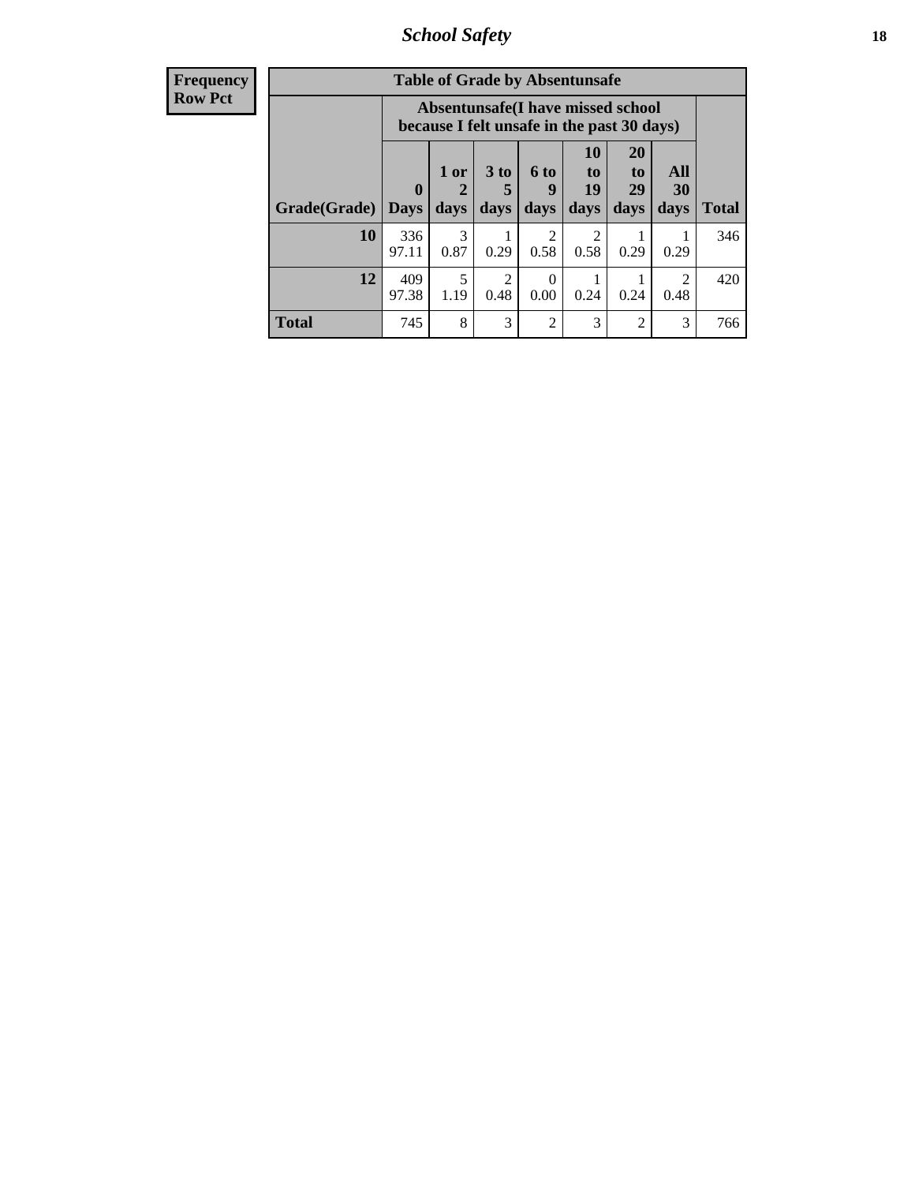## School Safety

**Frequency**
**Row Pct**

**Table of Grade by Absentunsafe**

| Grade(Grade) | Absentunsafe(I have missed school because I felt unsafe in the past 30 days) | | | | | | | Total |
|---|---|---|---|---|---|---|---|---|
| | 0 Days | 1 or 2 days | 3 to 5 days | 6 to 9 days | 10 to 19 days | 20 to 29 days | All 30 days | |
| **10** | 336<br>97.11 | 3<br>0.87 | 1<br>0.29 | 2<br>0.58 | 2<br>0.58 | 1<br>0.29 | 1<br>0.29 | 346 |
| **12** | 409<br>97.38 | 5<br>1.19 | 2<br>0.48 | 0<br>0.00 | 1<br>0.24 | 1<br>0.24 | 2<br>0.48 | 420 |
| **Total** | 745 | 8 | 3 | 2 | 3 | 2 | 3 | 766 |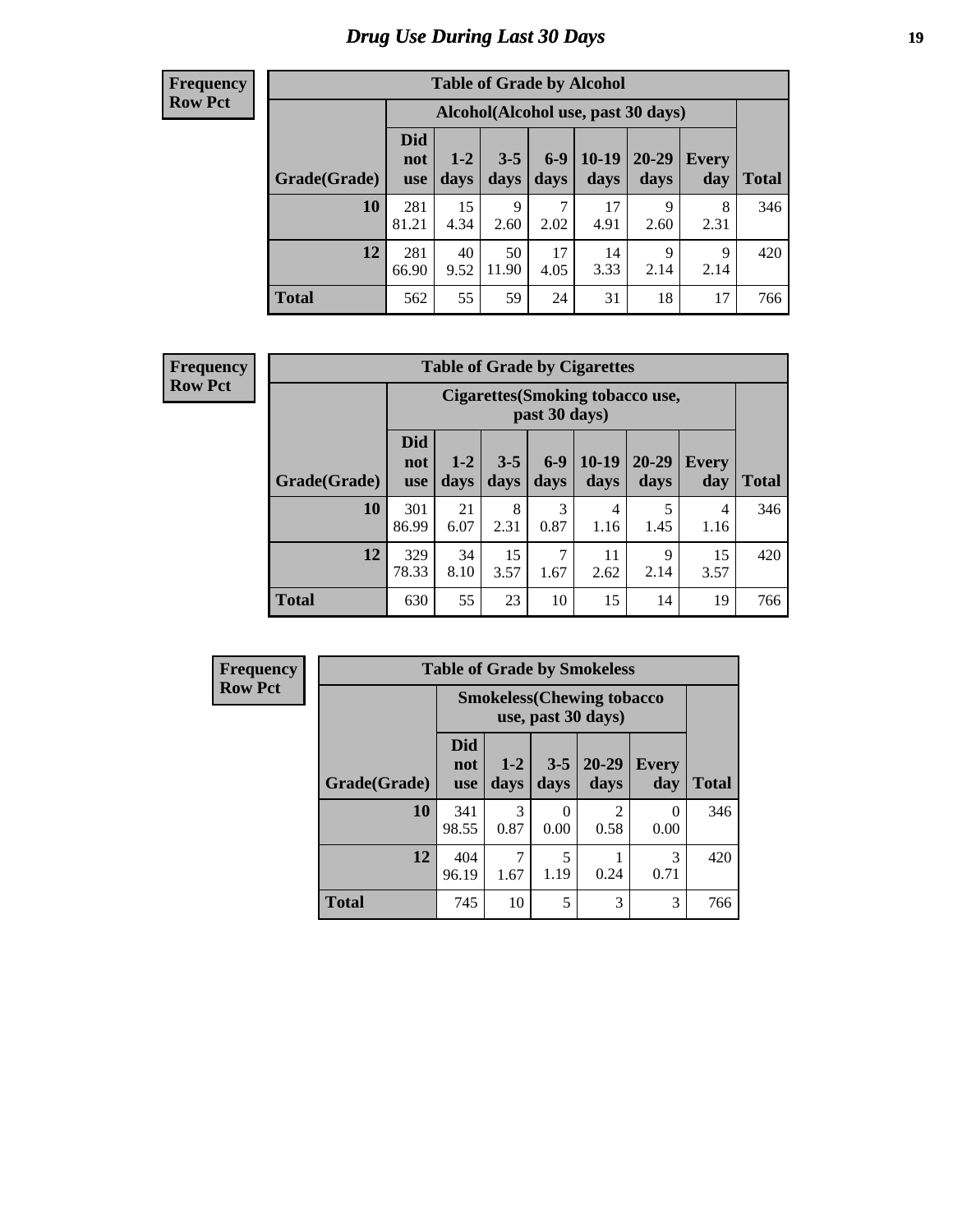# Drug Use During Last 30 Days

**Frequency Row Pct**

| Table of Grade by Alcohol | | | | | | | | |
|---|---|---|---|---|---|---|---|---|
| | Alcohol(Alcohol use, past 30 days) | | | | | | | |
| Grade(Grade) | Did not use | 1-2 days | 3-5 days | 6-9 days | 10-19 days | 20-29 days | Every day | Total |
| 10 | 281<br>81.21 | 15<br>4.34 | 9<br>2.60 | 7<br>2.02 | 17<br>4.91 | 9<br>2.60 | 8<br>2.31 | 346 |
| 12 | 281<br>66.90 | 40<br>9.52 | 50<br>11.90 | 17<br>4.05 | 14<br>3.33 | 9<br>2.14 | 9<br>2.14 | 420 |
| Total | 562 | 55 | 59 | 24 | 31 | 18 | 17 | 766 |

**Frequency Row Pct**

| Table of Grade by Cigarettes | | | | | | | | |
|---|---|---|---|---|---|---|---|---|
| | Cigarettes(Smoking tobacco use, past 30 days) | | | | | | | |
| Grade(Grade) | Did not use | 1-2 days | 3-5 days | 6-9 days | 10-19 days | 20-29 days | Every day | Total |
| 10 | 301<br>86.99 | 21<br>6.07 | 8<br>2.31 | 3<br>0.87 | 4<br>1.16 | 5<br>1.45 | 4<br>1.16 | 346 |
| 12 | 329<br>78.33 | 34<br>8.10 | 15<br>3.57 | 7<br>1.67 | 11<br>2.62 | 9<br>2.14 | 15<br>3.57 | 420 |
| Total | 630 | 55 | 23 | 10 | 15 | 14 | 19 | 766 |

**Frequency Row Pct**

| Table of Grade by Smokeless | | | | | | |
|---|---|---|---|---|---|---|
| | Smokeless(Chewing tobacco use, past 30 days) | | | | | |
| Grade(Grade) | Did not use | 1-2 days | 3-5 days | 20-29 days | Every day | Total |
| 10 | 341<br>98.55 | 3<br>0.87 | 0<br>0.00 | 2<br>0.58 | 0<br>0.00 | 346 |
| 12 | 404<br>96.19 | 7<br>1.67 | 5<br>1.19 | 1<br>0.24 | 3<br>0.71 | 420 |
| Total | 745 | 10 | 5 | 3 | 3 | 766 |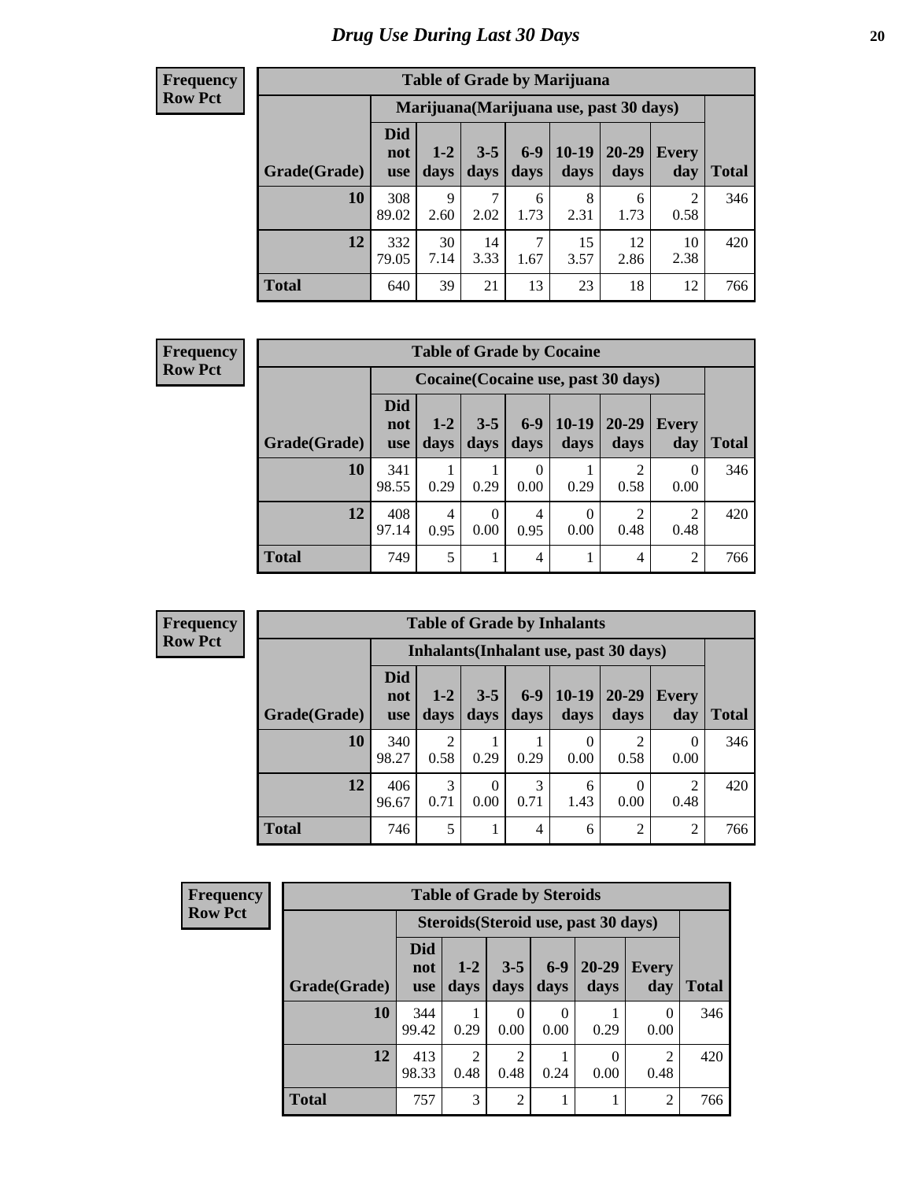# Drug Use During Last 30 Days

**Frequency**
**Row Pct**

| Table of Grade by Marijuana | | | | | | | | |
|---|---|---|---|---|---|---|---|---|
| | Marijuana(Marijuana use, past 30 days) | | | | | | | |
| Grade(Grade) | Did not use | 1-2 days | 3-5 days | 6-9 days | 10-19 days | 20-29 days | Every day | Total |
| 10 | 308<br>89.02 | 9<br>2.60 | 7<br>2.02 | 6<br>1.73 | 8<br>2.31 | 6<br>1.73 | 2<br>0.58 | 346 |
| 12 | 332<br>79.05 | 30<br>7.14 | 14<br>3.33 | 7<br>1.67 | 15<br>3.57 | 12<br>2.86 | 10<br>2.38 | 420 |
| Total | 640 | 39 | 21 | 13 | 23 | 18 | 12 | 766 |

**Frequency**
**Row Pct**

| Table of Grade by Cocaine | | | | | | | | |
|---|---|---|---|---|---|---|---|---|
| | Cocaine(Cocaine use, past 30 days) | | | | | | | |
| Grade(Grade) | Did not use | 1-2 days | 3-5 days | 6-9 days | 10-19 days | 20-29 days | Every day | Total |
| 10 | 341<br>98.55 | 1<br>0.29 | 1<br>0.29 | 0<br>0.00 | 1<br>0.29 | 2<br>0.58 | 0<br>0.00 | 346 |
| 12 | 408<br>97.14 | 4<br>0.95 | 0<br>0.00 | 4<br>0.95 | 0<br>0.00 | 2<br>0.48 | 2<br>0.48 | 420 |
| Total | 749 | 5 | 1 | 4 | 1 | 4 | 2 | 766 |

**Frequency**
**Row Pct**

| Table of Grade by Inhalants | | | | | | | | |
|---|---|---|---|---|---|---|---|---|
| | Inhalants(Inhalant use, past 30 days) | | | | | | | |
| Grade(Grade) | Did not use | 1-2 days | 3-5 days | 6-9 days | 10-19 days | 20-29 days | Every day | Total |
| 10 | 340<br>98.27 | 2<br>0.58 | 1<br>0.29 | 1<br>0.29 | 0<br>0.00 | 2<br>0.58 | 0<br>0.00 | 346 |
| 12 | 406<br>96.67 | 3<br>0.71 | 0<br>0.00 | 3<br>0.71 | 6<br>1.43 | 0<br>0.00 | 2<br>0.48 | 420 |
| Total | 746 | 5 | 1 | 4 | 6 | 2 | 2 | 766 |

**Frequency**
**Row Pct**

| Table of Grade by Steroids | | | | | | | |
|---|---|---|---|---|---|---|---|
| | Steroids(Steroid use, past 30 days) | | | | | | |
| Grade(Grade) | Did not use | 1-2 days | 3-5 days | 6-9 days | 20-29 days | Every day | Total |
| 10 | 344<br>99.42 | 1<br>0.29 | 0<br>0.00 | 0<br>0.00 | 1<br>0.29 | 0<br>0.00 | 346 |
| 12 | 413<br>98.33 | 2<br>0.48 | 2<br>0.48 | 1<br>0.24 | 0<br>0.00 | 2<br>0.48 | 420 |
| Total | 757 | 3 | 2 | 1 | 1 | 2 | 766 |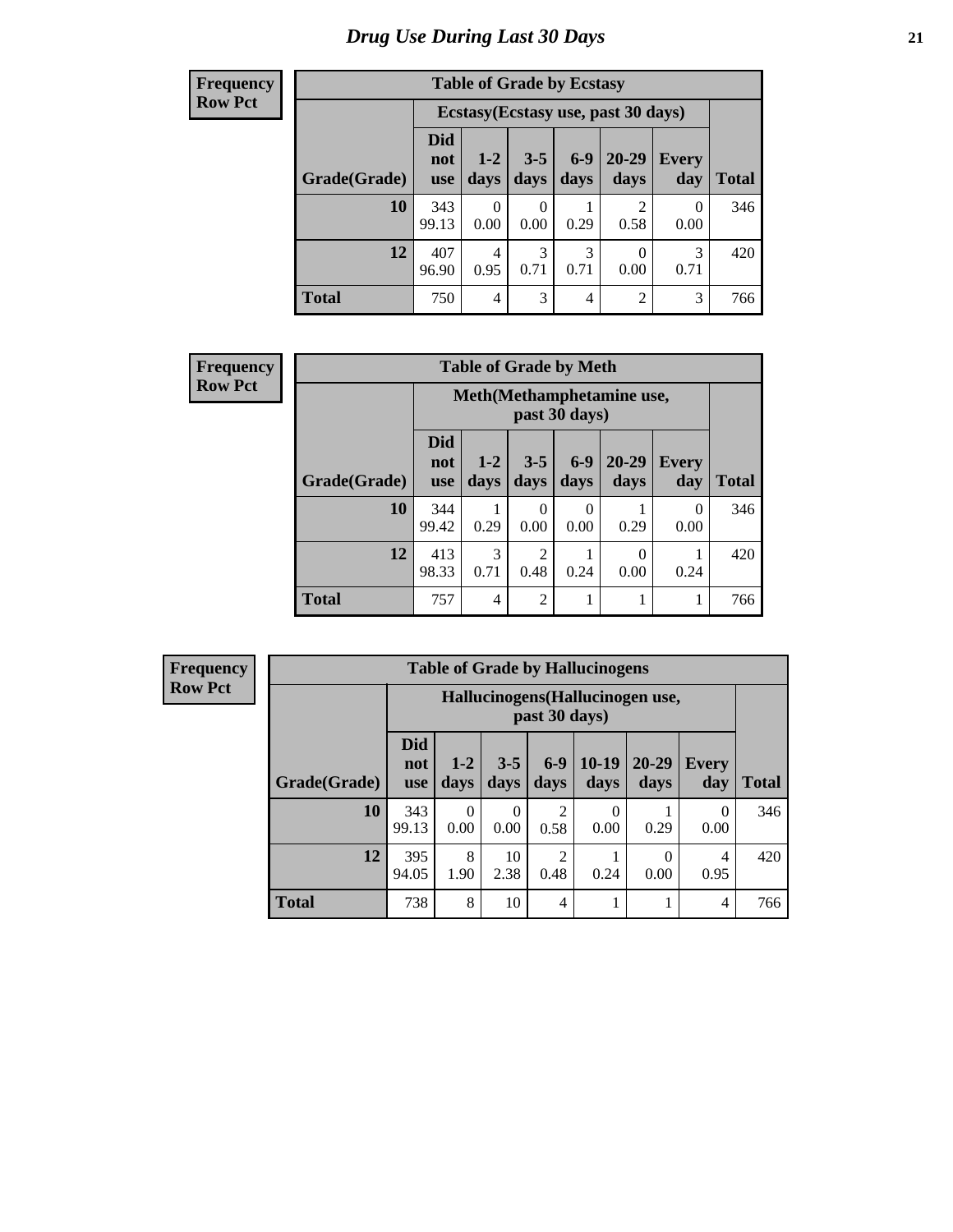# *Drug Use During Last 30 Days*

**Frequency**
**Row Pct**

| Table of Grade by Ecstasy | | | | | | | |
|---|---|---|---|---|---|---|---|
| | Ecstasy(Ecstasy use, past 30 days) | | | | | | |
| Grade(Grade) | Did not use | 1-2 days | 3-5 days | 6-9 days | 20-29 days | Every day | Total |
| **10** | 343<br>99.13 | 0<br>0.00 | 0<br>0.00 | 1<br>0.29 | 2<br>0.58 | 0<br>0.00 | 346 |
| **12** | 407<br>96.90 | 4<br>0.95 | 3<br>0.71 | 3<br>0.71 | 0<br>0.00 | 3<br>0.71 | 420 |
| **Total** | 750 | 4 | 3 | 4 | 2 | 3 | 766 |

**Frequency**
**Row Pct**

| Table of Grade by Meth | | | | | | | |
|---|---|---|---|---|---|---|---|
| | Meth(Methamphetamine use, past 30 days) | | | | | | |
| Grade(Grade) | Did not use | 1-2 days | 3-5 days | 6-9 days | 20-29 days | Every day | Total |
| **10** | 344<br>99.42 | 1<br>0.29 | 0<br>0.00 | 0<br>0.00 | 1<br>0.29 | 0<br>0.00 | 346 |
| **12** | 413<br>98.33 | 3<br>0.71 | 2<br>0.48 | 1<br>0.24 | 0<br>0.00 | 1<br>0.24 | 420 |
| **Total** | 757 | 4 | 2 | 1 | 1 | 1 | 766 |

**Frequency**
**Row Pct**

| Table of Grade by Hallucinogens | | | | | | | | |
|---|---|---|---|---|---|---|---|---|
| | Hallucinogens(Hallucinogen use, past 30 days) | | | | | | | |
| Grade(Grade) | Did not use | 1-2 days | 3-5 days | 6-9 days | 10-19 days | 20-29 days | Every day | Total |
| **10** | 343<br>99.13 | 0<br>0.00 | 0<br>0.00 | 2<br>0.58 | 0<br>0.00 | 1<br>0.29 | 0<br>0.00 | 346 |
| **12** | 395<br>94.05 | 8<br>1.90 | 10<br>2.38 | 2<br>0.48 | 1<br>0.24 | 0<br>0.00 | 4<br>0.95 | 420 |
| **Total** | 738 | 8 | 10 | 4 | 1 | 1 | 4 | 766 |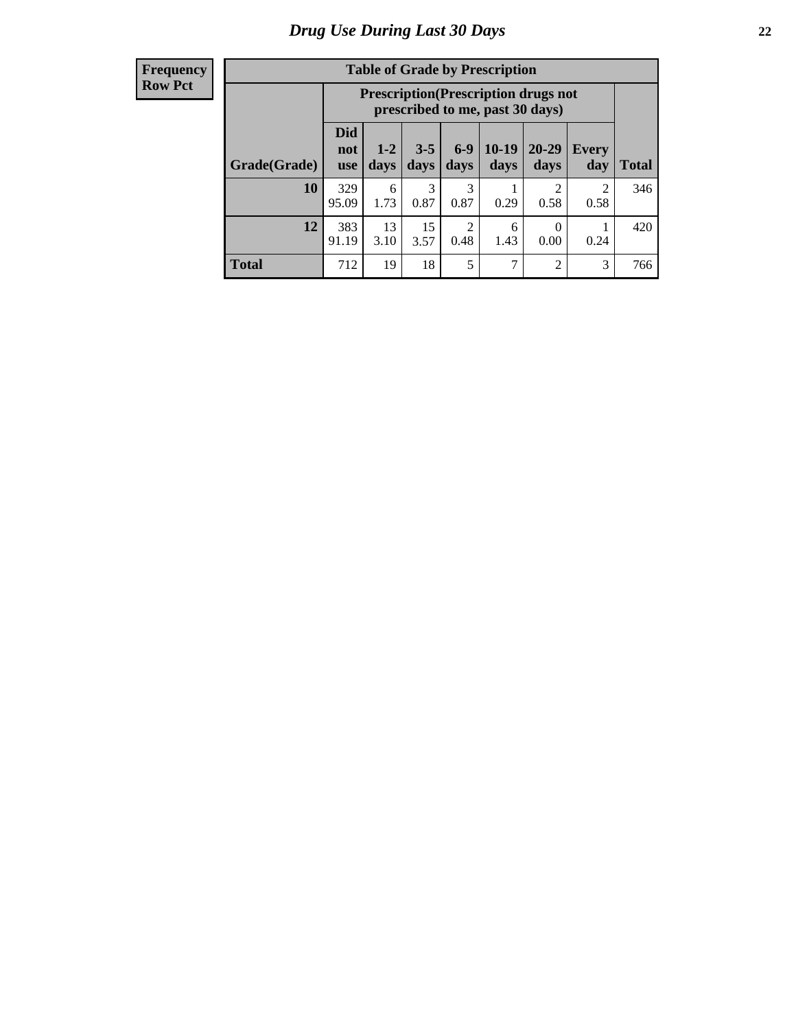## Drug Use During Last 30 Days

| Frequency<br>Row Pct | | | | | | | | |
|---|---|---|---|---|---|---|---|---|

**Table of Grade by Prescription**

| | Prescription(Prescription drugs not prescribed to me, past 30 days) | | | | | | | |
|---|---|---|---|---|---|---|---|---|
| Grade(Grade) | Did not use | 1-2 days | 3-5 days | 6-9 days | 10-19 days | 20-29 days | Every day | Total |
| **10** | 329<br>95.09 | 6<br>1.73 | 3<br>0.87 | 3<br>0.87 | 1<br>0.29 | 2<br>0.58 | 2<br>0.58 | 346 |
| **12** | 383<br>91.19 | 13<br>3.10 | 15<br>3.57 | 2<br>0.48 | 6<br>1.43 | 0<br>0.00 | 1<br>0.24 | 420 |
| **Total** | 712 | 19 | 18 | 5 | 7 | 2 | 3 | 766 |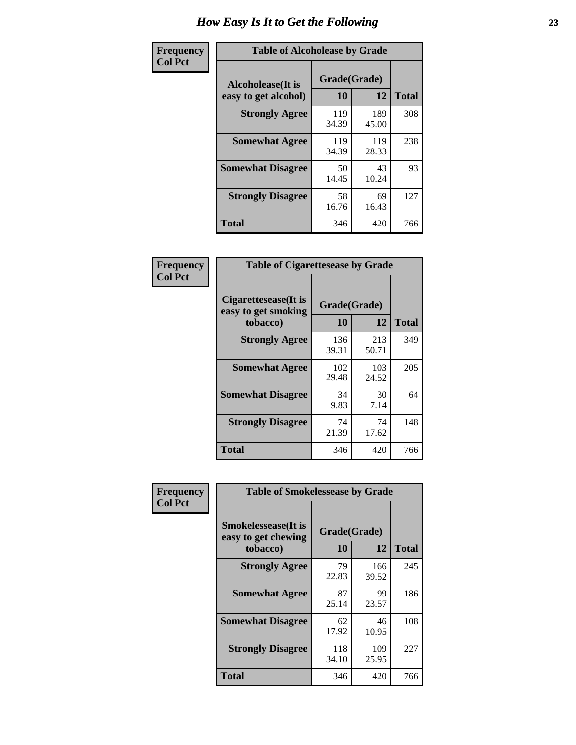# How Easy Is It to Get the Following

**Frequency**
**Col Pct**

**Table of Alcoholease by Grade**

| Alcoholease(It is easy to get alcohol) | Grade(Grade) | | Total |
|---|---|---|---|
| | 10 | 12 | |
| **Strongly Agree** | 119<br>34.39 | 189<br>45.00 | 308 |
| **Somewhat Agree** | 119<br>34.39 | 119<br>28.33 | 238 |
| **Somewhat Disagree** | 50<br>14.45 | 43<br>10.24 | 93 |
| **Strongly Disagree** | 58<br>16.76 | 69<br>16.43 | 127 |
| **Total** | 346 | 420 | 766 |

**Frequency**
**Col Pct**

**Table of Cigarettesease by Grade**

| Cigarettesease(It is easy to get smoking tobacco) | Grade(Grade) | | Total |
|---|---|---|---|
| | 10 | 12 | |
| **Strongly Agree** | 136<br>39.31 | 213<br>50.71 | 349 |
| **Somewhat Agree** | 102<br>29.48 | 103<br>24.52 | 205 |
| **Somewhat Disagree** | 34<br>9.83 | 30<br>7.14 | 64 |
| **Strongly Disagree** | 74<br>21.39 | 74<br>17.62 | 148 |
| **Total** | 346 | 420 | 766 |

**Frequency**
**Col Pct**

**Table of Smokelessease by Grade**

| Smokelessease(It is easy to get chewing tobacco) | Grade(Grade) | | Total |
|---|---|---|---|
| | 10 | 12 | |
| **Strongly Agree** | 79<br>22.83 | 166<br>39.52 | 245 |
| **Somewhat Agree** | 87<br>25.14 | 99<br>23.57 | 186 |
| **Somewhat Disagree** | 62<br>17.92 | 46<br>10.95 | 108 |
| **Strongly Disagree** | 118<br>34.10 | 109<br>25.95 | 227 |
| **Total** | 346 | 420 | 766 |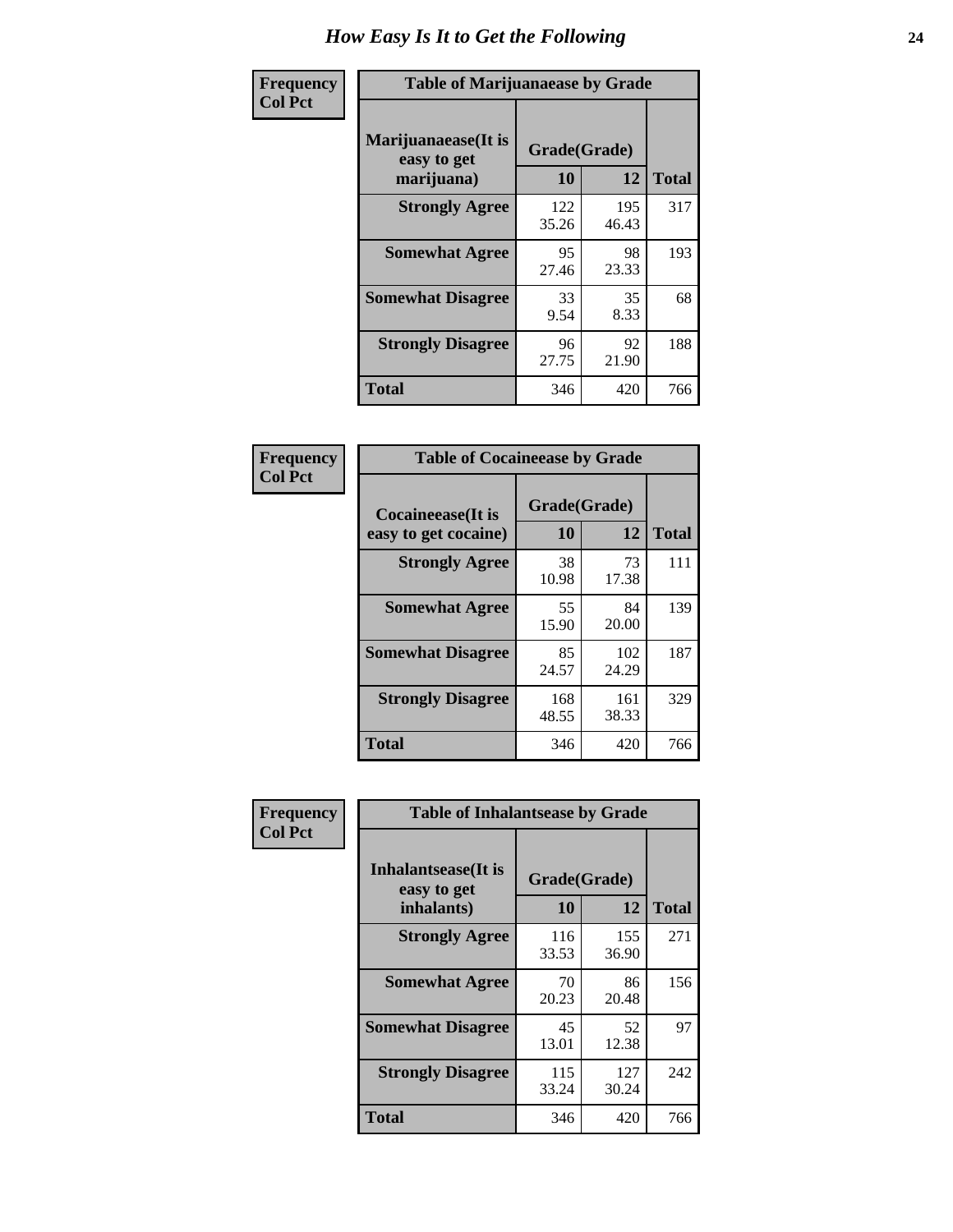# How Easy Is It to Get the Following

**Frequency**
**Col Pct**

**Table of Marijuanaease by Grade**

| Marijuanaease(It is easy to get marijuana) | Grade(Grade) | | Total |
|---|---|---|---|
| | 10 | 12 | |
| Strongly Agree | 122<br>35.26 | 195<br>46.43 | 317 |
| Somewhat Agree | 95<br>27.46 | 98<br>23.33 | 193 |
| Somewhat Disagree | 33<br>9.54 | 35<br>8.33 | 68 |
| Strongly Disagree | 96<br>27.75 | 92<br>21.90 | 188 |
| Total | 346 | 420 | 766 |

**Frequency**
**Col Pct**

**Table of Cocaineease by Grade**

| Cocaineease(It is easy to get cocaine) | Grade(Grade) | | Total |
|---|---|---|---|
| | 10 | 12 | |
| Strongly Agree | 38<br>10.98 | 73<br>17.38 | 111 |
| Somewhat Agree | 55<br>15.90 | 84<br>20.00 | 139 |
| Somewhat Disagree | 85<br>24.57 | 102<br>24.29 | 187 |
| Strongly Disagree | 168<br>48.55 | 161<br>38.33 | 329 |
| Total | 346 | 420 | 766 |

**Frequency**
**Col Pct**

**Table of Inhalantsease by Grade**

| Inhalantsease(It is easy to get inhalants) | Grade(Grade) | | Total |
|---|---|---|---|
| | 10 | 12 | |
| Strongly Agree | 116<br>33.53 | 155<br>36.90 | 271 |
| Somewhat Agree | 70<br>20.23 | 86<br>20.48 | 156 |
| Somewhat Disagree | 45<br>13.01 | 52<br>12.38 | 97 |
| Strongly Disagree | 115<br>33.24 | 127<br>30.24 | 242 |
| Total | 346 | 420 | 766 |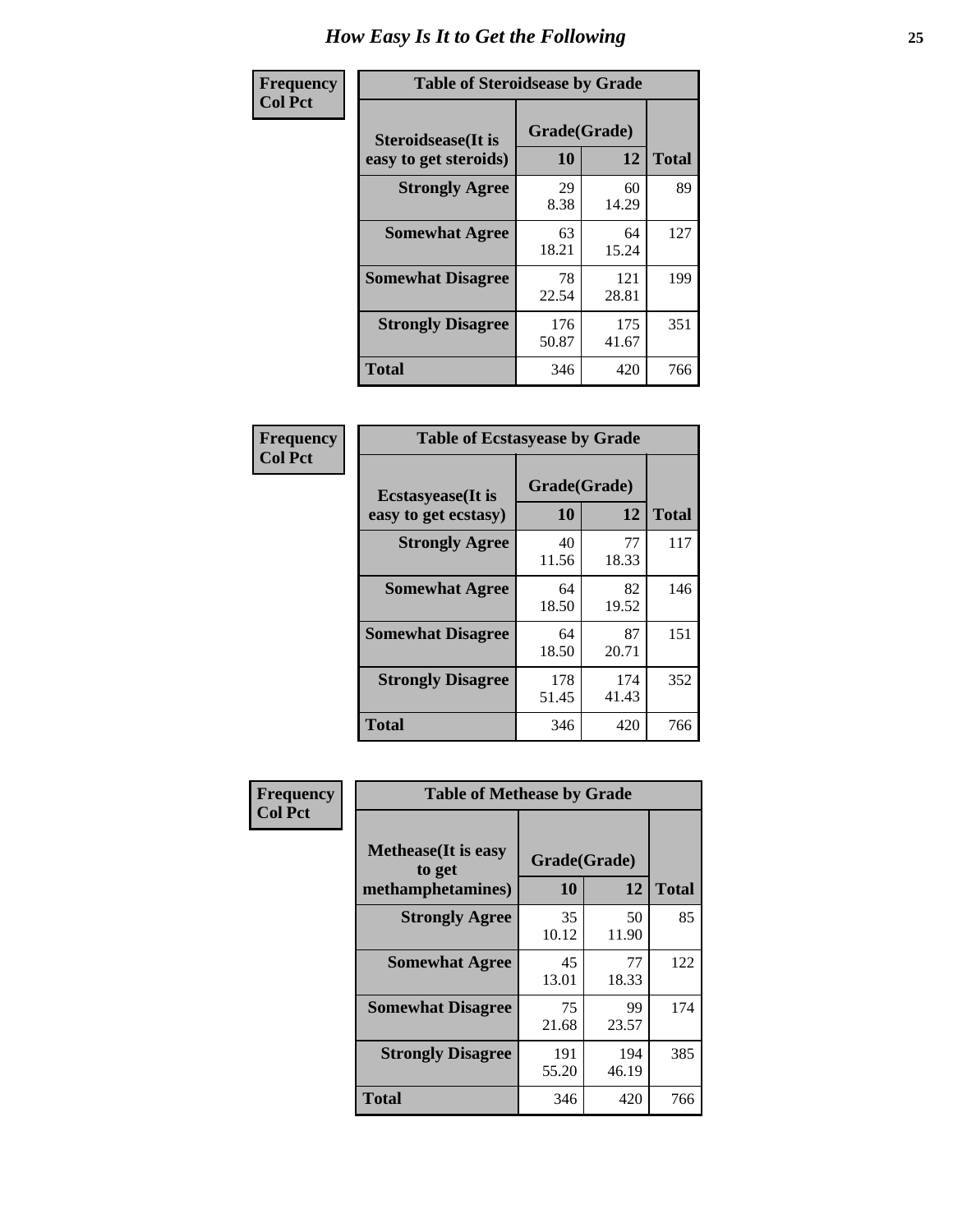# How Easy Is It to Get the Following

**Frequency**
**Col Pct**

**Table of Steroidsease by Grade**

| Steroidsease(It is easy to get steroids) | Grade(Grade) | | Total |
|---|---|---|---|
| | 10 | 12 | |
| **Strongly Agree** | 29<br>8.38 | 60<br>14.29 | 89 |
| **Somewhat Agree** | 63<br>18.21 | 64<br>15.24 | 127 |
| **Somewhat Disagree** | 78<br>22.54 | 121<br>28.81 | 199 |
| **Strongly Disagree** | 176<br>50.87 | 175<br>41.67 | 351 |
| **Total** | 346 | 420 | 766 |

**Frequency**
**Col Pct**

**Table of Ecstasyease by Grade**

| Ecstasyease(It is easy to get ecstasy) | Grade(Grade) | | Total |
|---|---|---|---|
| | 10 | 12 | |
| **Strongly Agree** | 40<br>11.56 | 77<br>18.33 | 117 |
| **Somewhat Agree** | 64<br>18.50 | 82<br>19.52 | 146 |
| **Somewhat Disagree** | 64<br>18.50 | 87<br>20.71 | 151 |
| **Strongly Disagree** | 178<br>51.45 | 174<br>41.43 | 352 |
| **Total** | 346 | 420 | 766 |

**Frequency**
**Col Pct**

**Table of Methease by Grade**

| Methease(It is easy to get methamphetamines) | Grade(Grade) | | Total |
|---|---|---|---|
| | 10 | 12 | |
| **Strongly Agree** | 35<br>10.12 | 50<br>11.90 | 85 |
| **Somewhat Agree** | 45<br>13.01 | 77<br>18.33 | 122 |
| **Somewhat Disagree** | 75<br>21.68 | 99<br>23.57 | 174 |
| **Strongly Disagree** | 191<br>55.20 | 194<br>46.19 | 385 |
| **Total** | 346 | 420 | 766 |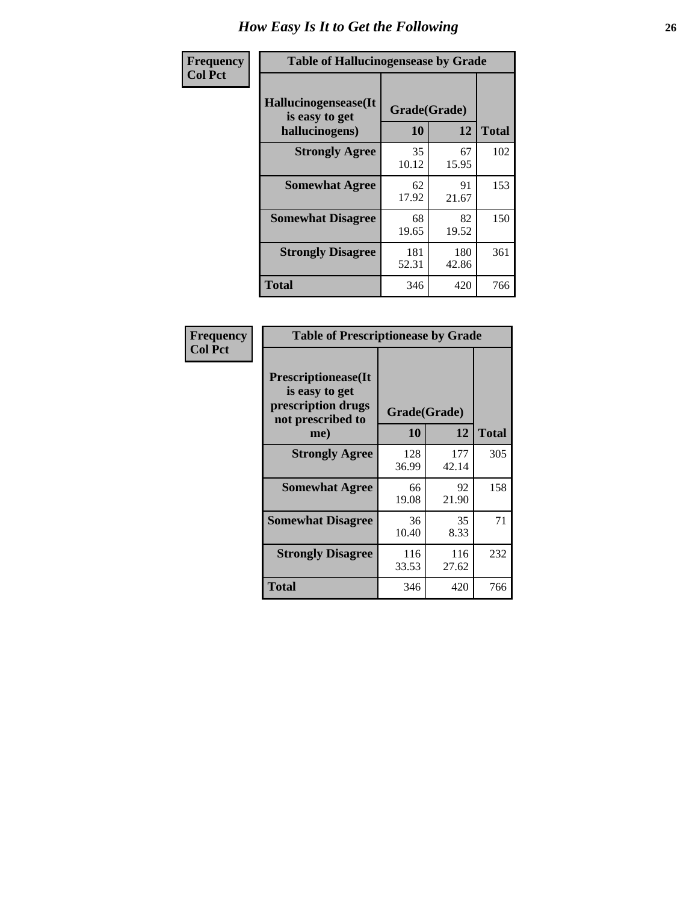# How Easy Is It to Get the Following

**Frequency / Col Pct**

**Table of Hallucinogensease by Grade**

| Hallucinogensease(It is easy to get hallucinogens) | Grade(Grade) 10 | 12 | Total |
|---|---|---|---|
| **Strongly Agree** | 35<br>10.12 | 67<br>15.95 | 102 |
| **Somewhat Agree** | 62<br>17.92 | 91<br>21.67 | 153 |
| **Somewhat Disagree** | 68<br>19.65 | 82<br>19.52 | 150 |
| **Strongly Disagree** | 181<br>52.31 | 180<br>42.86 | 361 |
| **Total** | 346 | 420 | 766 |

**Frequency / Col Pct**

**Table of Prescriptionease by Grade**

| Prescriptionease(It is easy to get prescription drugs not prescribed to me) | Grade(Grade) 10 | 12 | Total |
|---|---|---|---|
| **Strongly Agree** | 128<br>36.99 | 177<br>42.14 | 305 |
| **Somewhat Agree** | 66<br>19.08 | 92<br>21.90 | 158 |
| **Somewhat Disagree** | 36<br>10.40 | 35<br>8.33 | 71 |
| **Strongly Disagree** | 116<br>33.53 | 116<br>27.62 | 232 |
| **Total** | 346 | 420 | 766 |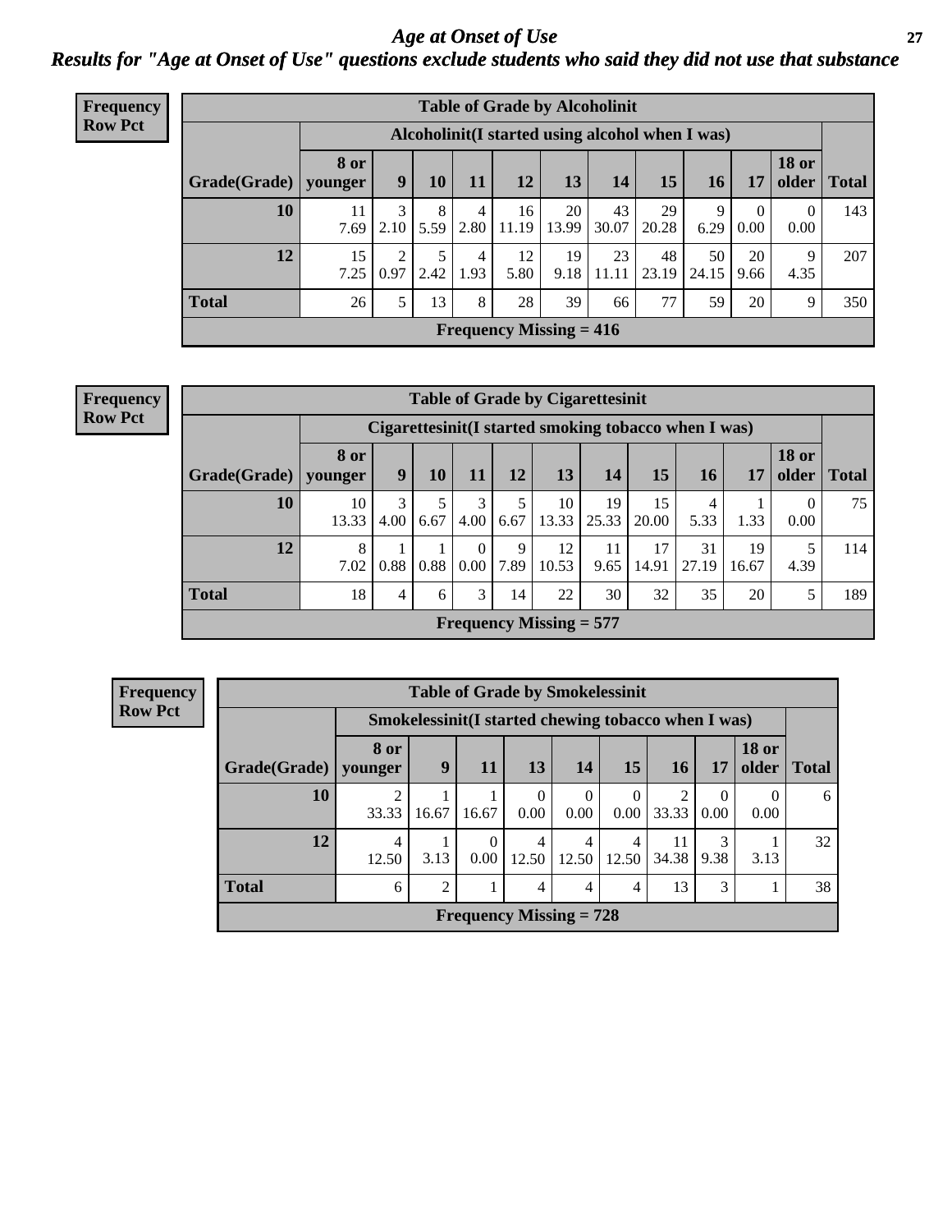# *Age at Onset of Use*

## *Results for "Age at Onset of Use" questions exclude students who said they did not use that substance*

**Frequency Row Pct**

| Table of Grade by Alcoholinit | | | | | | | | | | | | |
|---|---|---|---|---|---|---|---|---|---|---|---|---|
| | Alcoholinit(I started using alcohol when I was) | | | | | | | | | | | |
| Grade(Grade) | 8 or younger | 9 | 10 | 11 | 12 | 13 | 14 | 15 | 16 | 17 | 18 or older | Total |
| 10 | 11<br>7.69 | 3<br>2.10 | 8<br>5.59 | 4<br>2.80 | 16<br>11.19 | 20<br>13.99 | 43<br>30.07 | 29<br>20.28 | 9<br>6.29 | 0<br>0.00 | 0<br>0.00 | 143 |
| 12 | 15<br>7.25 | 2<br>0.97 | 5<br>2.42 | 4<br>1.93 | 12<br>5.80 | 19<br>9.18 | 23<br>11.11 | 48<br>23.19 | 50<br>24.15 | 20<br>9.66 | 9<br>4.35 | 207 |
| Total | 26 | 5 | 13 | 8 | 28 | 39 | 66 | 77 | 59 | 20 | 9 | 350 |
| Frequency Missing = 416 | | | | | | | | | | | | |

**Frequency Row Pct**

| Table of Grade by Cigarettesinit | | | | | | | | | | | | |
|---|---|---|---|---|---|---|---|---|---|---|---|---|
| | Cigarettesinit(I started smoking tobacco when I was) | | | | | | | | | | | |
| Grade(Grade) | 8 or younger | 9 | 10 | 11 | 12 | 13 | 14 | 15 | 16 | 17 | 18 or older | Total |
| 10 | 10<br>13.33 | 3<br>4.00 | 5<br>6.67 | 3<br>4.00 | 5<br>6.67 | 10<br>13.33 | 19<br>25.33 | 15<br>20.00 | 4<br>5.33 | 1<br>1.33 | 0<br>0.00 | 75 |
| 12 | 8<br>7.02 | 1<br>0.88 | 1<br>0.88 | 0<br>0.00 | 9<br>7.89 | 12<br>10.53 | 11<br>9.65 | 17<br>14.91 | 31<br>27.19 | 19<br>16.67 | 5<br>4.39 | 114 |
| Total | 18 | 4 | 6 | 3 | 14 | 22 | 30 | 32 | 35 | 20 | 5 | 189 |
| Frequency Missing = 577 | | | | | | | | | | | | |

**Frequency Row Pct**

| Table of Grade by Smokelessinit | | | | | | | | | | |
|---|---|---|---|---|---|---|---|---|---|---|
| | Smokelessinit(I started chewing tobacco when I was) | | | | | | | | | |
| Grade(Grade) | 8 or younger | 9 | 11 | 13 | 14 | 15 | 16 | 17 | 18 or older | Total |
| 10 | 2<br>33.33 | 1<br>16.67 | 1<br>16.67 | 0<br>0.00 | 0<br>0.00 | 0<br>0.00 | 2<br>33.33 | 0<br>0.00 | 0<br>0.00 | 6 |
| 12 | 4<br>12.50 | 1<br>3.13 | 0<br>0.00 | 4<br>12.50 | 4<br>12.50 | 4<br>12.50 | 11<br>34.38 | 3<br>9.38 | 1<br>3.13 | 32 |
| Total | 6 | 2 | 1 | 4 | 4 | 4 | 13 | 3 | 1 | 38 |
| Frequency Missing = 728 | | | | | | | | | | |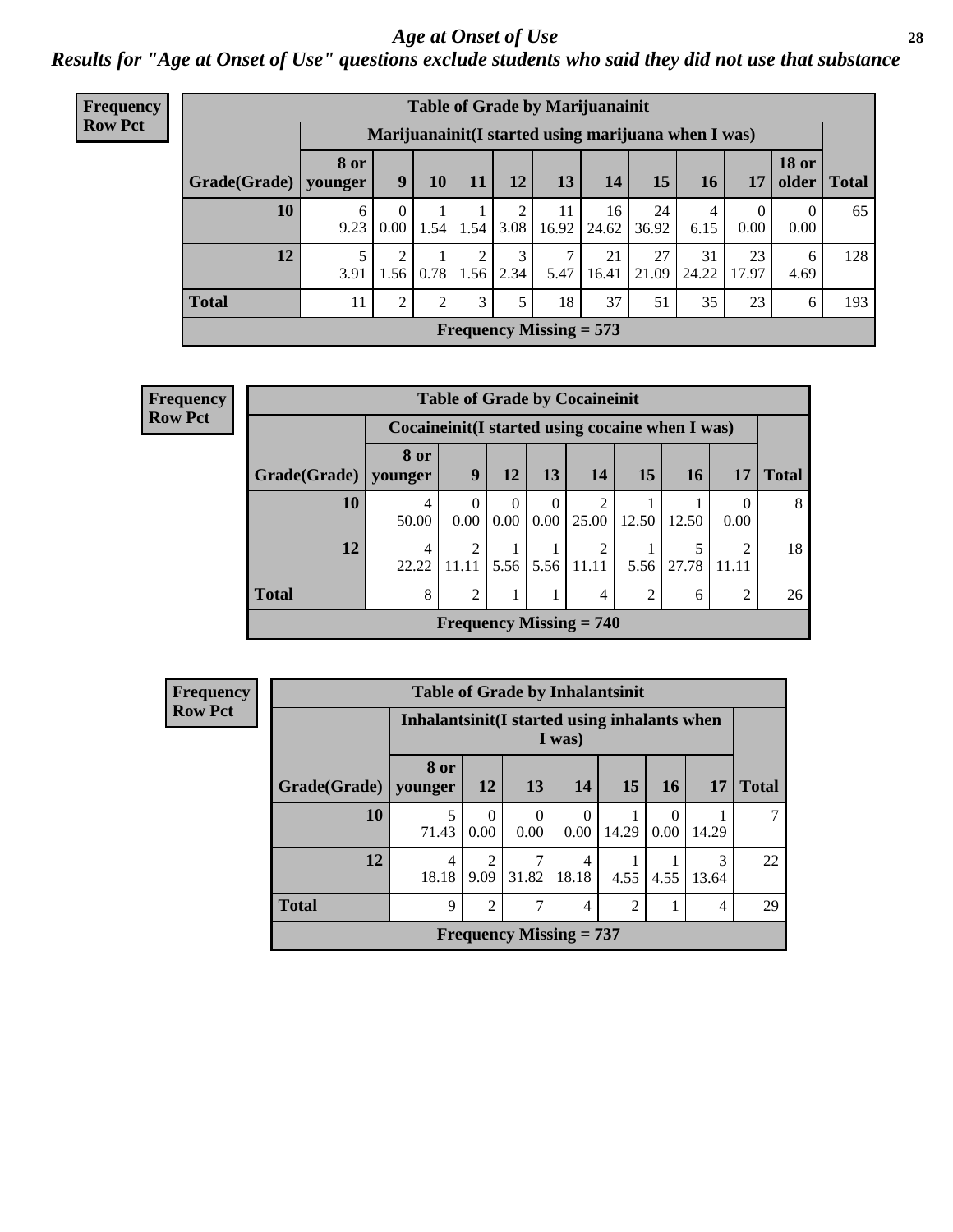## Age at Onset of Use

### Results for "Age at Onset of Use" questions exclude students who said they did not use that substance

**Frequency Row Pct**

| Table of Grade by Marijuanainit | | | | | | | | | | | | |
|---|---|---|---|---|---|---|---|---|---|---|---|---|
| | Marijuanainit(I started using marijuana when I was) | | | | | | | | | | | |
| Grade(Grade) | 8 or younger | 9 | 10 | 11 | 12 | 13 | 14 | 15 | 16 | 17 | 18 or older | Total |
| 10 | 6<br>9.23 | 0<br>0.00 | 1<br>1.54 | 1<br>1.54 | 2<br>3.08 | 11<br>16.92 | 16<br>24.62 | 24<br>36.92 | 4<br>6.15 | 0<br>0.00 | 0<br>0.00 | 65 |
| 12 | 5<br>3.91 | 2<br>1.56 | 1<br>0.78 | 2<br>1.56 | 3<br>2.34 | 7<br>5.47 | 21<br>16.41 | 27<br>21.09 | 31<br>24.22 | 23<br>17.97 | 6<br>4.69 | 128 |
| Total | 11 | 2 | 2 | 3 | 5 | 18 | 37 | 51 | 35 | 23 | 6 | 193 |
| Frequency Missing = 573 | | | | | | | | | | | | |

**Frequency Row Pct**

| Table of Grade by Cocaineinit | | | | | | | | | |
|---|---|---|---|---|---|---|---|---|---|
| | Cocaineinit(I started using cocaine when I was) | | | | | | | | |
| Grade(Grade) | 8 or younger | 9 | 12 | 13 | 14 | 15 | 16 | 17 | Total |
| 10 | 4<br>50.00 | 0<br>0.00 | 0<br>0.00 | 0<br>0.00 | 2<br>25.00 | 1<br>12.50 | 1<br>12.50 | 0<br>0.00 | 8 |
| 12 | 4<br>22.22 | 2<br>11.11 | 1<br>5.56 | 1<br>5.56 | 2<br>11.11 | 1<br>5.56 | 5<br>27.78 | 2<br>11.11 | 18 |
| Total | 8 | 2 | 1 | 1 | 4 | 2 | 6 | 2 | 26 |
| Frequency Missing = 740 | | | | | | | | | |

**Frequency Row Pct**

| Table of Grade by Inhalantsinit | | | | | | | | |
|---|---|---|---|---|---|---|---|---|
| | Inhalantsinit(I started using inhalants when I was) | | | | | | | |
| Grade(Grade) | 8 or younger | 12 | 13 | 14 | 15 | 16 | 17 | Total |
| 10 | 5<br>71.43 | 0<br>0.00 | 0<br>0.00 | 0<br>0.00 | 1<br>14.29 | 0<br>0.00 | 1<br>14.29 | 7 |
| 12 | 4<br>18.18 | 2<br>9.09 | 7<br>31.82 | 4<br>18.18 | 1<br>4.55 | 1<br>4.55 | 3<br>13.64 | 22 |
| Total | 9 | 2 | 7 | 4 | 2 | 1 | 4 | 29 |
| Frequency Missing = 737 | | | | | | | | |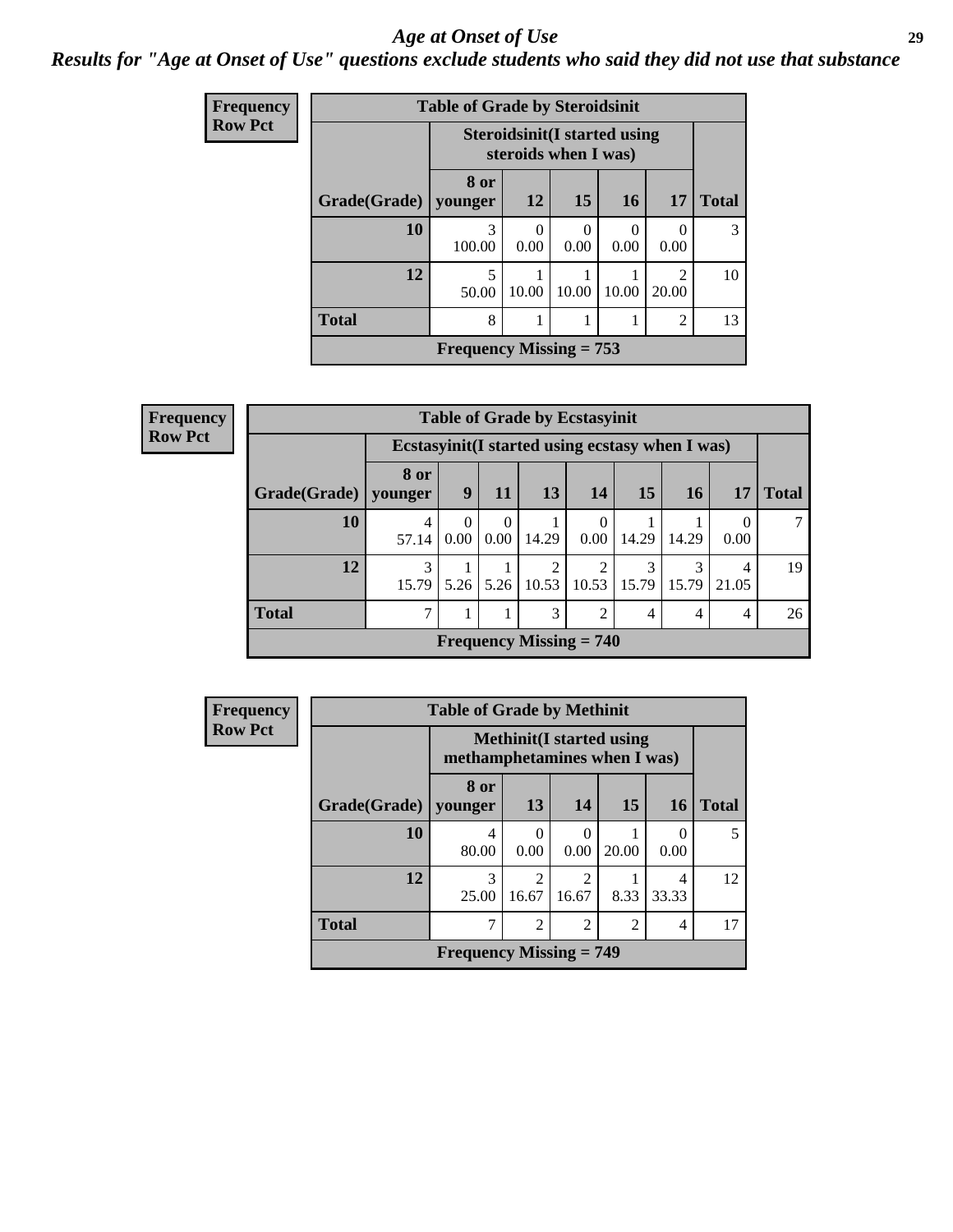# *Age at Onset of Use*

***Results for "Age at Onset of Use" questions exclude students who said they did not use that substance***

**Frequency**
**Row Pct**

| Table of Grade by Steroidsinit | | | | | | |
|---|---|---|---|---|---|---|
| | Steroidsinit(I started using steroids when I was) | | | | | |
| Grade(Grade) | 8 or younger | 12 | 15 | 16 | 17 | Total |
| 10 | 3<br>100.00 | 0<br>0.00 | 0<br>0.00 | 0<br>0.00 | 0<br>0.00 | 3 |
| 12 | 5<br>50.00 | 1<br>10.00 | 1<br>10.00 | 1<br>10.00 | 2<br>20.00 | 10 |
| Total | 8 | 1 | 1 | 1 | 2 | 13 |
| Frequency Missing = 753 | | | | | | |

**Frequency**
**Row Pct**

| Table of Grade by Ecstasyinit | | | | | | | | | |
|---|---|---|---|---|---|---|---|---|---|
| | Ecstasyinit(I started using ecstasy when I was) | | | | | | | | |
| Grade(Grade) | 8 or younger | 9 | 11 | 13 | 14 | 15 | 16 | 17 | Total |
| 10 | 4<br>57.14 | 0<br>0.00 | 0<br>0.00 | 1<br>14.29 | 0<br>0.00 | 1<br>14.29 | 1<br>14.29 | 0<br>0.00 | 7 |
| 12 | 3<br>15.79 | 1<br>5.26 | 1<br>5.26 | 2<br>10.53 | 2<br>10.53 | 3<br>15.79 | 3<br>15.79 | 4<br>21.05 | 19 |
| Total | 7 | 1 | 1 | 3 | 2 | 4 | 4 | 4 | 26 |
| Frequency Missing = 740 | | | | | | | | | |

**Frequency**
**Row Pct**

| Table of Grade by Methinit | | | | | | |
|---|---|---|---|---|---|---|
| | Methinit(I started using methamphetamines when I was) | | | | | |
| Grade(Grade) | 8 or younger | 13 | 14 | 15 | 16 | Total |
| 10 | 4<br>80.00 | 0<br>0.00 | 0<br>0.00 | 1<br>20.00 | 0<br>0.00 | 5 |
| 12 | 3<br>25.00 | 2<br>16.67 | 2<br>16.67 | 1<br>8.33 | 4<br>33.33 | 12 |
| Total | 7 | 2 | 2 | 2 | 4 | 17 |
| Frequency Missing = 749 | | | | | | |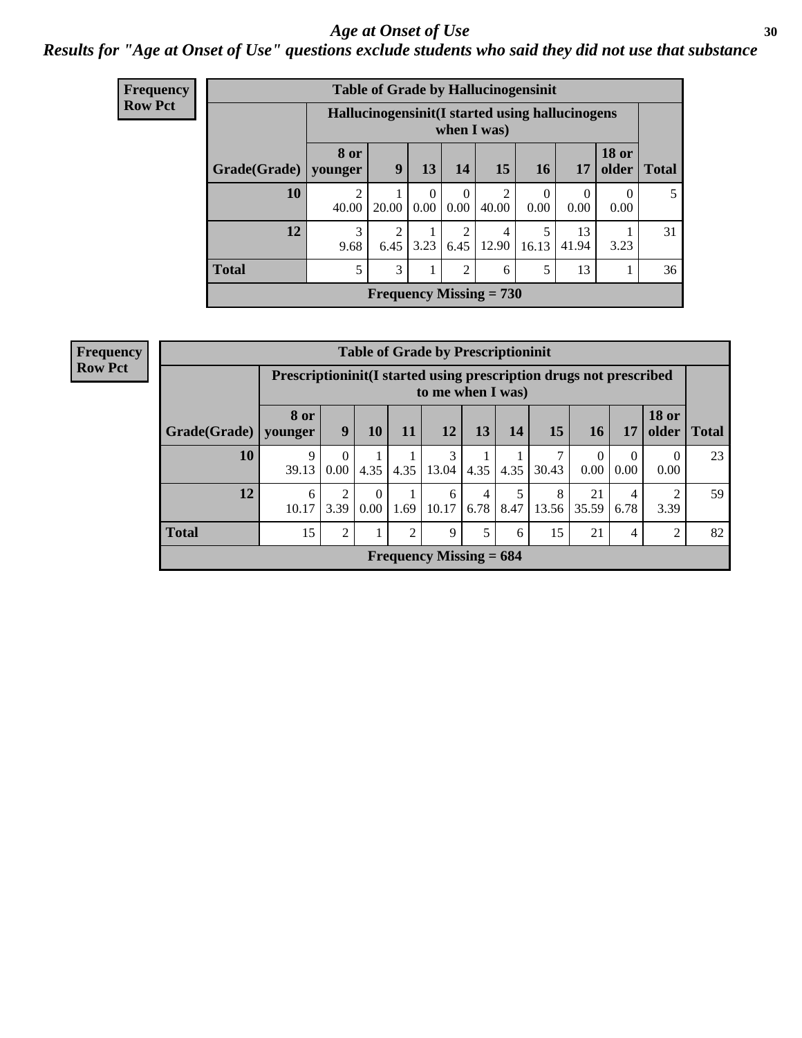# Age at Onset of Use

*Results for "Age at Onset of Use" questions exclude students who said they did not use that substance*

**Frequency**
**Row Pct**

| Table of Grade by Hallucinogensinit | | | | | | | | | |
|---|---|---|---|---|---|---|---|---|---|
| | Hallucinogensinit(I started using hallucinogens when I was) | | | | | | | | |
| Grade(Grade) | 8 or younger | 9 | 13 | 14 | 15 | 16 | 17 | 18 or older | Total |
| 10 | 2<br>40.00 | 1<br>20.00 | 0<br>0.00 | 0<br>0.00 | 2<br>40.00 | 0<br>0.00 | 0<br>0.00 | 0<br>0.00 | 5 |
| 12 | 3<br>9.68 | 2<br>6.45 | 1<br>3.23 | 2<br>6.45 | 4<br>12.90 | 5<br>16.13 | 13<br>41.94 | 1<br>3.23 | 31 |
| Total | 5 | 3 | 1 | 2 | 6 | 5 | 13 | 1 | 36 |
| Frequency Missing = 730 | | | | | | | | | |

**Frequency**
**Row Pct**

| Table of Grade by Prescriptioninit | | | | | | | | | | | | |
|---|---|---|---|---|---|---|---|---|---|---|---|---|
| | Prescriptioninit(I started using prescription drugs not prescribed to me when I was) | | | | | | | | | | | |
| Grade(Grade) | 8 or younger | 9 | 10 | 11 | 12 | 13 | 14 | 15 | 16 | 17 | 18 or older | Total |
| 10 | 9<br>39.13 | 0<br>0.00 | 1<br>4.35 | 1<br>4.35 | 3<br>13.04 | 1<br>4.35 | 1<br>4.35 | 7<br>30.43 | 0<br>0.00 | 0<br>0.00 | 0<br>0.00 | 23 |
| 12 | 6<br>10.17 | 2<br>3.39 | 0<br>0.00 | 1<br>1.69 | 6<br>10.17 | 4<br>6.78 | 5<br>8.47 | 8<br>13.56 | 21<br>35.59 | 4<br>6.78 | 2<br>3.39 | 59 |
| Total | 15 | 2 | 1 | 2 | 9 | 5 | 6 | 15 | 21 | 4 | 2 | 82 |
| Frequency Missing = 684 | | | | | | | | | | | | |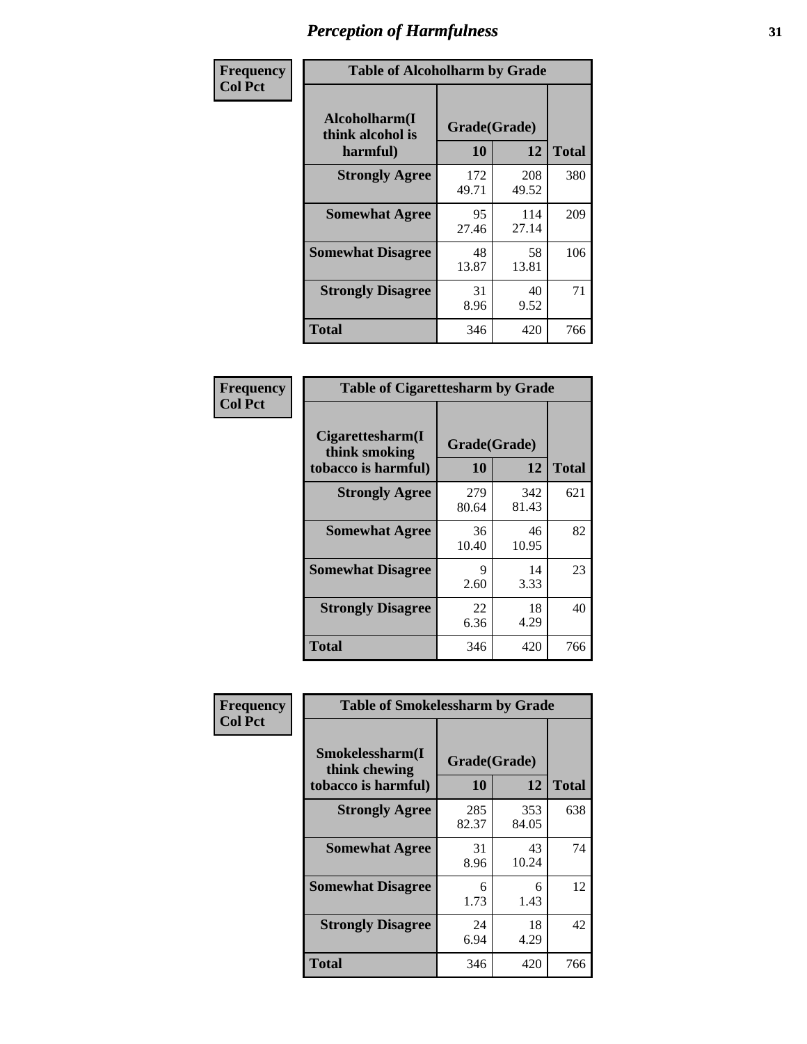# Perception of Harmfulness

| Frequency<br>Col Pct | Table of Alcoholharm by Grade | | |
|---|---|---|---|
| **Alcoholharm(I think alcohol is harmful)** | **Grade(Grade)** | | |
| | **10** | **12** | **Total** |
| **Strongly Agree** | 172<br>49.71 | 208<br>49.52 | 380 |
| **Somewhat Agree** | 95<br>27.46 | 114<br>27.14 | 209 |
| **Somewhat Disagree** | 48<br>13.87 | 58<br>13.81 | 106 |
| **Strongly Disagree** | 31<br>8.96 | 40<br>9.52 | 71 |
| **Total** | 346 | 420 | 766 |

| Frequency<br>Col Pct | Table of Cigarettesharm by Grade | | |
|---|---|---|---|
| **Cigarettesharm(I think smoking tobacco is harmful)** | **Grade(Grade)** | | |
| | **10** | **12** | **Total** |
| **Strongly Agree** | 279<br>80.64 | 342<br>81.43 | 621 |
| **Somewhat Agree** | 36<br>10.40 | 46<br>10.95 | 82 |
| **Somewhat Disagree** | 9<br>2.60 | 14<br>3.33 | 23 |
| **Strongly Disagree** | 22<br>6.36 | 18<br>4.29 | 40 |
| **Total** | 346 | 420 | 766 |

| Frequency<br>Col Pct | Table of Smokelessharm by Grade | | |
|---|---|---|---|
| **Smokelessharm(I think chewing tobacco is harmful)** | **Grade(Grade)** | | |
| | **10** | **12** | **Total** |
| **Strongly Agree** | 285<br>82.37 | 353<br>84.05 | 638 |
| **Somewhat Agree** | 31<br>8.96 | 43<br>10.24 | 74 |
| **Somewhat Disagree** | 6<br>1.73 | 6<br>1.43 | 12 |
| **Strongly Disagree** | 24<br>6.94 | 18<br>4.29 | 42 |
| **Total** | 346 | 420 | 766 |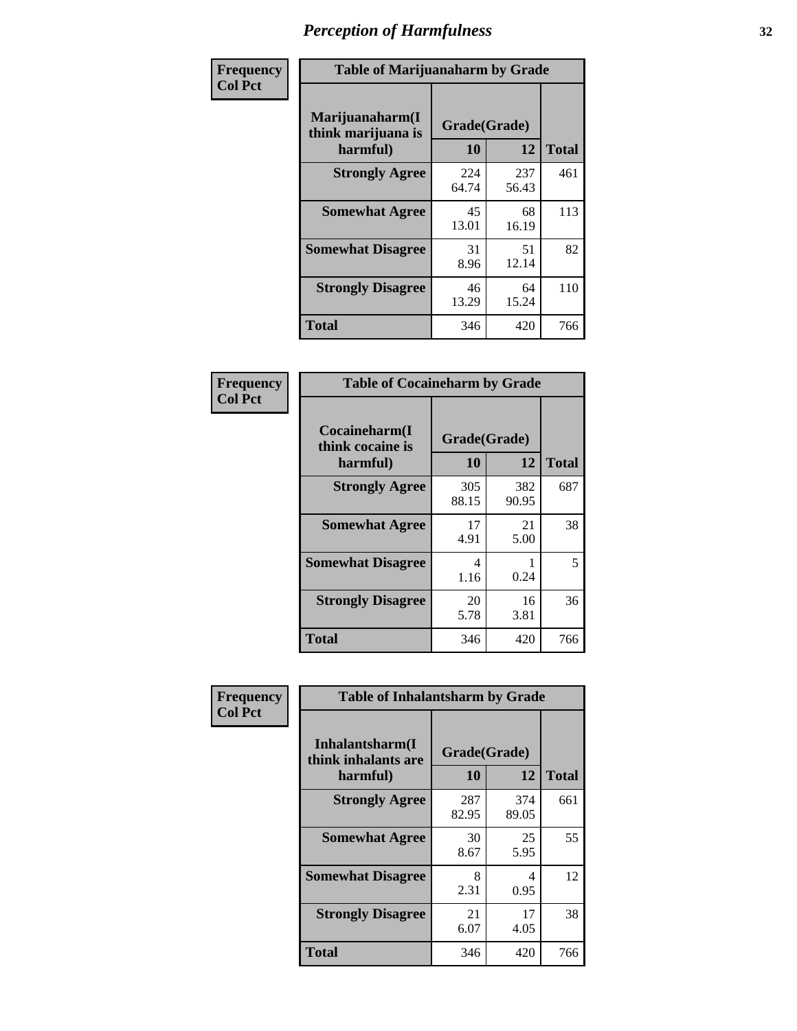# Perception of Harmfulness

**Frequency Col Pct**

| Table of Marijuanaharm by Grade | | | |
|---|---|---|---|
| Marijuanaharm(I think marijuana is harmful) | Grade(Grade) | | Total |
| | 10 | 12 | |
| **Strongly Agree** | 224<br>64.74 | 237<br>56.43 | 461 |
| **Somewhat Agree** | 45<br>13.01 | 68<br>16.19 | 113 |
| **Somewhat Disagree** | 31<br>8.96 | 51<br>12.14 | 82 |
| **Strongly Disagree** | 46<br>13.29 | 64<br>15.24 | 110 |
| **Total** | 346 | 420 | 766 |

**Frequency Col Pct**

| Table of Cocaineharm by Grade | | | |
|---|---|---|---|
| Cocaineharm(I think cocaine is harmful) | Grade(Grade) | | Total |
| | 10 | 12 | |
| **Strongly Agree** | 305<br>88.15 | 382<br>90.95 | 687 |
| **Somewhat Agree** | 17<br>4.91 | 21<br>5.00 | 38 |
| **Somewhat Disagree** | 4<br>1.16 | 1<br>0.24 | 5 |
| **Strongly Disagree** | 20<br>5.78 | 16<br>3.81 | 36 |
| **Total** | 346 | 420 | 766 |

**Frequency Col Pct**

| Table of Inhalantsharm by Grade | | | |
|---|---|---|---|
| Inhalantsharm(I think inhalants are harmful) | Grade(Grade) | | Total |
| | 10 | 12 | |
| **Strongly Agree** | 287<br>82.95 | 374<br>89.05 | 661 |
| **Somewhat Agree** | 30<br>8.67 | 25<br>5.95 | 55 |
| **Somewhat Disagree** | 8<br>2.31 | 4<br>0.95 | 12 |
| **Strongly Disagree** | 21<br>6.07 | 17<br>4.05 | 38 |
| **Total** | 346 | 420 | 766 |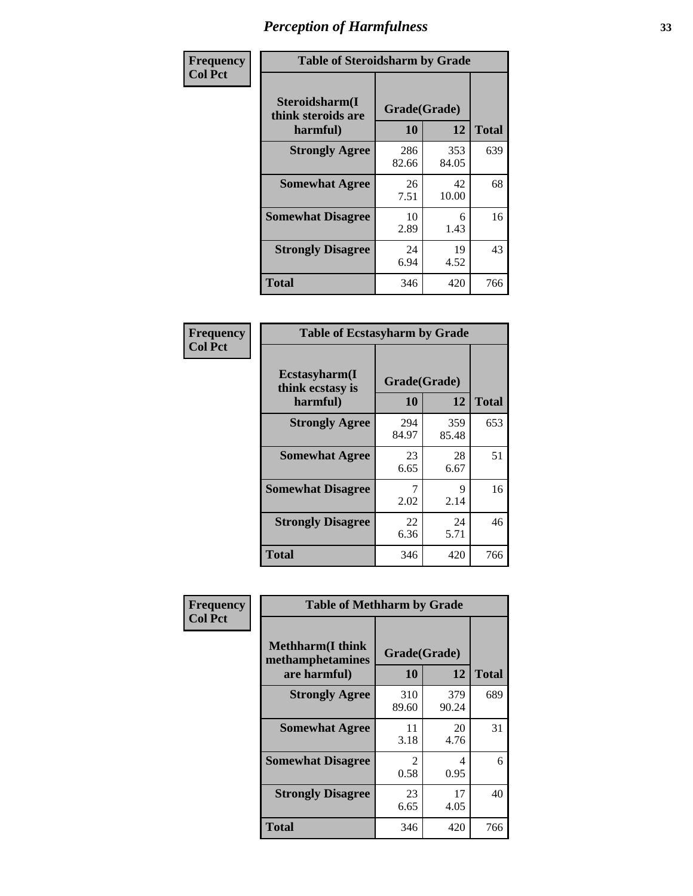# Perception of Harmfulness

| Frequency<br>Col Pct | Table of Steroidsharm by Grade | | |
|---|---|---|---|
| **Steroidsharm(I think steroids are harmful)** | **Grade(Grade)** | | |
| | **10** | **12** | **Total** |
| **Strongly Agree** | 286<br>82.66 | 353<br>84.05 | 639 |
| **Somewhat Agree** | 26<br>7.51 | 42<br>10.00 | 68 |
| **Somewhat Disagree** | 10<br>2.89 | 6<br>1.43 | 16 |
| **Strongly Disagree** | 24<br>6.94 | 19<br>4.52 | 43 |
| **Total** | 346 | 420 | 766 |

| Frequency<br>Col Pct | Table of Ecstasyharm by Grade | | |
|---|---|---|---|
| **Ecstasyharm(I think ecstasy is harmful)** | **Grade(Grade)** | | |
| | **10** | **12** | **Total** |
| **Strongly Agree** | 294<br>84.97 | 359<br>85.48 | 653 |
| **Somewhat Agree** | 23<br>6.65 | 28<br>6.67 | 51 |
| **Somewhat Disagree** | 7<br>2.02 | 9<br>2.14 | 16 |
| **Strongly Disagree** | 22<br>6.36 | 24<br>5.71 | 46 |
| **Total** | 346 | 420 | 766 |

| Frequency<br>Col Pct | Table of Methharm by Grade | | |
|---|---|---|---|
| **Methharm(I think methamphetamines are harmful)** | **Grade(Grade)** | | |
| | **10** | **12** | **Total** |
| **Strongly Agree** | 310<br>89.60 | 379<br>90.24 | 689 |
| **Somewhat Agree** | 11<br>3.18 | 20<br>4.76 | 31 |
| **Somewhat Disagree** | 2<br>0.58 | 4<br>0.95 | 6 |
| **Strongly Disagree** | 23<br>6.65 | 17<br>4.05 | 40 |
| **Total** | 346 | 420 | 766 |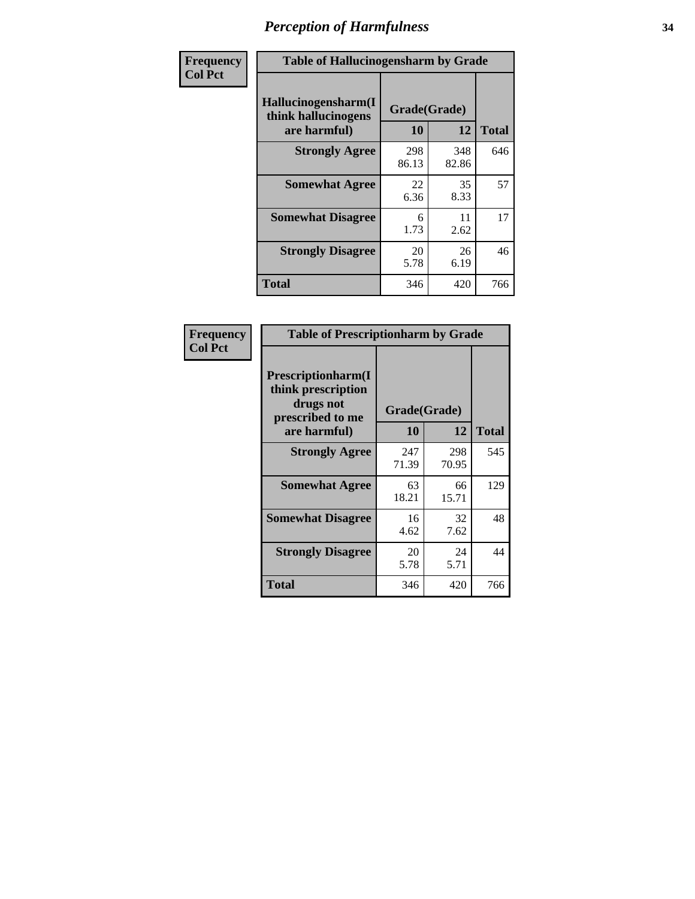# Perception of Harmfulness

| Frequency<br>Col Pct | Table of Hallucinogensharm by Grade | | |
|---|---|---|---|
| Hallucinogensharm(I think hallucinogens are harmful) | Grade(Grade) | | Total |
| | 10 | 12 | |
| Strongly Agree | 298<br>86.13 | 348<br>82.86 | 646 |
| Somewhat Agree | 22<br>6.36 | 35<br>8.33 | 57 |
| Somewhat Disagree | 6<br>1.73 | 11<br>2.62 | 17 |
| Strongly Disagree | 20<br>5.78 | 26<br>6.19 | 46 |
| Total | 346 | 420 | 766 |

| Frequency<br>Col Pct | Table of Prescriptionharm by Grade | | |
|---|---|---|---|
| Prescriptionharm(I think prescription drugs not prescribed to me are harmful) | Grade(Grade) | | Total |
| | 10 | 12 | |
| Strongly Agree | 247<br>71.39 | 298<br>70.95 | 545 |
| Somewhat Agree | 63<br>18.21 | 66<br>15.71 | 129 |
| Somewhat Disagree | 16<br>4.62 | 32<br>7.62 | 48 |
| Strongly Disagree | 20<br>5.78 | 24<br>5.71 | 44 |
| Total | 346 | 420 | 766 |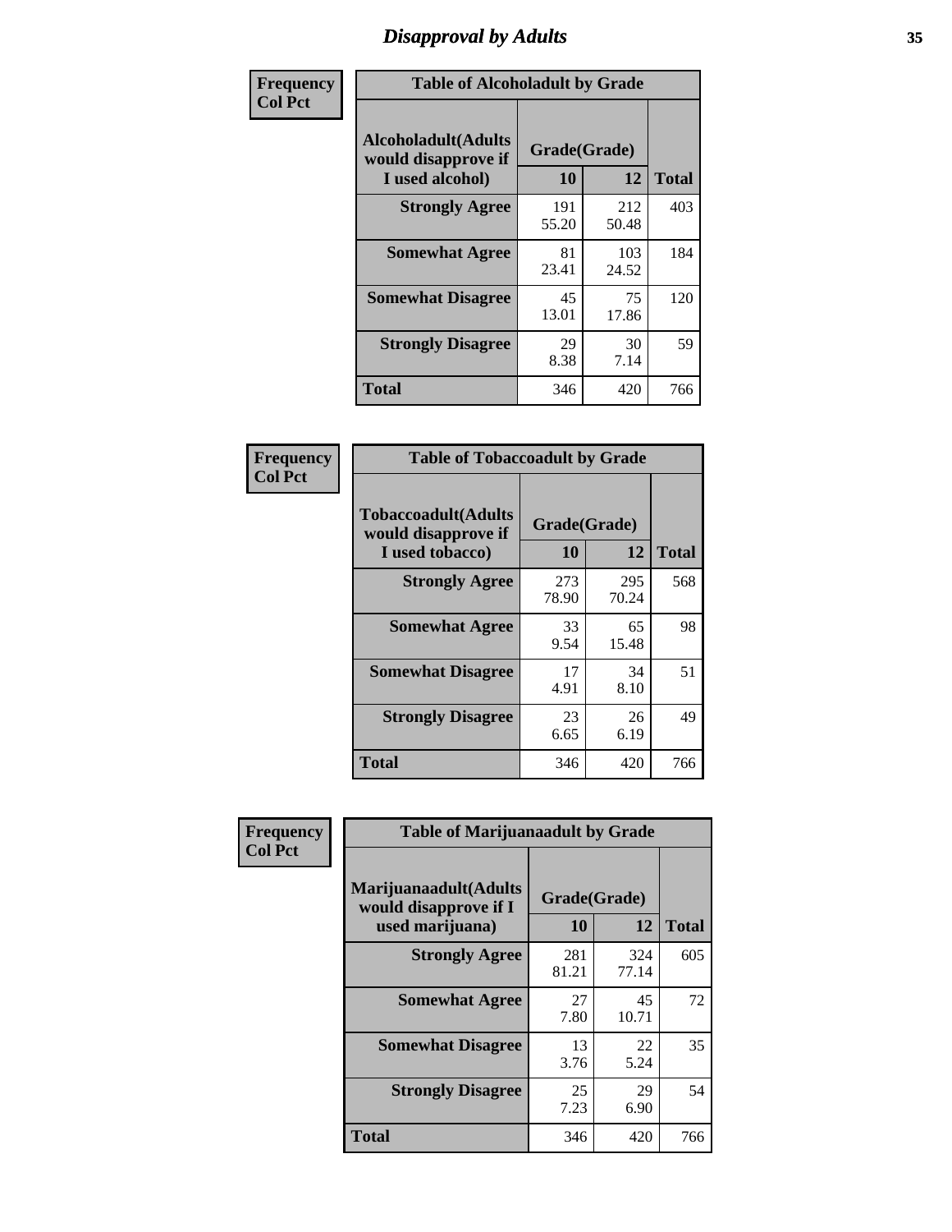# Disapproval by Adults

**Frequency**
**Col Pct**

**Table of Alcoholadult by Grade**

| Alcoholadult(Adults would disapprove if I used alcohol) | Grade(Grade) 10 | 12 | Total |
|---|---|---|---|
| **Strongly Agree** | 191<br>55.20 | 212<br>50.48 | 403 |
| **Somewhat Agree** | 81<br>23.41 | 103<br>24.52 | 184 |
| **Somewhat Disagree** | 45<br>13.01 | 75<br>17.86 | 120 |
| **Strongly Disagree** | 29<br>8.38 | 30<br>7.14 | 59 |
| **Total** | 346 | 420 | 766 |

**Frequency**
**Col Pct**

**Table of Tobaccoadult by Grade**

| Tobaccoadult(Adults would disapprove if I used tobacco) | Grade(Grade) 10 | 12 | Total |
|---|---|---|---|
| **Strongly Agree** | 273<br>78.90 | 295<br>70.24 | 568 |
| **Somewhat Agree** | 33<br>9.54 | 65<br>15.48 | 98 |
| **Somewhat Disagree** | 17<br>4.91 | 34<br>8.10 | 51 |
| **Strongly Disagree** | 23<br>6.65 | 26<br>6.19 | 49 |
| **Total** | 346 | 420 | 766 |

**Frequency**
**Col Pct**

**Table of Marijuanaadult by Grade**

| Marijuanaadult(Adults would disapprove if I used marijuana) | Grade(Grade) 10 | 12 | Total |
|---|---|---|---|
| **Strongly Agree** | 281<br>81.21 | 324<br>77.14 | 605 |
| **Somewhat Agree** | 27<br>7.80 | 45<br>10.71 | 72 |
| **Somewhat Disagree** | 13<br>3.76 | 22<br>5.24 | 35 |
| **Strongly Disagree** | 25<br>7.23 | 29<br>6.90 | 54 |
| **Total** | 346 | 420 | 766 |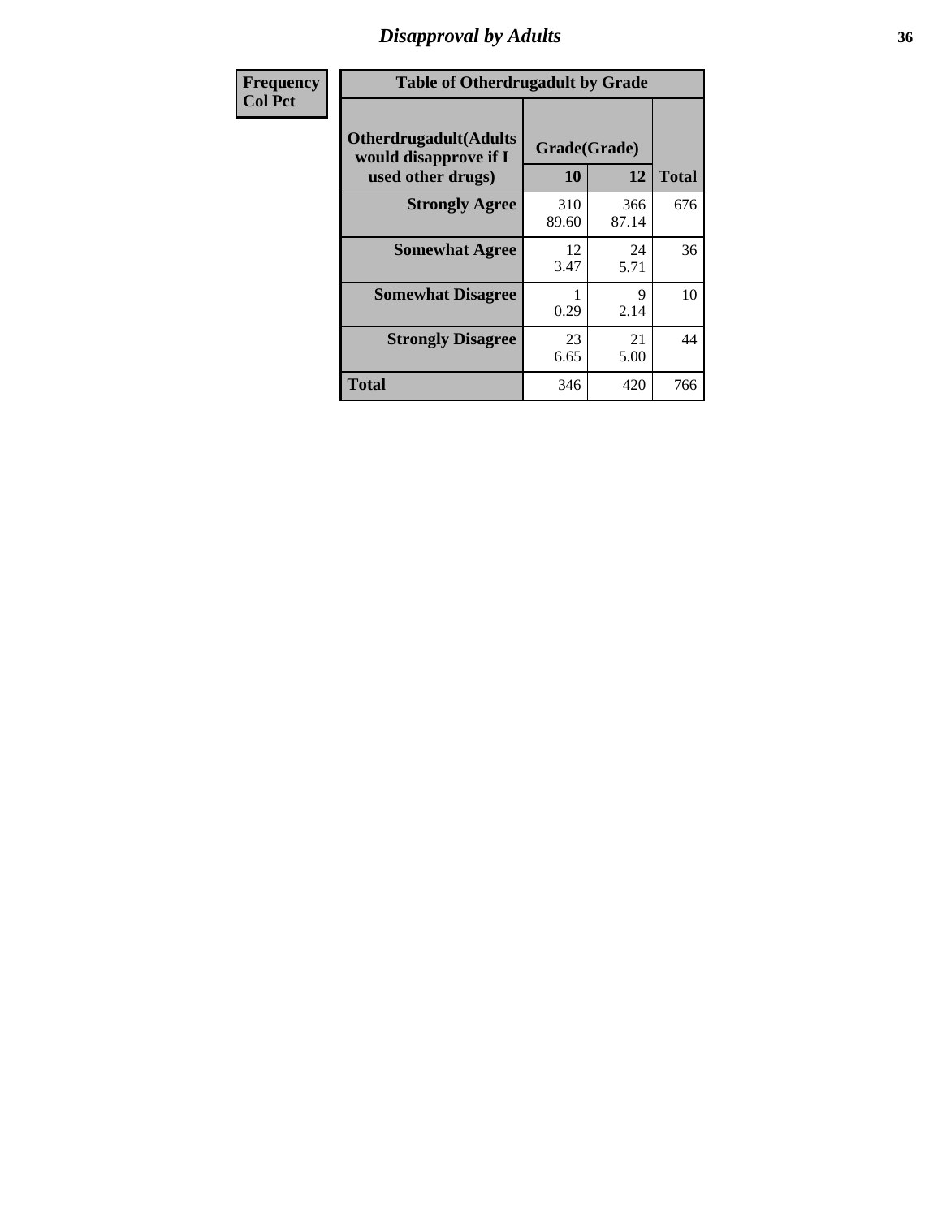| Frequency<br>Col Pct | Table of Otherdrugadult by Grade | | | |
|---|---|---|---|---|
| | Otherdrugadult(Adults would disapprove if I used other drugs) | Grade(Grade) | | |
| | | 10 | 12 | Total |
| | Strongly Agree | 310<br>89.60 | 366<br>87.14 | 676 |
| | Somewhat Agree | 12<br>3.47 | 24<br>5.71 | 36 |
| | Somewhat Disagree | 1<br>0.29 | 9<br>2.14 | 10 |
| | Strongly Disagree | 23<br>6.65 | 21<br>5.00 | 44 |
| | Total | 346 | 420 | 766 |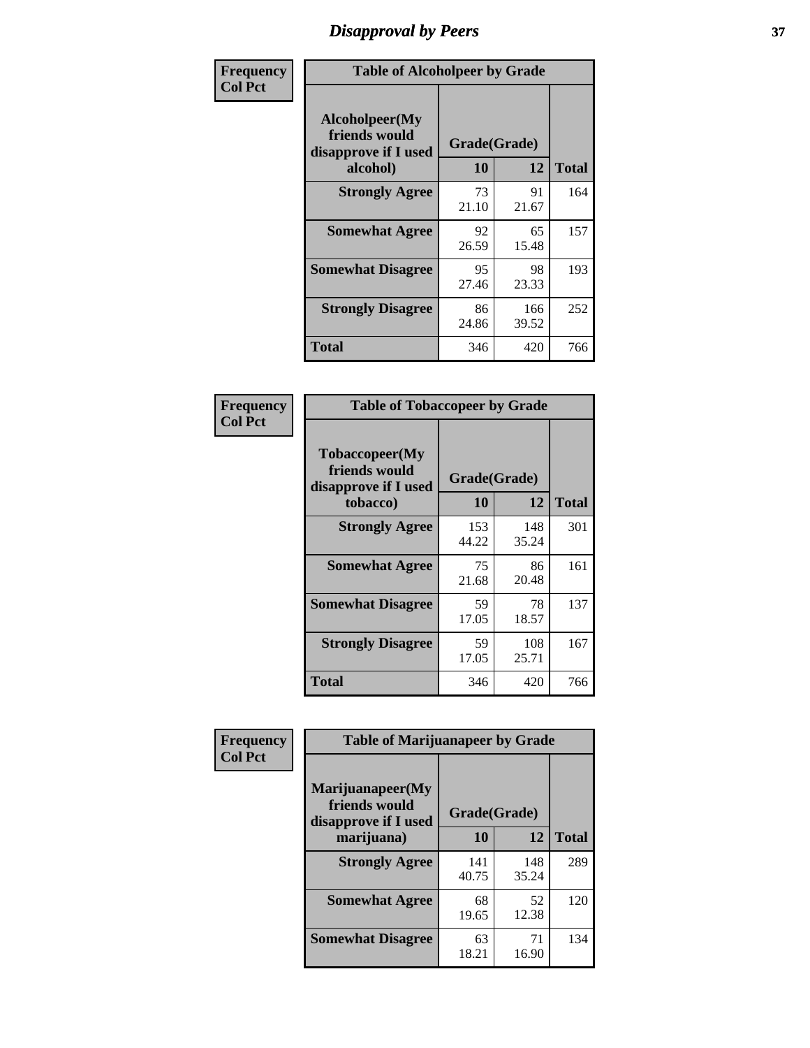# Disapproval by Peers

**Frequency**
**Col Pct**

| Table of Alcoholpeer by Grade | | | |
|---|---|---|---|
| Alcoholpeer(My friends would disapprove if I used alcohol) | Grade(Grade) | | |
| | 10 | 12 | Total |
| Strongly Agree | 73<br>21.10 | 91<br>21.67 | 164 |
| Somewhat Agree | 92<br>26.59 | 65<br>15.48 | 157 |
| Somewhat Disagree | 95<br>27.46 | 98<br>23.33 | 193 |
| Strongly Disagree | 86<br>24.86 | 166<br>39.52 | 252 |
| Total | 346 | 420 | 766 |

**Frequency**
**Col Pct**

| Table of Tobaccopeer by Grade | | | |
|---|---|---|---|
| Tobaccopeer(My friends would disapprove if I used tobacco) | Grade(Grade) | | |
| | 10 | 12 | Total |
| Strongly Agree | 153<br>44.22 | 148<br>35.24 | 301 |
| Somewhat Agree | 75<br>21.68 | 86<br>20.48 | 161 |
| Somewhat Disagree | 59<br>17.05 | 78<br>18.57 | 137 |
| Strongly Disagree | 59<br>17.05 | 108<br>25.71 | 167 |
| Total | 346 | 420 | 766 |

**Frequency**
**Col Pct**

| Table of Marijuanapeer by Grade | | | |
|---|---|---|---|
| Marijuanapeer(My friends would disapprove if I used marijuana) | Grade(Grade) | | |
| | 10 | 12 | Total |
| Strongly Agree | 141<br>40.75 | 148<br>35.24 | 289 |
| Somewhat Agree | 68<br>19.65 | 52<br>12.38 | 120 |
| Somewhat Disagree | 63<br>18.21 | 71<br>16.90 | 134 |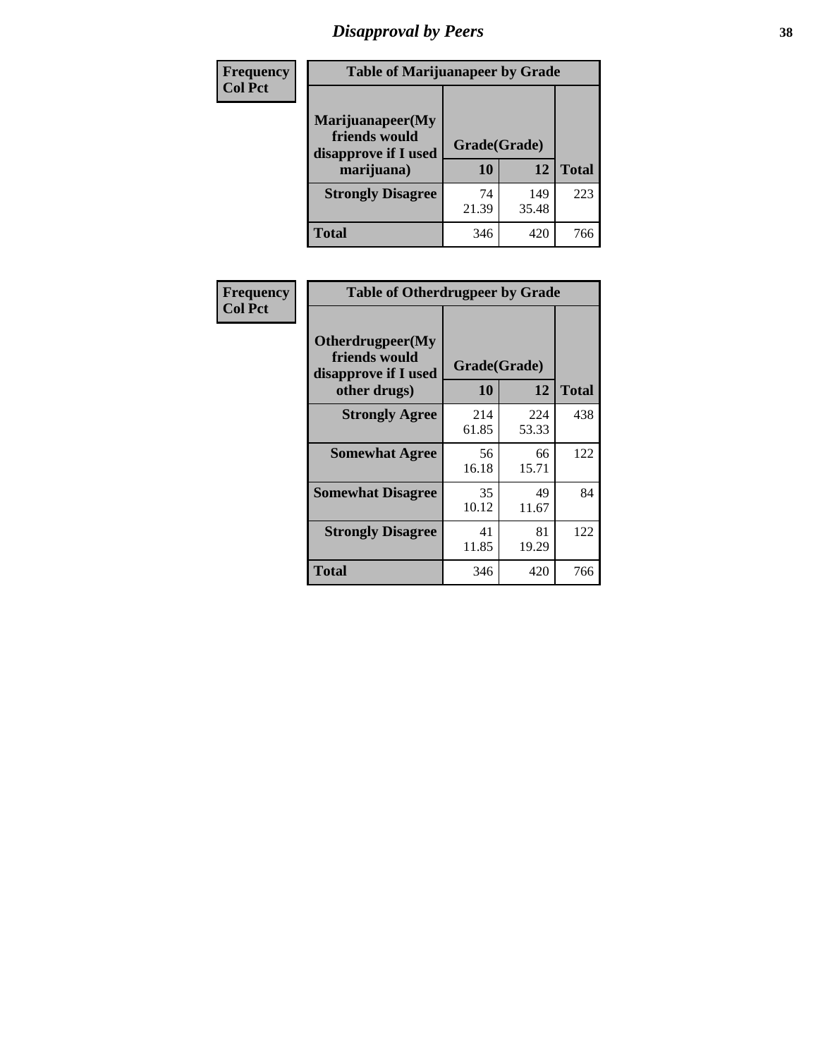# Disapproval by Peers

| Frequency<br>Col Pct | Table of Marijuanapeer by Grade | | |
|---|---|---|---|
| **Marijuanapeer(My friends would disapprove if I used marijuana)** | **Grade(Grade)** | | |
| | **10** | **12** | **Total** |
| **Strongly Disagree** | 74<br>21.39 | 149<br>35.48 | 223 |
| **Total** | 346 | 420 | 766 |

| Frequency<br>Col Pct | Table of Otherdrugpeer by Grade | | |
|---|---|---|---|
| **Otherdrugpeer(My friends would disapprove if I used other drugs)** | **Grade(Grade)** | | |
| | **10** | **12** | **Total** |
| **Strongly Agree** | 214<br>61.85 | 224<br>53.33 | 438 |
| **Somewhat Agree** | 56<br>16.18 | 66<br>15.71 | 122 |
| **Somewhat Disagree** | 35<br>10.12 | 49<br>11.67 | 84 |
| **Strongly Disagree** | 41<br>11.85 | 81<br>19.29 | 122 |
| **Total** | 346 | 420 | 766 |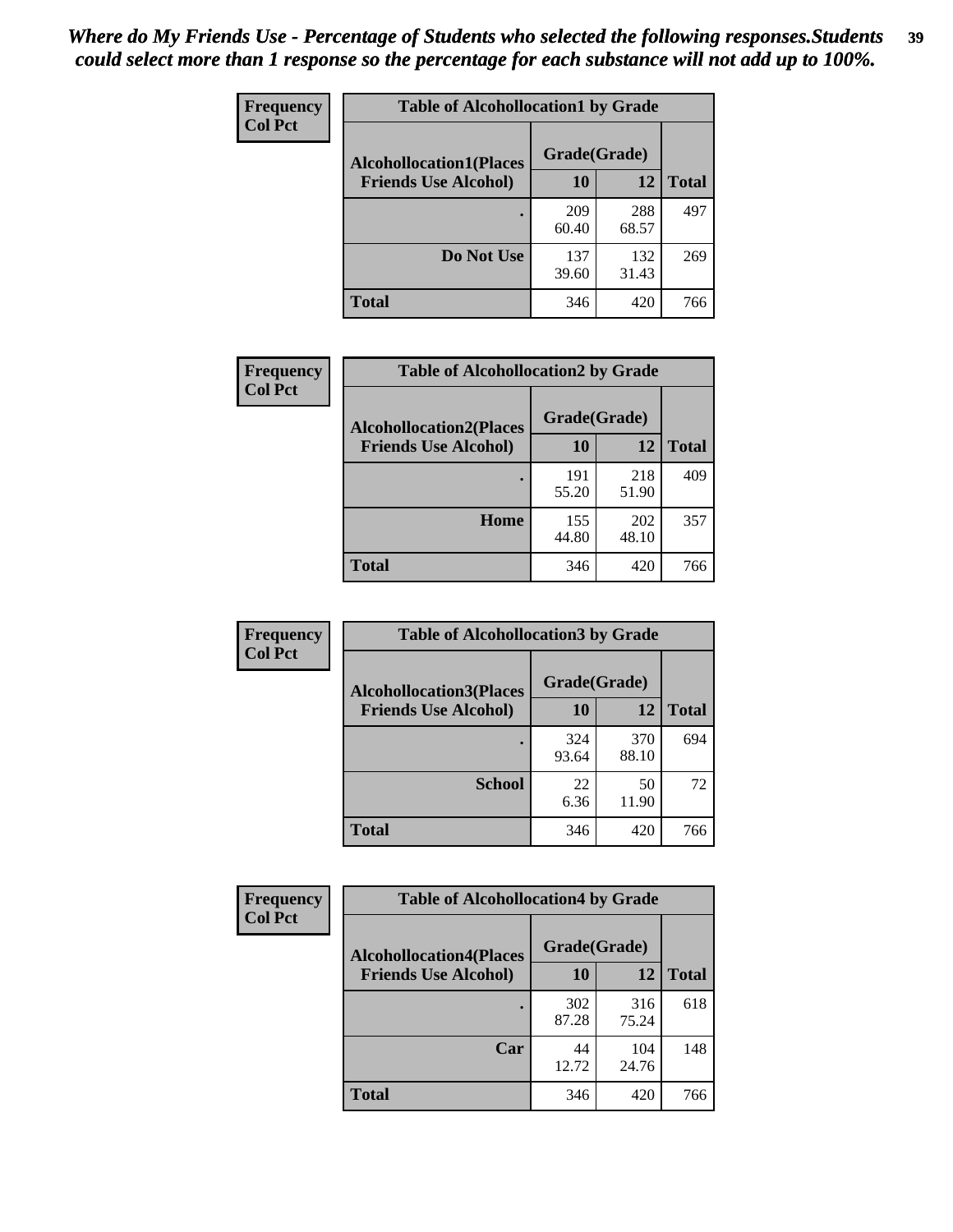*Where do My Friends Use - Percentage of Students who selected the following responses.Students could select more than 1 response so the percentage for each substance will not add up to 100%.*

**Frequency**
**Col Pct**

| Table of Alcohollocation1 by Grade | | | |
|---|---|---|---|
| Alcohollocation1(Places Friends Use Alcohol) | Grade(Grade) | | Total |
| | 10 | 12 | |
| . | 209<br>60.40 | 288<br>68.57 | 497 |
| Do Not Use | 137<br>39.60 | 132<br>31.43 | 269 |
| Total | 346 | 420 | 766 |

**Frequency**
**Col Pct**

| Table of Alcohollocation2 by Grade | | | |
|---|---|---|---|
| Alcohollocation2(Places Friends Use Alcohol) | Grade(Grade) | | Total |
| | 10 | 12 | |
| . | 191<br>55.20 | 218<br>51.90 | 409 |
| Home | 155<br>44.80 | 202<br>48.10 | 357 |
| Total | 346 | 420 | 766 |

**Frequency**
**Col Pct**

| Table of Alcohollocation3 by Grade | | | |
|---|---|---|---|
| Alcohollocation3(Places Friends Use Alcohol) | Grade(Grade) | | Total |
| | 10 | 12 | |
| . | 324<br>93.64 | 370<br>88.10 | 694 |
| School | 22<br>6.36 | 50<br>11.90 | 72 |
| Total | 346 | 420 | 766 |

**Frequency**
**Col Pct**

| Table of Alcohollocation4 by Grade | | | |
|---|---|---|---|
| Alcohollocation4(Places Friends Use Alcohol) | Grade(Grade) | | Total |
| | 10 | 12 | |
| . | 302<br>87.28 | 316<br>75.24 | 618 |
| Car | 44<br>12.72 | 104<br>24.76 | 148 |
| Total | 346 | 420 | 766 |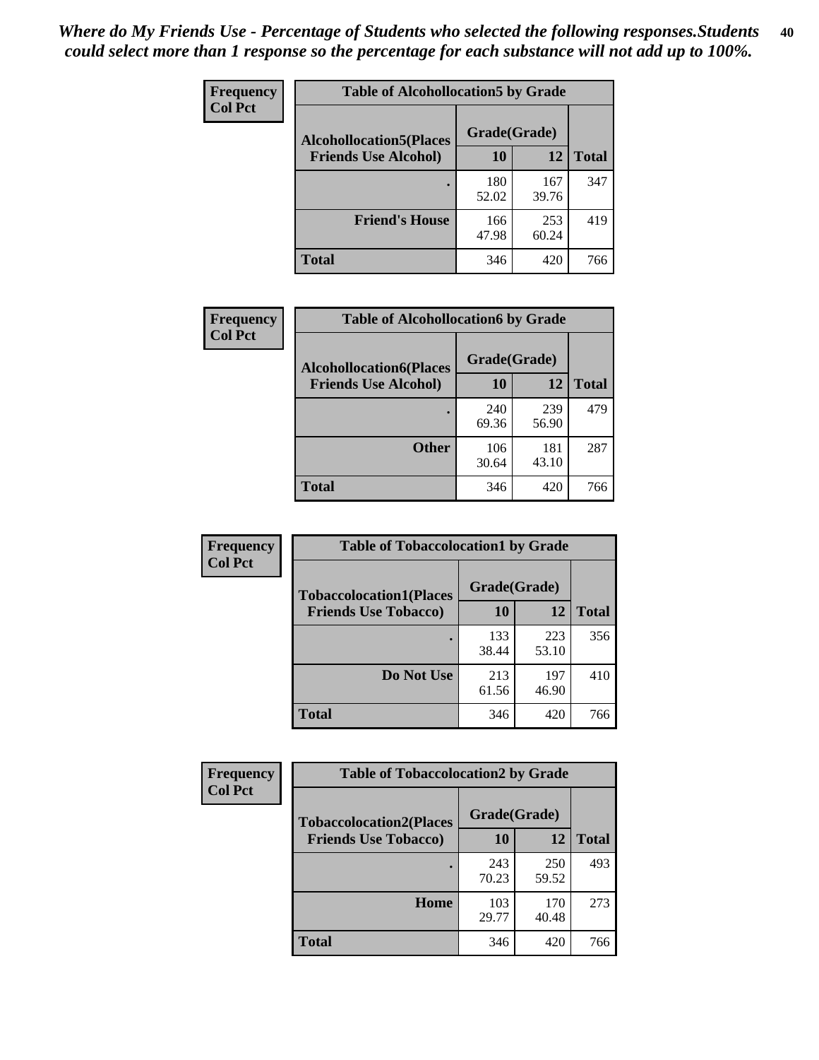*Where do My Friends Use - Percentage of Students who selected the following responses.Students could select more than 1 response so the percentage for each substance will not add up to 100%.*

**Frequency**
**Col Pct**

**Table of Alcohollocation5 by Grade**

| Alcohollocation5(Places Friends Use Alcohol) | Grade(Grade) 10 | 12 | Total |
|---|---|---|---|
| . | 180<br>52.02 | 167<br>39.76 | 347 |
| Friend's House | 166<br>47.98 | 253<br>60.24 | 419 |
| Total | 346 | 420 | 766 |

**Frequency**
**Col Pct**

**Table of Alcohollocation6 by Grade**

| Alcohollocation6(Places Friends Use Alcohol) | Grade(Grade) 10 | 12 | Total |
|---|---|---|---|
| . | 240<br>69.36 | 239<br>56.90 | 479 |
| Other | 106<br>30.64 | 181<br>43.10 | 287 |
| Total | 346 | 420 | 766 |

**Frequency**
**Col Pct**

**Table of Tobaccolocation1 by Grade**

| Tobaccolocation1(Places Friends Use Tobacco) | Grade(Grade) 10 | 12 | Total |
|---|---|---|---|
| . | 133<br>38.44 | 223<br>53.10 | 356 |
| Do Not Use | 213<br>61.56 | 197<br>46.90 | 410 |
| Total | 346 | 420 | 766 |

**Frequency**
**Col Pct**

**Table of Tobaccolocation2 by Grade**

| Tobaccolocation2(Places Friends Use Tobacco) | Grade(Grade) 10 | 12 | Total |
|---|---|---|---|
| . | 243<br>70.23 | 250<br>59.52 | 493 |
| Home | 103<br>29.77 | 170<br>40.48 | 273 |
| Total | 346 | 420 | 766 |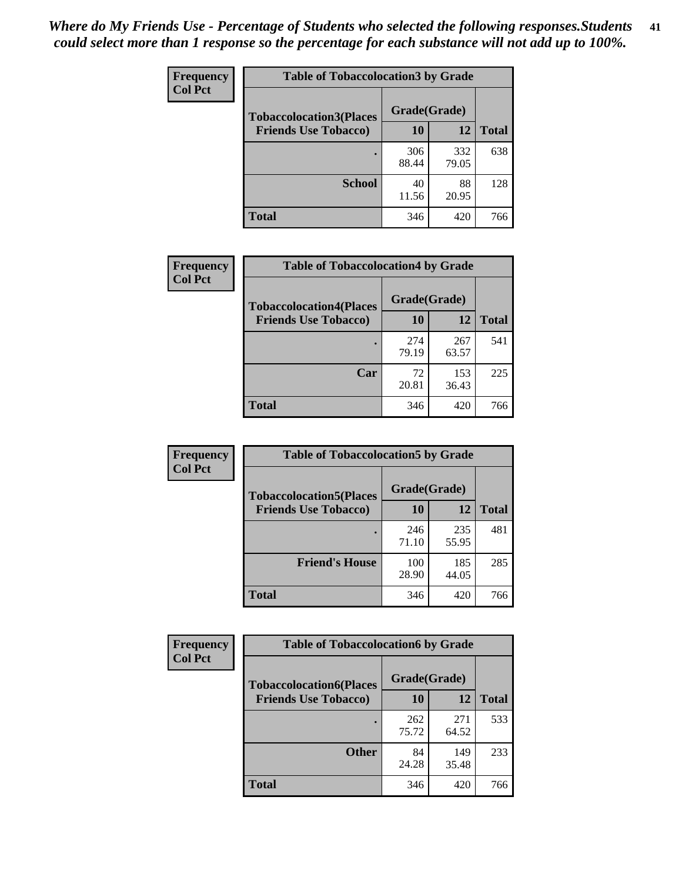*Where do My Friends Use - Percentage of Students who selected the following responses.Students could select more than 1 response so the percentage for each substance will not add up to 100%.*

**Frequency**
**Col Pct**

| Table of Tobaccolocation3 by Grade | | | |
|---|---|---|---|
| **Tobaccolocation3(Places Friends Use Tobacco)** | **Grade(Grade)** | | **Total** |
| | **10** | **12** | |
| **.** | 306<br>88.44 | 332<br>79.05 | 638 |
| **School** | 40<br>11.56 | 88<br>20.95 | 128 |
| **Total** | 346 | 420 | 766 |

**Frequency**
**Col Pct**

| Table of Tobaccolocation4 by Grade | | | |
|---|---|---|---|
| **Tobaccolocation4(Places Friends Use Tobacco)** | **Grade(Grade)** | | **Total** |
| | **10** | **12** | |
| **.** | 274<br>79.19 | 267<br>63.57 | 541 |
| **Car** | 72<br>20.81 | 153<br>36.43 | 225 |
| **Total** | 346 | 420 | 766 |

**Frequency**
**Col Pct**

| Table of Tobaccolocation5 by Grade | | | |
|---|---|---|---|
| **Tobaccolocation5(Places Friends Use Tobacco)** | **Grade(Grade)** | | **Total** |
| | **10** | **12** | |
| **.** | 246<br>71.10 | 235<br>55.95 | 481 |
| **Friend's House** | 100<br>28.90 | 185<br>44.05 | 285 |
| **Total** | 346 | 420 | 766 |

**Frequency**
**Col Pct**

| Table of Tobaccolocation6 by Grade | | | |
|---|---|---|---|
| **Tobaccolocation6(Places Friends Use Tobacco)** | **Grade(Grade)** | | **Total** |
| | **10** | **12** | |
| **.** | 262<br>75.72 | 271<br>64.52 | 533 |
| **Other** | 84<br>24.28 | 149<br>35.48 | 233 |
| **Total** | 346 | 420 | 766 |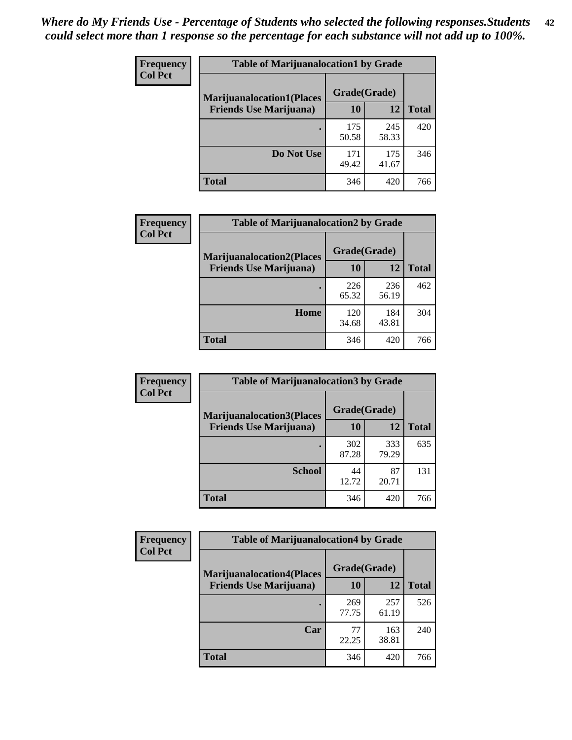*Where do My Friends Use - Percentage of Students who selected the following responses.Students could select more than 1 response so the percentage for each substance will not add up to 100%.*

**Frequency**
**Col Pct**

| Table of Marijuanalocation1 by Grade | | | |
|---|---|---|---|
| **Marijuanalocation1(Places Friends Use Marijuana)** | **Grade(Grade)** | | |
| | **10** | **12** | **Total** |
| . | 175<br>50.58 | 245<br>58.33 | 420 |
| **Do Not Use** | 171<br>49.42 | 175<br>41.67 | 346 |
| **Total** | 346 | 420 | 766 |

**Frequency**
**Col Pct**

| Table of Marijuanalocation2 by Grade | | | |
|---|---|---|---|
| **Marijuanalocation2(Places Friends Use Marijuana)** | **Grade(Grade)** | | |
| | **10** | **12** | **Total** |
| . | 226<br>65.32 | 236<br>56.19 | 462 |
| **Home** | 120<br>34.68 | 184<br>43.81 | 304 |
| **Total** | 346 | 420 | 766 |

**Frequency**
**Col Pct**

| Table of Marijuanalocation3 by Grade | | | |
|---|---|---|---|
| **Marijuanalocation3(Places Friends Use Marijuana)** | **Grade(Grade)** | | |
| | **10** | **12** | **Total** |
| . | 302<br>87.28 | 333<br>79.29 | 635 |
| **School** | 44<br>12.72 | 87<br>20.71 | 131 |
| **Total** | 346 | 420 | 766 |

**Frequency**
**Col Pct**

| Table of Marijuanalocation4 by Grade | | | |
|---|---|---|---|
| **Marijuanalocation4(Places Friends Use Marijuana)** | **Grade(Grade)** | | |
| | **10** | **12** | **Total** |
| . | 269<br>77.75 | 257<br>61.19 | 526 |
| **Car** | 77<br>22.25 | 163<br>38.81 | 240 |
| **Total** | 346 | 420 | 766 |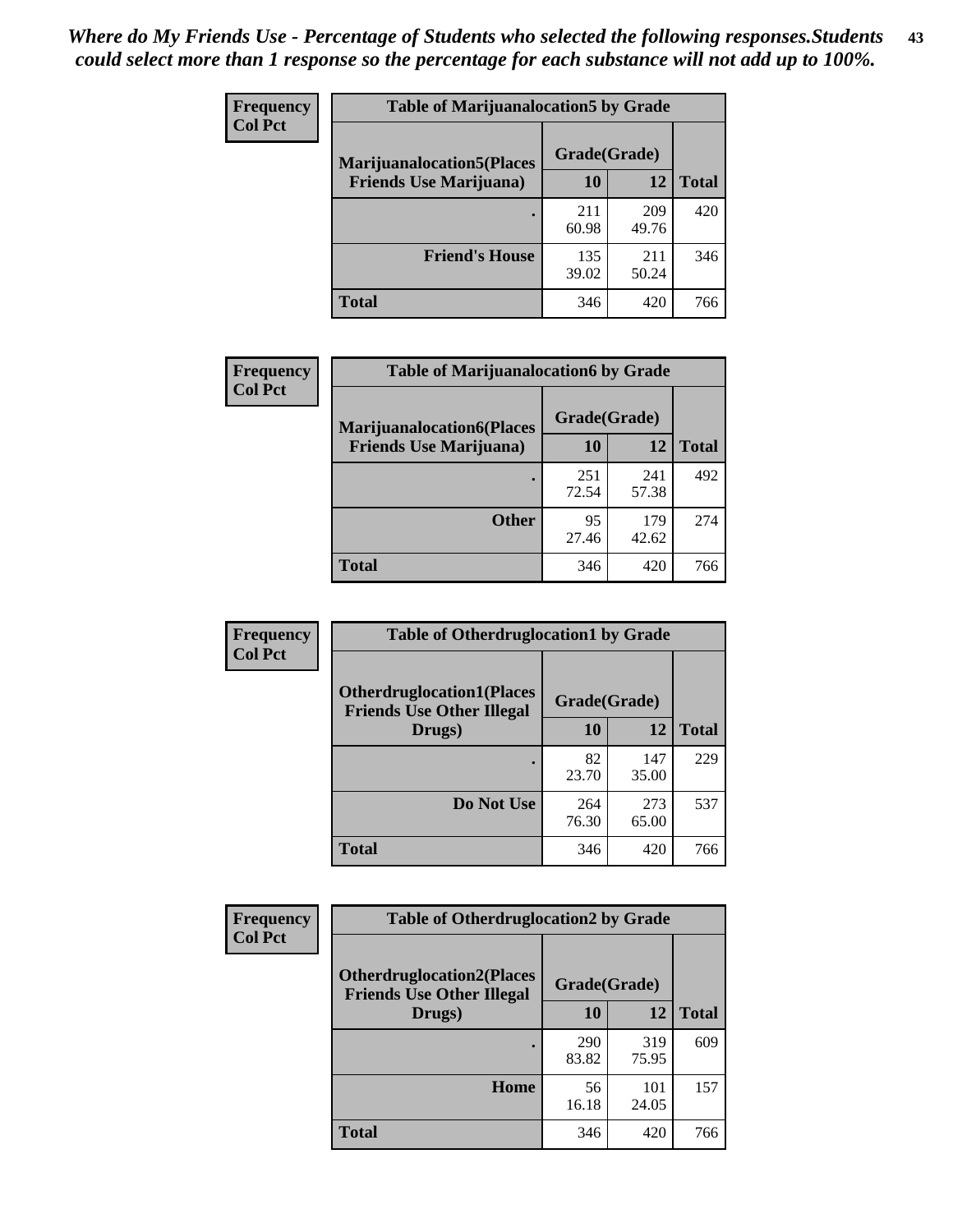*Where do My Friends Use - Percentage of Students who selected the following responses.Students could select more than 1 response so the percentage for each substance will not add up to 100%.*

**Frequency**
**Col Pct**

| Table of Marijuanalocation5 by Grade | | | |
|---|---|---|---|
| **Marijuanalocation5(Places Friends Use Marijuana)** | **Grade(Grade)** | | **Total** |
| | **10** | **12** | |
| **.** | 211<br>60.98 | 209<br>49.76 | 420 |
| **Friend's House** | 135<br>39.02 | 211<br>50.24 | 346 |
| **Total** | 346 | 420 | 766 |

**Frequency**
**Col Pct**

| Table of Marijuanalocation6 by Grade | | | |
|---|---|---|---|
| **Marijuanalocation6(Places Friends Use Marijuana)** | **Grade(Grade)** | | **Total** |
| | **10** | **12** | |
| **.** | 251<br>72.54 | 241<br>57.38 | 492 |
| **Other** | 95<br>27.46 | 179<br>42.62 | 274 |
| **Total** | 346 | 420 | 766 |

**Frequency**
**Col Pct**

| Table of Otherdruglocation1 by Grade | | | |
|---|---|---|---|
| **Otherdruglocation1(Places Friends Use Other Illegal Drugs)** | **Grade(Grade)** | | **Total** |
| | **10** | **12** | |
| **.** | 82<br>23.70 | 147<br>35.00 | 229 |
| **Do Not Use** | 264<br>76.30 | 273<br>65.00 | 537 |
| **Total** | 346 | 420 | 766 |

**Frequency**
**Col Pct**

| Table of Otherdruglocation2 by Grade | | | |
|---|---|---|---|
| **Otherdruglocation2(Places Friends Use Other Illegal Drugs)** | **Grade(Grade)** | | **Total** |
| | **10** | **12** | |
| **.** | 290<br>83.82 | 319<br>75.95 | 609 |
| **Home** | 56<br>16.18 | 101<br>24.05 | 157 |
| **Total** | 346 | 420 | 766 |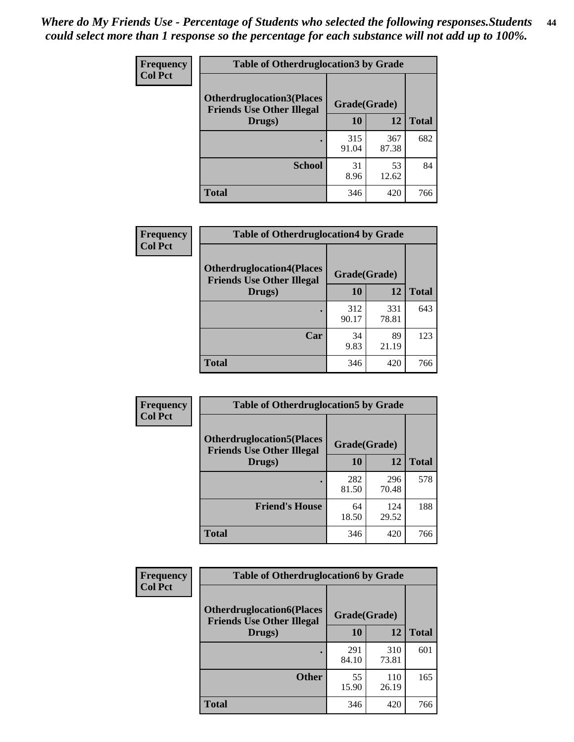*Where do My Friends Use - Percentage of Students who selected the following responses.Students could select more than 1 response so the percentage for each substance will not add up to 100%.*

**Frequency**
**Col Pct**

| Table of Otherdruglocation3 by Grade | | | |
|---|---|---|---|
| Otherdruglocation3(Places Friends Use Other Illegal Drugs) | Grade(Grade) | | Total |
| | 10 | 12 | |
| . | 315<br>91.04 | 367<br>87.38 | 682 |
| School | 31<br>8.96 | 53<br>12.62 | 84 |
| Total | 346 | 420 | 766 |

**Frequency**
**Col Pct**

| Table of Otherdruglocation4 by Grade | | | |
|---|---|---|---|
| Otherdruglocation4(Places Friends Use Other Illegal Drugs) | Grade(Grade) | | Total |
| | 10 | 12 | |
| . | 312<br>90.17 | 331<br>78.81 | 643 |
| Car | 34<br>9.83 | 89<br>21.19 | 123 |
| Total | 346 | 420 | 766 |

**Frequency**
**Col Pct**

| Table of Otherdruglocation5 by Grade | | | |
|---|---|---|---|
| Otherdruglocation5(Places Friends Use Other Illegal Drugs) | Grade(Grade) | | Total |
| | 10 | 12 | |
| . | 282<br>81.50 | 296<br>70.48 | 578 |
| Friend's House | 64<br>18.50 | 124<br>29.52 | 188 |
| Total | 346 | 420 | 766 |

**Frequency**
**Col Pct**

| Table of Otherdruglocation6 by Grade | | | |
|---|---|---|---|
| Otherdruglocation6(Places Friends Use Other Illegal Drugs) | Grade(Grade) | | Total |
| | 10 | 12 | |
| . | 291<br>84.10 | 310<br>73.81 | 601 |
| Other | 55<br>15.90 | 110<br>26.19 | 165 |
| Total | 346 | 420 | 766 |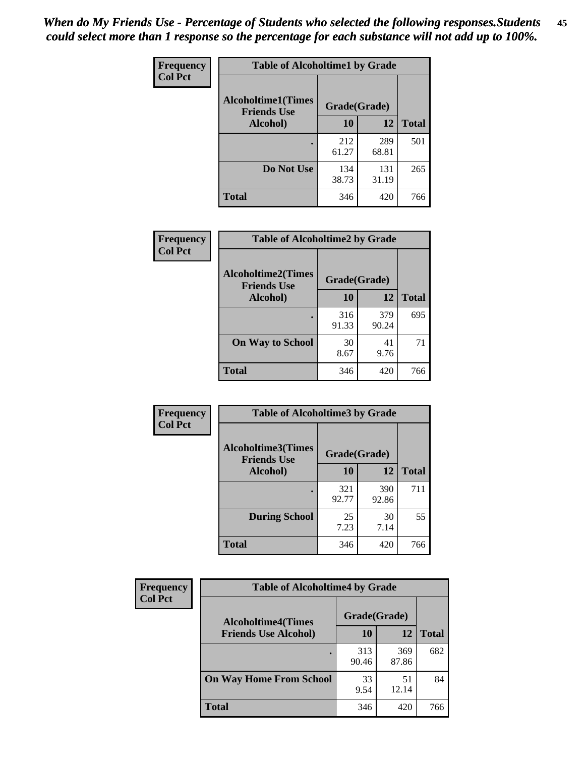*When do My Friends Use - Percentage of Students who selected the following responses.Students could select more than 1 response so the percentage for each substance will not add up to 100%.*

**Frequency**
**Col Pct**

| Table of Alcoholtime1 by Grade | | | |
|---|---|---|---|
| **Alcoholtime1(Times Friends Use Alcohol)** | **Grade(Grade)** | | **Total** |
| | **10** | **12** | |
| **.** | 212<br>61.27 | 289<br>68.81 | 501 |
| **Do Not Use** | 134<br>38.73 | 131<br>31.19 | 265 |
| **Total** | 346 | 420 | 766 |

**Frequency**
**Col Pct**

| Table of Alcoholtime2 by Grade | | | |
|---|---|---|---|
| **Alcoholtime2(Times Friends Use Alcohol)** | **Grade(Grade)** | | **Total** |
| | **10** | **12** | |
| **.** | 316<br>91.33 | 379<br>90.24 | 695 |
| **On Way to School** | 30<br>8.67 | 41<br>9.76 | 71 |
| **Total** | 346 | 420 | 766 |

**Frequency**
**Col Pct**

| Table of Alcoholtime3 by Grade | | | |
|---|---|---|---|
| **Alcoholtime3(Times Friends Use Alcohol)** | **Grade(Grade)** | | **Total** |
| | **10** | **12** | |
| **.** | 321<br>92.77 | 390<br>92.86 | 711 |
| **During School** | 25<br>7.23 | 30<br>7.14 | 55 |
| **Total** | 346 | 420 | 766 |

**Frequency**
**Col Pct**

| Table of Alcoholtime4 by Grade | | | |
|---|---|---|---|
| **Alcoholtime4(Times Friends Use Alcohol)** | **Grade(Grade)** | | **Total** |
| | **10** | **12** | |
| **.** | 313<br>90.46 | 369<br>87.86 | 682 |
| **On Way Home From School** | 33<br>9.54 | 51<br>12.14 | 84 |
| **Total** | 346 | 420 | 766 |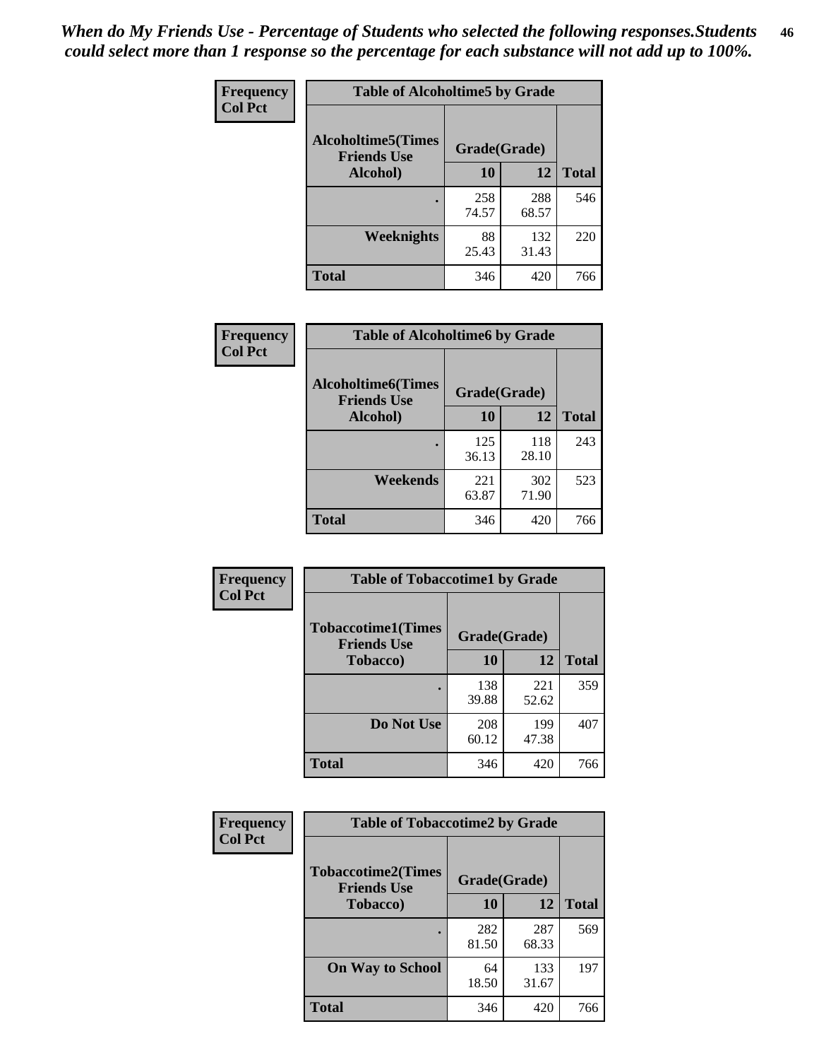*When do My Friends Use - Percentage of Students who selected the following responses.Students could select more than 1 response so the percentage for each substance will not add up to 100%.*

**Frequency**
**Col Pct**

| Table of Alcoholtime5 by Grade | | | |
|---|---|---|---|
| **Alcoholtime5(Times Friends Use Alcohol)** | **Grade(Grade)** | | **Total** |
| | **10** | **12** | |
| **.** | 258<br>74.57 | 288<br>68.57 | 546 |
| **Weeknights** | 88<br>25.43 | 132<br>31.43 | 220 |
| **Total** | 346 | 420 | 766 |

**Frequency**
**Col Pct**

| Table of Alcoholtime6 by Grade | | | |
|---|---|---|---|
| **Alcoholtime6(Times Friends Use Alcohol)** | **Grade(Grade)** | | **Total** |
| | **10** | **12** | |
| **.** | 125<br>36.13 | 118<br>28.10 | 243 |
| **Weekends** | 221<br>63.87 | 302<br>71.90 | 523 |
| **Total** | 346 | 420 | 766 |

**Frequency**
**Col Pct**

| Table of Tobaccotime1 by Grade | | | |
|---|---|---|---|
| **Tobaccotime1(Times Friends Use Tobacco)** | **Grade(Grade)** | | **Total** |
| | **10** | **12** | |
| **.** | 138<br>39.88 | 221<br>52.62 | 359 |
| **Do Not Use** | 208<br>60.12 | 199<br>47.38 | 407 |
| **Total** | 346 | 420 | 766 |

**Frequency**
**Col Pct**

| Table of Tobaccotime2 by Grade | | | |
|---|---|---|---|
| **Tobaccotime2(Times Friends Use Tobacco)** | **Grade(Grade)** | | **Total** |
| | **10** | **12** | |
| **.** | 282<br>81.50 | 287<br>68.33 | 569 |
| **On Way to School** | 64<br>18.50 | 133<br>31.67 | 197 |
| **Total** | 346 | 420 | 766 |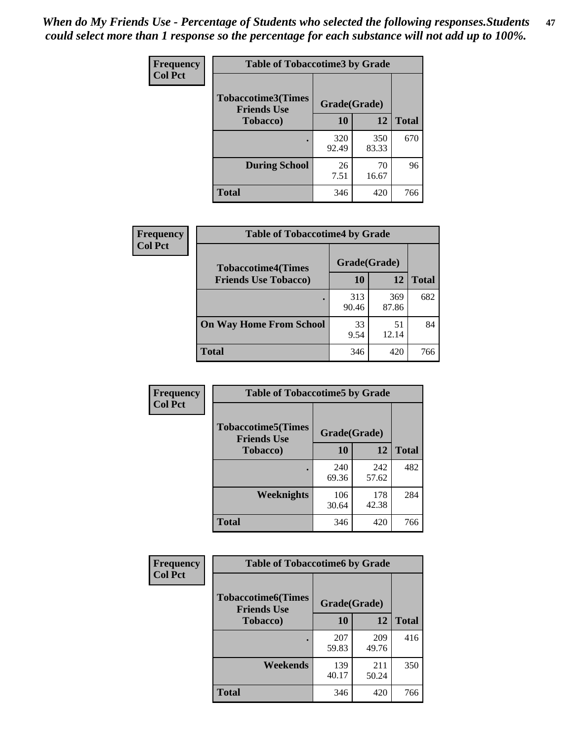*When do My Friends Use - Percentage of Students who selected the following responses.Students could select more than 1 response so the percentage for each substance will not add up to 100%.*

| Frequency Col Pct | Table of Tobaccotime3 by Grade | | |
|---|---|---|---|
| Tobaccotime3(Times Friends Use Tobacco) | Grade(Grade) | | |
| | 10 | 12 | Total |
| . | 320<br>92.49 | 350<br>83.33 | 670 |
| During School | 26<br>7.51 | 70<br>16.67 | 96 |
| Total | 346 | 420 | 766 |

| Frequency Col Pct | Table of Tobaccotime4 by Grade | | |
|---|---|---|---|
| Tobaccotime4(Times Friends Use Tobacco) | Grade(Grade) | | |
| | 10 | 12 | Total |
| . | 313<br>90.46 | 369<br>87.86 | 682 |
| On Way Home From School | 33<br>9.54 | 51<br>12.14 | 84 |
| Total | 346 | 420 | 766 |

| Frequency Col Pct | Table of Tobaccotime5 by Grade | | |
|---|---|---|---|
| Tobaccotime5(Times Friends Use Tobacco) | Grade(Grade) | | |
| | 10 | 12 | Total |
| . | 240<br>69.36 | 242<br>57.62 | 482 |
| Weeknights | 106<br>30.64 | 178<br>42.38 | 284 |
| Total | 346 | 420 | 766 |

| Frequency Col Pct | Table of Tobaccotime6 by Grade | | |
|---|---|---|---|
| Tobaccotime6(Times Friends Use Tobacco) | Grade(Grade) | | |
| | 10 | 12 | Total |
| . | 207<br>59.83 | 209<br>49.76 | 416 |
| Weekends | 139<br>40.17 | 211<br>50.24 | 350 |
| Total | 346 | 420 | 766 |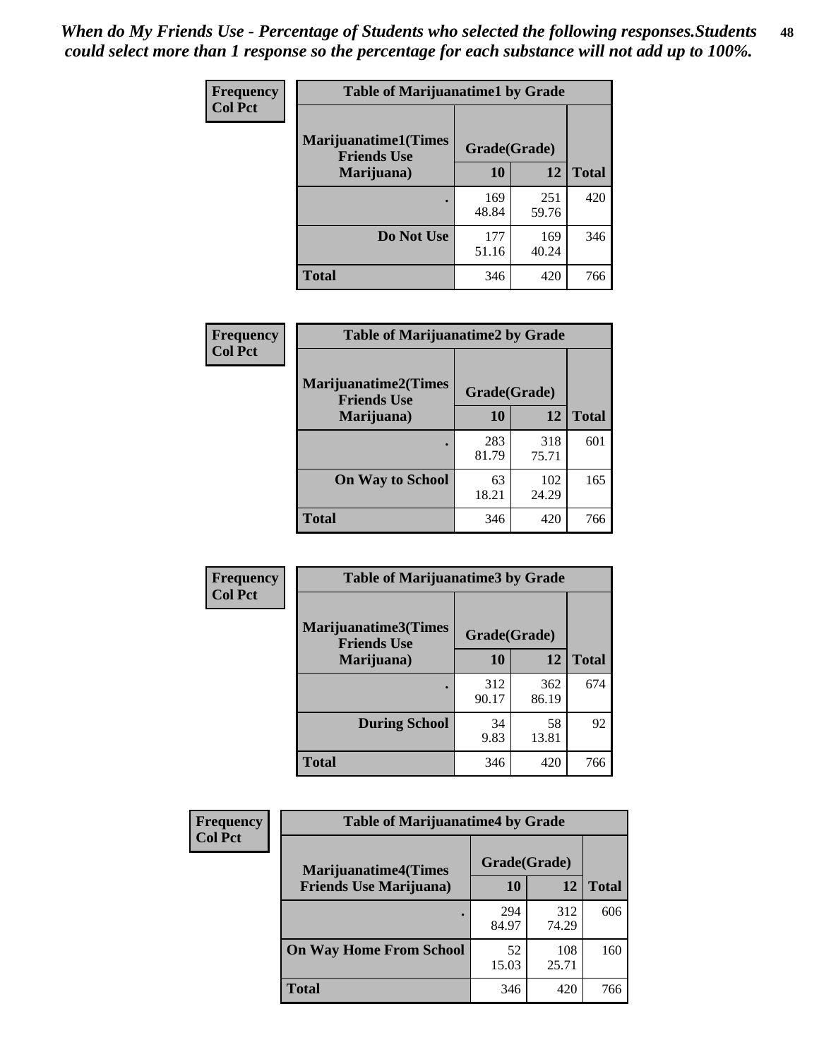*When do My Friends Use - Percentage of Students who selected the following responses.Students could select more than 1 response so the percentage for each substance will not add up to 100%.*

**Frequency**
**Col Pct**

| Table of Marijuanatime1 by Grade | | | |
|---|---|---|---|
| **Marijuanatime1(Times Friends Use Marijuana)** | **Grade(Grade)** | | |
| | **10** | **12** | **Total** |
| **.** | 169<br>48.84 | 251<br>59.76 | 420 |
| **Do Not Use** | 177<br>51.16 | 169<br>40.24 | 346 |
| **Total** | 346 | 420 | 766 |

**Frequency**
**Col Pct**

| Table of Marijuanatime2 by Grade | | | |
|---|---|---|---|
| **Marijuanatime2(Times Friends Use Marijuana)** | **Grade(Grade)** | | |
| | **10** | **12** | **Total** |
| **.** | 283<br>81.79 | 318<br>75.71 | 601 |
| **On Way to School** | 63<br>18.21 | 102<br>24.29 | 165 |
| **Total** | 346 | 420 | 766 |

**Frequency**
**Col Pct**

| Table of Marijuanatime3 by Grade | | | |
|---|---|---|---|
| **Marijuanatime3(Times Friends Use Marijuana)** | **Grade(Grade)** | | |
| | **10** | **12** | **Total** |
| **.** | 312<br>90.17 | 362<br>86.19 | 674 |
| **During School** | 34<br>9.83 | 58<br>13.81 | 92 |
| **Total** | 346 | 420 | 766 |

**Frequency**
**Col Pct**

| Table of Marijuanatime4 by Grade | | | |
|---|---|---|---|
| **Marijuanatime4(Times Friends Use Marijuana)** | **Grade(Grade)** | | |
| | **10** | **12** | **Total** |
| **.** | 294<br>84.97 | 312<br>74.29 | 606 |
| **On Way Home From School** | 52<br>15.03 | 108<br>25.71 | 160 |
| **Total** | 346 | 420 | 766 |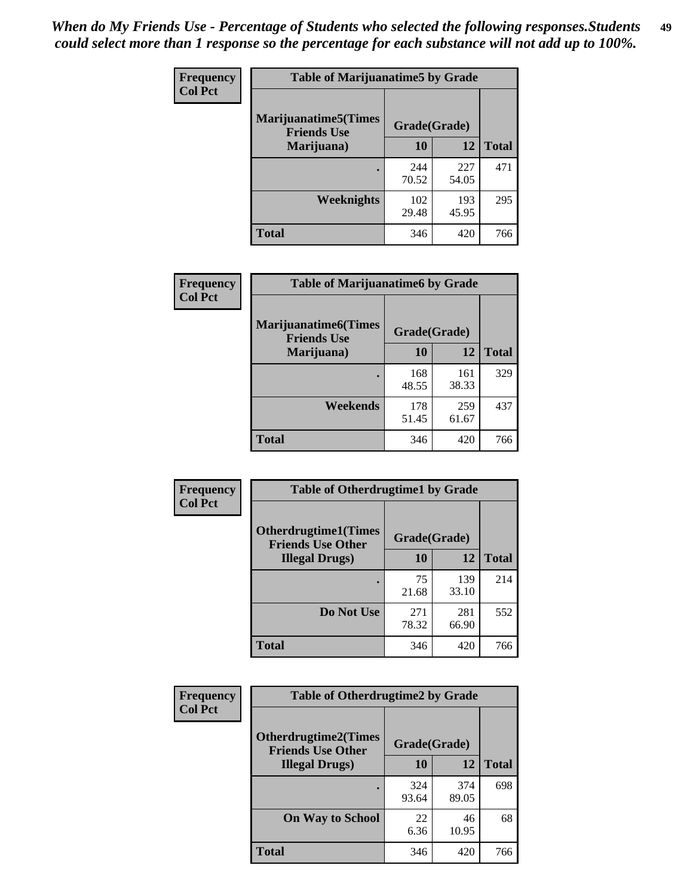*When do My Friends Use - Percentage of Students who selected the following responses.Students could select more than 1 response so the percentage for each substance will not add up to 100%.*

**Frequency**
**Col Pct**

| Table of Marijuanatime5 by Grade | | | |
|---|---|---|---|
| **Marijuanatime5(Times Friends Use Marijuana)** | **Grade(Grade)** | | **Total** |
| | **10** | **12** | |
| **.** | 244<br>70.52 | 227<br>54.05 | 471 |
| **Weeknights** | 102<br>29.48 | 193<br>45.95 | 295 |
| **Total** | 346 | 420 | 766 |

**Frequency**
**Col Pct**

| Table of Marijuanatime6 by Grade | | | |
|---|---|---|---|
| **Marijuanatime6(Times Friends Use Marijuana)** | **Grade(Grade)** | | **Total** |
| | **10** | **12** | |
| **.** | 168<br>48.55 | 161<br>38.33 | 329 |
| **Weekends** | 178<br>51.45 | 259<br>61.67 | 437 |
| **Total** | 346 | 420 | 766 |

**Frequency**
**Col Pct**

| Table of Otherdrugtime1 by Grade | | | |
|---|---|---|---|
| **Otherdrugtime1(Times Friends Use Other Illegal Drugs)** | **Grade(Grade)** | | **Total** |
| | **10** | **12** | |
| **.** | 75<br>21.68 | 139<br>33.10 | 214 |
| **Do Not Use** | 271<br>78.32 | 281<br>66.90 | 552 |
| **Total** | 346 | 420 | 766 |

**Frequency**
**Col Pct**

| Table of Otherdrugtime2 by Grade | | | |
|---|---|---|---|
| **Otherdrugtime2(Times Friends Use Other Illegal Drugs)** | **Grade(Grade)** | | **Total** |
| | **10** | **12** | |
| **.** | 324<br>93.64 | 374<br>89.05 | 698 |
| **On Way to School** | 22<br>6.36 | 46<br>10.95 | 68 |
| **Total** | 346 | 420 | 766 |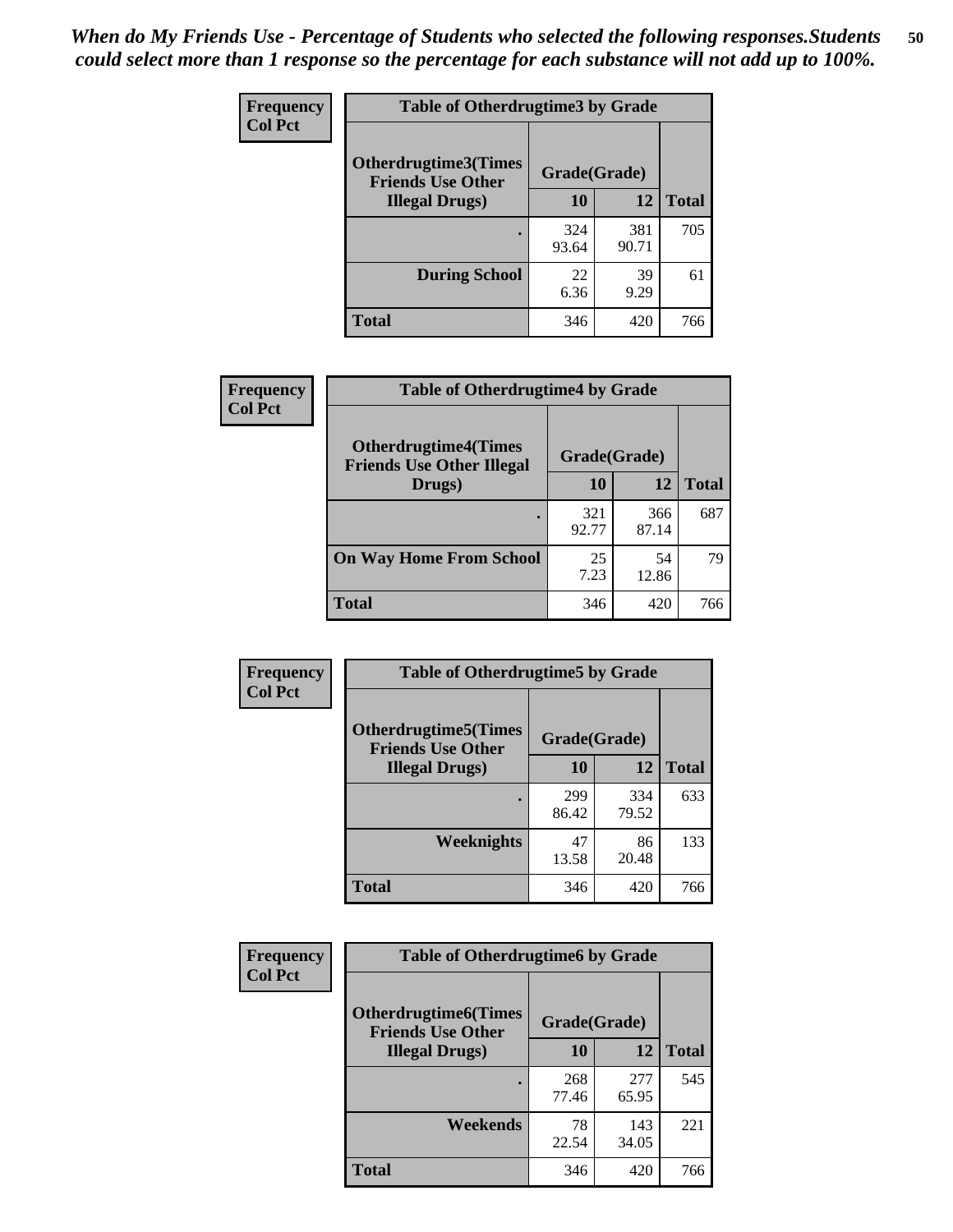*When do My Friends Use - Percentage of Students who selected the following responses.Students could select more than 1 response so the percentage for each substance will not add up to 100%.*

**Frequency**
**Col Pct**

| Table of Otherdrugtime3 by Grade | | | |
|---|---|---|---|
| **Otherdrugtime3(Times Friends Use Other Illegal Drugs)** | **Grade(Grade)** | | |
| | **10** | **12** | **Total** |
| **.** | 324<br>93.64 | 381<br>90.71 | 705 |
| **During School** | 22<br>6.36 | 39<br>9.29 | 61 |
| **Total** | 346 | 420 | 766 |

**Frequency**
**Col Pct**

| Table of Otherdrugtime4 by Grade | | | |
|---|---|---|---|
| **Otherdrugtime4(Times Friends Use Other Illegal Drugs)** | **Grade(Grade)** | | |
| | **10** | **12** | **Total** |
| **.** | 321<br>92.77 | 366<br>87.14 | 687 |
| **On Way Home From School** | 25<br>7.23 | 54<br>12.86 | 79 |
| **Total** | 346 | 420 | 766 |

**Frequency**
**Col Pct**

| Table of Otherdrugtime5 by Grade | | | |
|---|---|---|---|
| **Otherdrugtime5(Times Friends Use Other Illegal Drugs)** | **Grade(Grade)** | | |
| | **10** | **12** | **Total** |
| **.** | 299<br>86.42 | 334<br>79.52 | 633 |
| **Weeknights** | 47<br>13.58 | 86<br>20.48 | 133 |
| **Total** | 346 | 420 | 766 |

**Frequency**
**Col Pct**

| Table of Otherdrugtime6 by Grade | | | |
|---|---|---|---|
| **Otherdrugtime6(Times Friends Use Other Illegal Drugs)** | **Grade(Grade)** | | |
| | **10** | **12** | **Total** |
| **.** | 268<br>77.46 | 277<br>65.95 | 545 |
| **Weekends** | 78<br>22.54 | 143<br>34.05 | 221 |
| **Total** | 346 | 420 | 766 |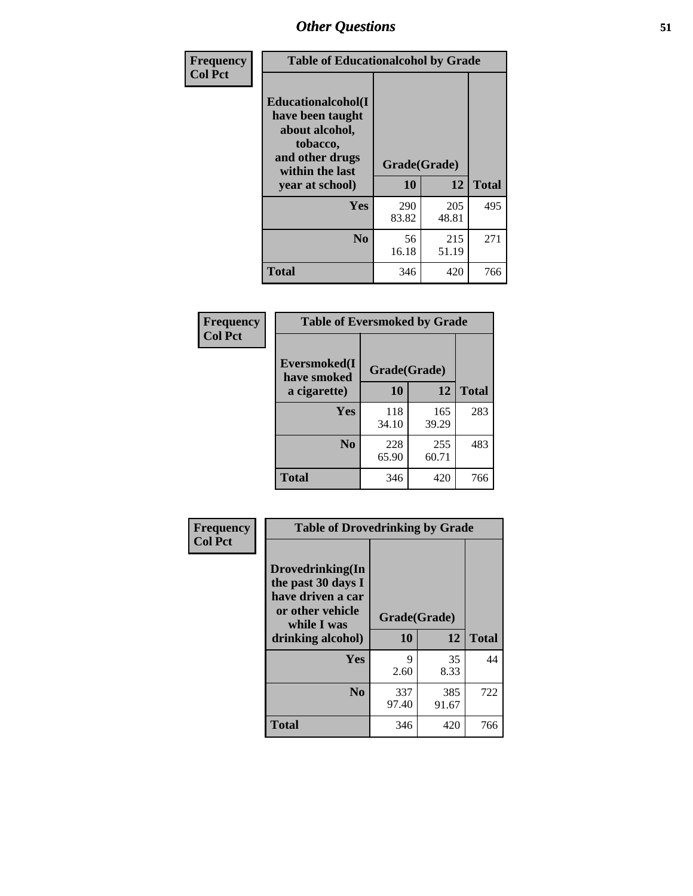## Other Questions

**Frequency / Col Pct**

**Table of Educationalalcohol by Grade**

| Educationalalcohol(I have been taught about alcohol, tobacco, and other drugs within the last year at school) | Grade(Grade) 10 | 12 | Total |
|---|---|---|---|
| **Yes** | 290<br>83.82 | 205<br>48.81 | 495 |
| **No** | 56<br>16.18 | 215<br>51.19 | 271 |
| **Total** | 346 | 420 | 766 |

**Frequency / Col Pct**

**Table of Eversmoked by Grade**

| Eversmoked(I have smoked a cigarette) | Grade(Grade) 10 | 12 | Total |
|---|---|---|---|
| **Yes** | 118<br>34.10 | 165<br>39.29 | 283 |
| **No** | 228<br>65.90 | 255<br>60.71 | 483 |
| **Total** | 346 | 420 | 766 |

**Frequency / Col Pct**

**Table of Drovedrinking by Grade**

| Drovedrinking(In the past 30 days I have driven a car or other vehicle while I was drinking alcohol) | Grade(Grade) 10 | 12 | Total |
|---|---|---|---|
| **Yes** | 9<br>2.60 | 35<br>8.33 | 44 |
| **No** | 337<br>97.40 | 385<br>91.67 | 722 |
| **Total** | 346 | 420 | 766 |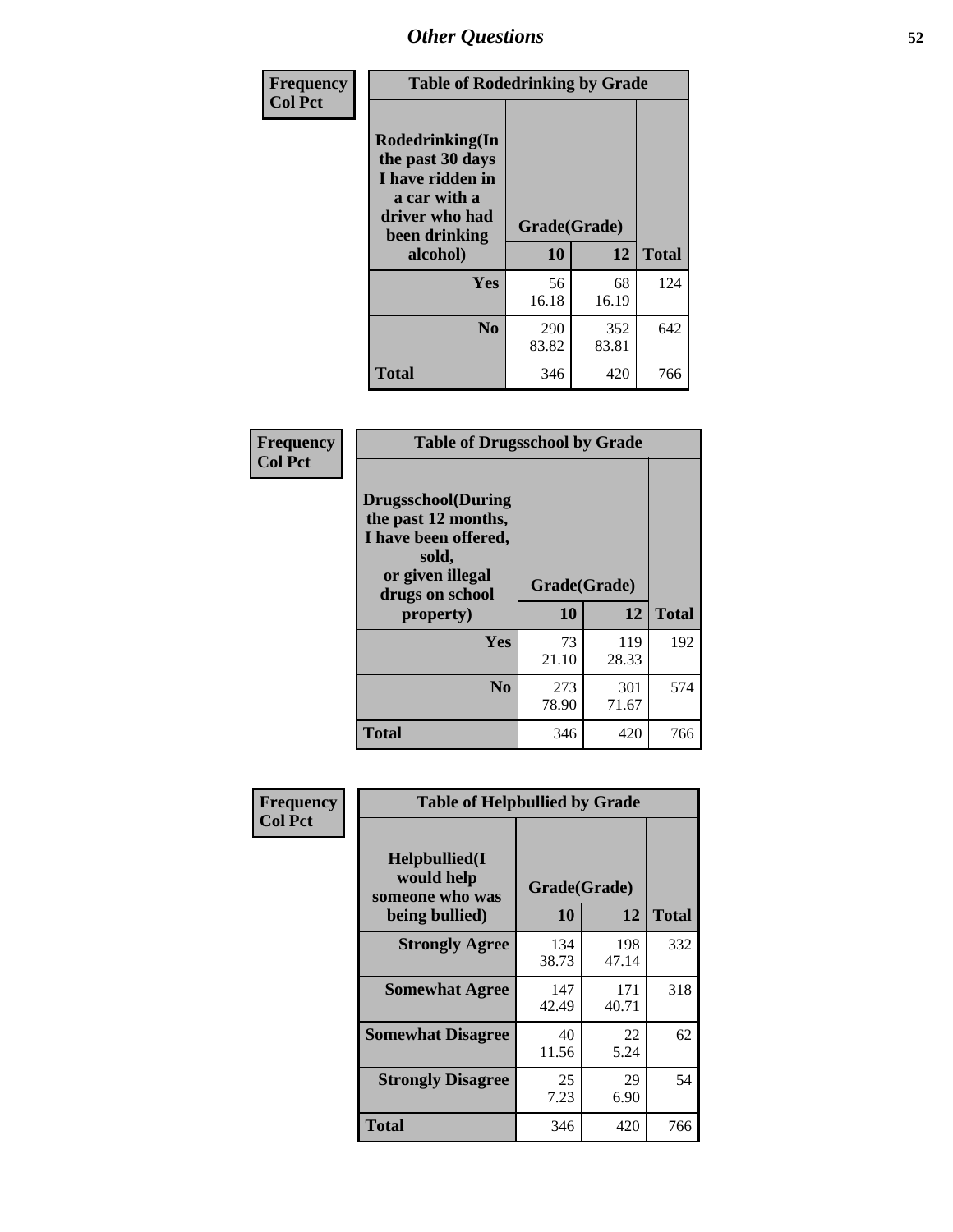## Other Questions

**Frequency**
**Col Pct**

| Table of Rodedrinking by Grade | | | |
|---|---|---|---|
| Rodedrinking(In the past 30 days I have ridden in a car with a driver who had been drinking alcohol) | Grade(Grade) | | |
| | 10 | 12 | Total |
| Yes | 56<br>16.18 | 68<br>16.19 | 124 |
| No | 290<br>83.82 | 352<br>83.81 | 642 |
| Total | 346 | 420 | 766 |

**Frequency**
**Col Pct**

| Table of Drugsschool by Grade | | | |
|---|---|---|---|
| Drugsschool(During the past 12 months, I have been offered, sold, or given illegal drugs on school property) | Grade(Grade) | | |
| | 10 | 12 | Total |
| Yes | 73<br>21.10 | 119<br>28.33 | 192 |
| No | 273<br>78.90 | 301<br>71.67 | 574 |
| Total | 346 | 420 | 766 |

**Frequency**
**Col Pct**

| Table of Helpbullied by Grade | | | |
|---|---|---|---|
| Helpbullied(I would help someone who was being bullied) | Grade(Grade) | | |
| | 10 | 12 | Total |
| Strongly Agree | 134<br>38.73 | 198<br>47.14 | 332 |
| Somewhat Agree | 147<br>42.49 | 171<br>40.71 | 318 |
| Somewhat Disagree | 40<br>11.56 | 22<br>5.24 | 62 |
| Strongly Disagree | 25<br>7.23 | 29<br>6.90 | 54 |
| Total | 346 | 420 | 766 |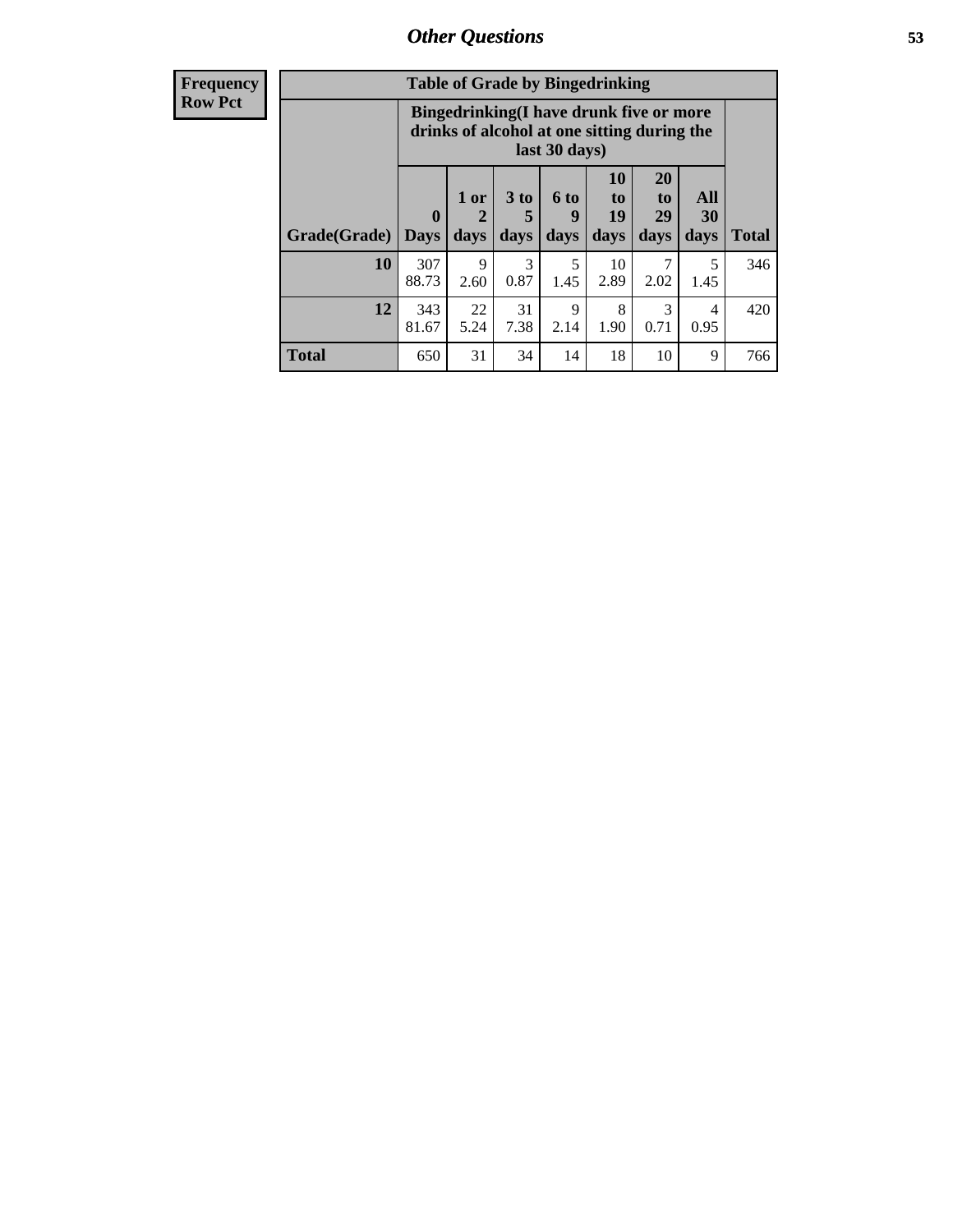## Other Questions

| Frequency<br>Row Pct | Table of Grade by Bingedrinking | | | | | | | |
|---|---|---|---|---|---|---|---|---|
| | Bingedrinking(I have drunk five or more drinks of alcohol at one sitting during the last 30 days) | | | | | | | |
| Grade(Grade) | 0 Days | 1 or 2 days | 3 to 5 days | 6 to 9 days | 10 to 19 days | 20 to 29 days | All 30 days | Total |
| 10 | 307<br>88.73 | 9<br>2.60 | 3<br>0.87 | 5<br>1.45 | 10<br>2.89 | 7<br>2.02 | 5<br>1.45 | 346 |
| 12 | 343<br>81.67 | 22<br>5.24 | 31<br>7.38 | 9<br>2.14 | 8<br>1.90 | 3<br>0.71 | 4<br>0.95 | 420 |
| Total | 650 | 31 | 34 | 14 | 18 | 10 | 9 | 766 |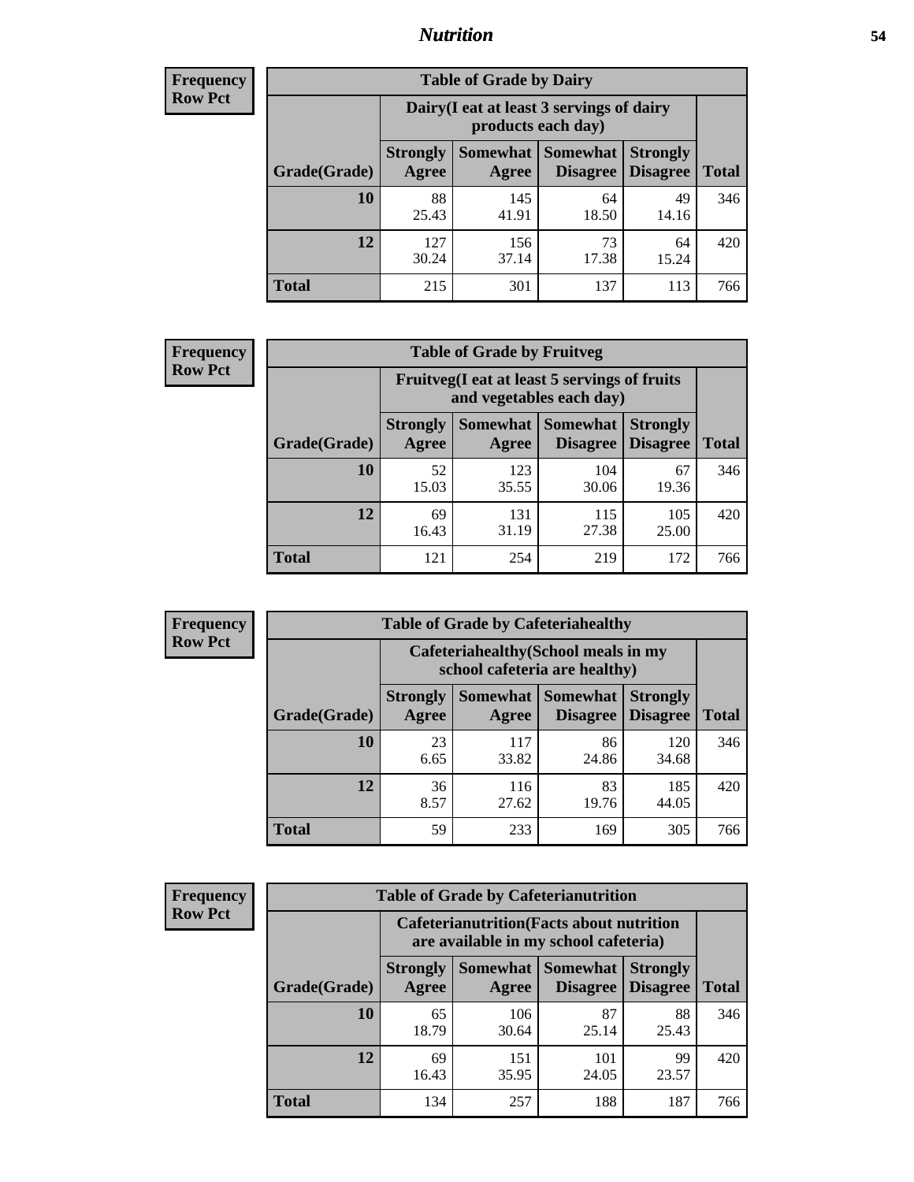## Nutrition

**Frequency**
**Row Pct**

| Table of Grade by Dairy | | | | | |
|---|---|---|---|---|---|
| | Dairy(I eat at least 3 servings of dairy products each day) | | | | |
| Grade(Grade) | Strongly Agree | Somewhat Agree | Somewhat Disagree | Strongly Disagree | Total |
| **10** | 88<br>25.43 | 145<br>41.91 | 64<br>18.50 | 49<br>14.16 | 346 |
| **12** | 127<br>30.24 | 156<br>37.14 | 73<br>17.38 | 64<br>15.24 | 420 |
| **Total** | 215 | 301 | 137 | 113 | 766 |

**Frequency**
**Row Pct**

| Table of Grade by Fruitveg | | | | | |
|---|---|---|---|---|---|
| | Fruitveg(I eat at least 5 servings of fruits and vegetables each day) | | | | |
| Grade(Grade) | Strongly Agree | Somewhat Agree | Somewhat Disagree | Strongly Disagree | Total |
| **10** | 52<br>15.03 | 123<br>35.55 | 104<br>30.06 | 67<br>19.36 | 346 |
| **12** | 69<br>16.43 | 131<br>31.19 | 115<br>27.38 | 105<br>25.00 | 420 |
| **Total** | 121 | 254 | 219 | 172 | 766 |

**Frequency**
**Row Pct**

| Table of Grade by Cafeteriahealthy | | | | | |
|---|---|---|---|---|---|
| | Cafeteriahealthy(School meals in my school cafeteria are healthy) | | | | |
| Grade(Grade) | Strongly Agree | Somewhat Agree | Somewhat Disagree | Strongly Disagree | Total |
| **10** | 23<br>6.65 | 117<br>33.82 | 86<br>24.86 | 120<br>34.68 | 346 |
| **12** | 36<br>8.57 | 116<br>27.62 | 83<br>19.76 | 185<br>44.05 | 420 |
| **Total** | 59 | 233 | 169 | 305 | 766 |

**Frequency**
**Row Pct**

| Table of Grade by Cafeterianutrition | | | | | |
|---|---|---|---|---|---|
| | Cafeterianutrition(Facts about nutrition are available in my school cafeteria) | | | | |
| Grade(Grade) | Strongly Agree | Somewhat Agree | Somewhat Disagree | Strongly Disagree | Total |
| **10** | 65<br>18.79 | 106<br>30.64 | 87<br>25.14 | 88<br>25.43 | 346 |
| **12** | 69<br>16.43 | 151<br>35.95 | 101<br>24.05 | 99<br>23.57 | 420 |
| **Total** | 134 | 257 | 188 | 187 | 766 |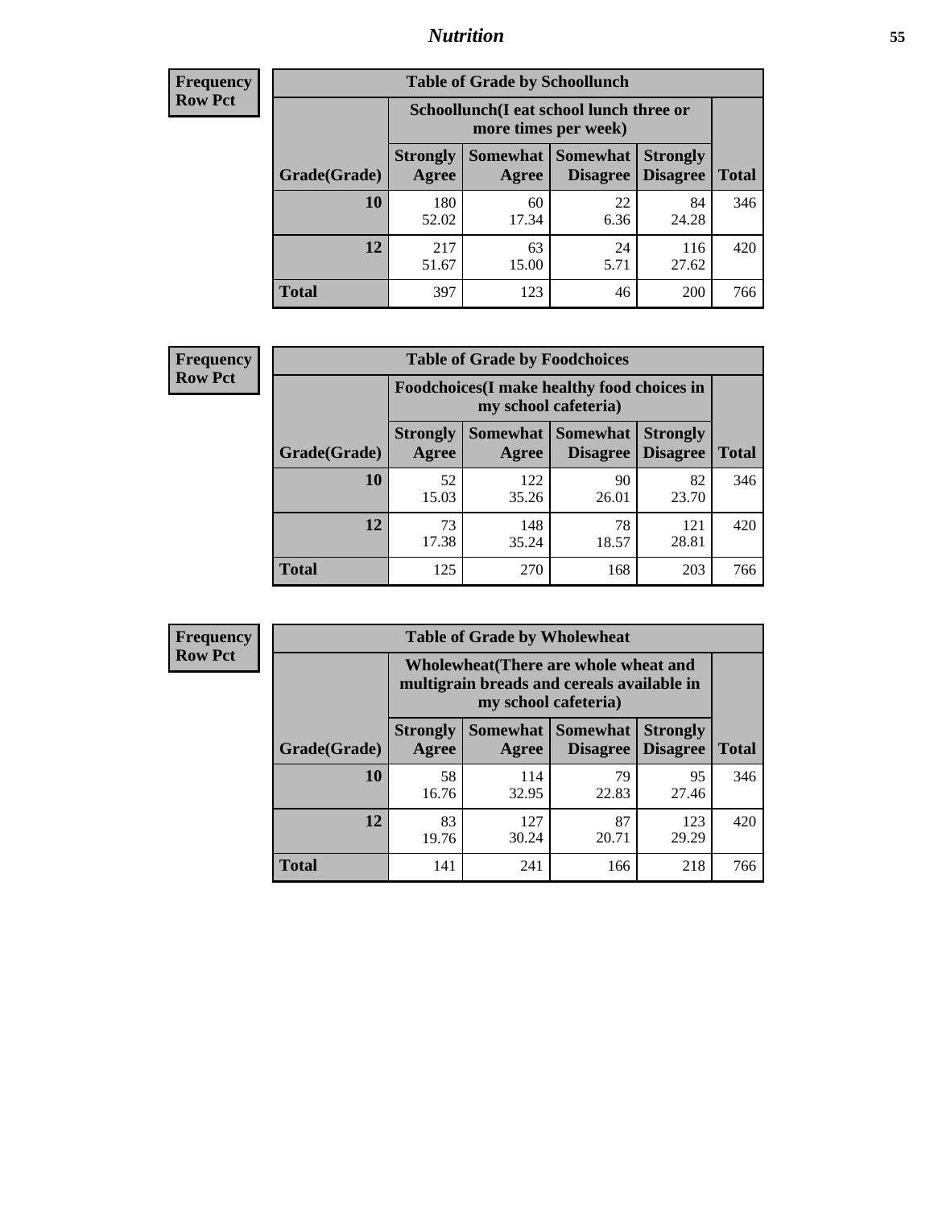# Nutrition

**Frequency**
**Row Pct**

| Table of Grade by Schoollunch | | | | | |
|---|---|---|---|---|---|
| | Schoollunch(I eat school lunch three or more times per week) | | | | |
| Grade(Grade) | Strongly Agree | Somewhat Agree | Somewhat Disagree | Strongly Disagree | Total |
| 10 | 180<br>52.02 | 60<br>17.34 | 22<br>6.36 | 84<br>24.28 | 346 |
| 12 | 217<br>51.67 | 63<br>15.00 | 24<br>5.71 | 116<br>27.62 | 420 |
| Total | 397 | 123 | 46 | 200 | 766 |

**Frequency**
**Row Pct**

| Table of Grade by Foodchoices | | | | | |
|---|---|---|---|---|---|
| | Foodchoices(I make healthy food choices in my school cafeteria) | | | | |
| Grade(Grade) | Strongly Agree | Somewhat Agree | Somewhat Disagree | Strongly Disagree | Total |
| 10 | 52<br>15.03 | 122<br>35.26 | 90<br>26.01 | 82<br>23.70 | 346 |
| 12 | 73<br>17.38 | 148<br>35.24 | 78<br>18.57 | 121<br>28.81 | 420 |
| Total | 125 | 270 | 168 | 203 | 766 |

**Frequency**
**Row Pct**

| Table of Grade by Wholewheat | | | | | |
|---|---|---|---|---|---|
| | Wholewheat(There are whole wheat and multigrain breads and cereals available in my school cafeteria) | | | | |
| Grade(Grade) | Strongly Agree | Somewhat Agree | Somewhat Disagree | Strongly Disagree | Total |
| 10 | 58<br>16.76 | 114<br>32.95 | 79<br>22.83 | 95<br>27.46 | 346 |
| 12 | 83<br>19.76 | 127<br>30.24 | 87<br>20.71 | 123<br>29.29 | 420 |
| Total | 141 | 241 | 166 | 218 | 766 |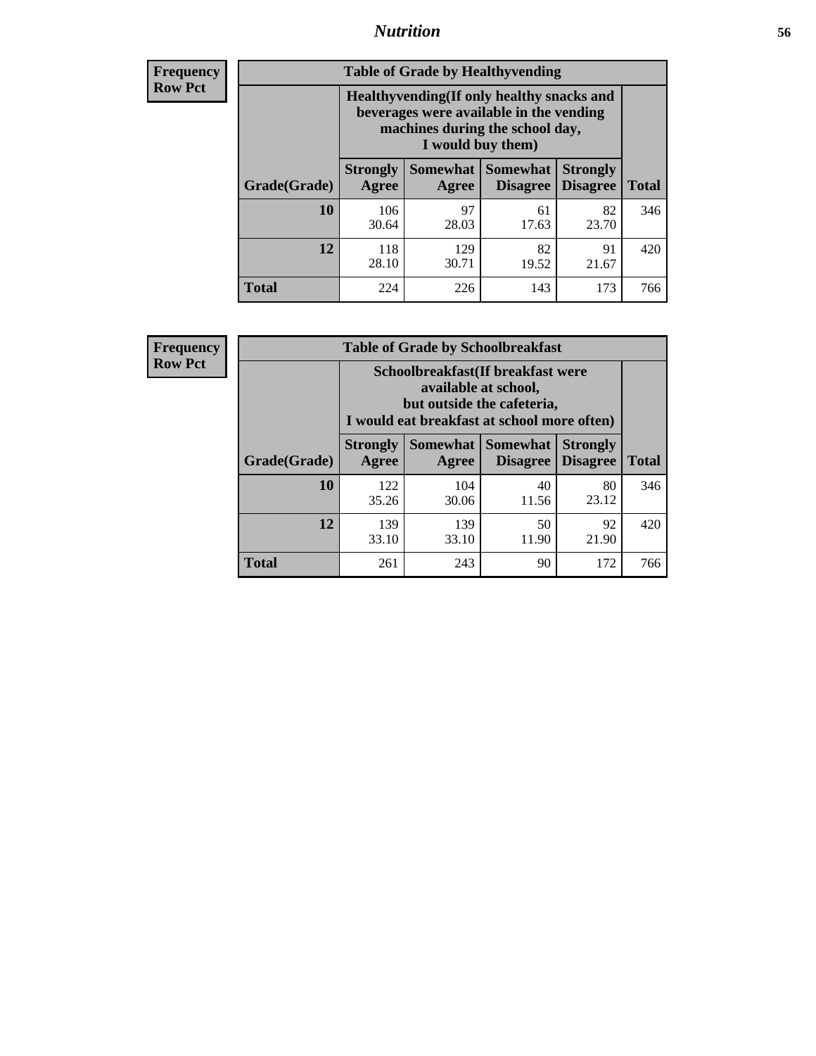**Frequency**
**Row Pct**

| Table of Grade by Healthyvending | | | | | |
|---|---|---|---|---|---|
| | Healthyvending(If only healthy snacks and beverages were available in the vending machines during the school day, I would buy them) | | | | |
| Grade(Grade) | Strongly Agree | Somewhat Agree | Somewhat Disagree | Strongly Disagree | Total |
| **10** | 106<br>30.64 | 97<br>28.03 | 61<br>17.63 | 82<br>23.70 | 346 |
| **12** | 118<br>28.10 | 129<br>30.71 | 82<br>19.52 | 91<br>21.67 | 420 |
| **Total** | 224 | 226 | 143 | 173 | 766 |

**Frequency**
**Row Pct**

| Table of Grade by Schoolbreakfast | | | | | |
|---|---|---|---|---|---|
| | Schoolbreakfast(If breakfast were available at school, but outside the cafeteria, I would eat breakfast at school more often) | | | | |
| Grade(Grade) | Strongly Agree | Somewhat Agree | Somewhat Disagree | Strongly Disagree | Total |
| **10** | 122<br>35.26 | 104<br>30.06 | 40<br>11.56 | 80<br>23.12 | 346 |
| **12** | 139<br>33.10 | 139<br>33.10 | 50<br>11.90 | 92<br>21.90 | 420 |
| **Total** | 261 | 243 | 90 | 172 | 766 |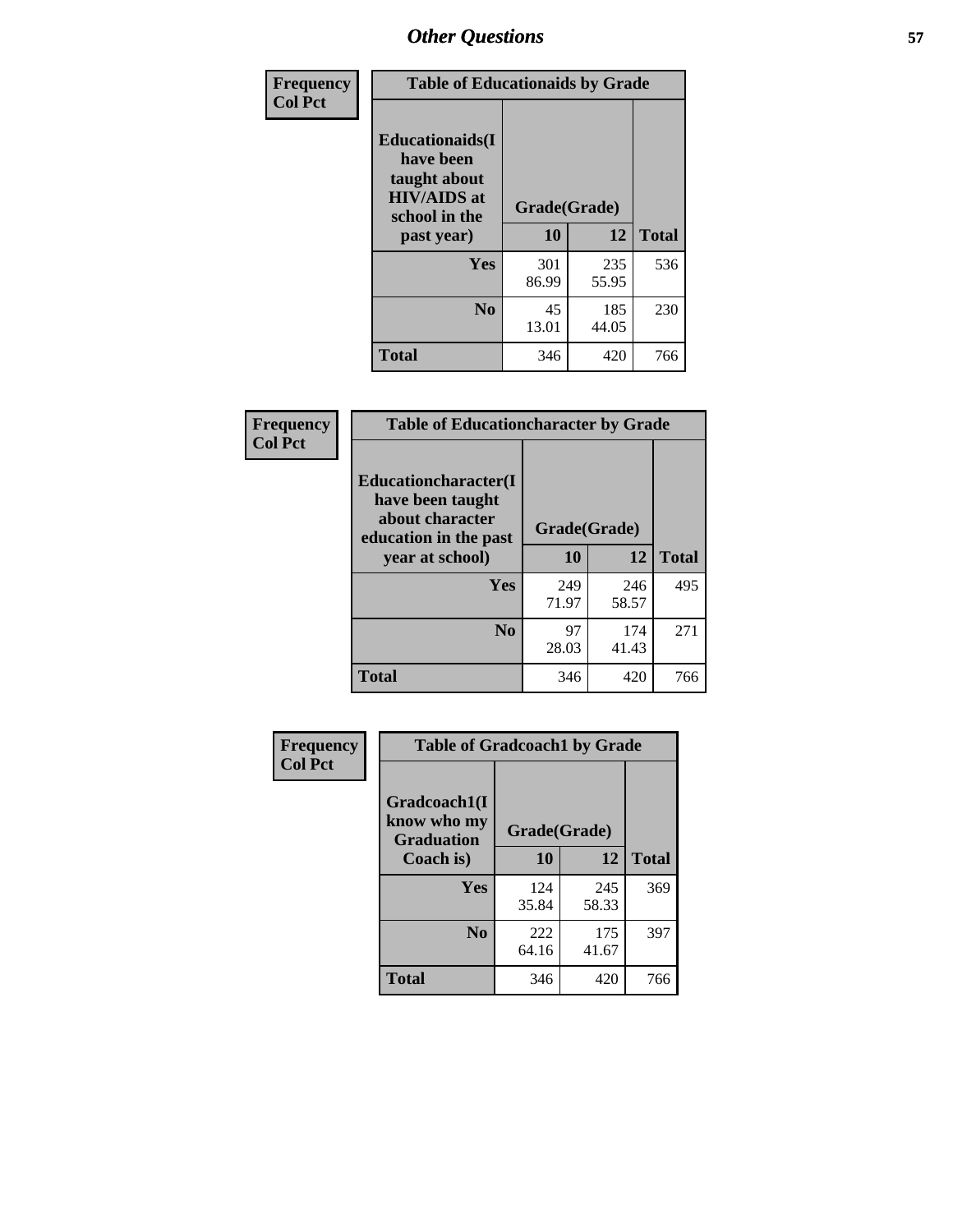## Other Questions

**Frequency / Col Pct**

| Table of Educationaids by Grade | | | |
|---|---|---|---|
| **Educationaids(I have been taught about HIV/AIDS at school in the past year)** | **Grade(Grade)** | | |
| | **10** | **12** | **Total** |
| **Yes** | 301<br>86.99 | 235<br>55.95 | 536 |
| **No** | 45<br>13.01 | 185<br>44.05 | 230 |
| **Total** | 346 | 420 | 766 |

**Frequency / Col Pct**

| Table of Educationcharacter by Grade | | | |
|---|---|---|---|
| **Educationcharacter(I have been taught about character education in the past year at school)** | **Grade(Grade)** | | |
| | **10** | **12** | **Total** |
| **Yes** | 249<br>71.97 | 246<br>58.57 | 495 |
| **No** | 97<br>28.03 | 174<br>41.43 | 271 |
| **Total** | 346 | 420 | 766 |

**Frequency / Col Pct**

| Table of Gradcoach1 by Grade | | | |
|---|---|---|---|
| **Gradcoach1(I know who my Graduation Coach is)** | **Grade(Grade)** | | |
| | **10** | **12** | **Total** |
| **Yes** | 124<br>35.84 | 245<br>58.33 | 369 |
| **No** | 222<br>64.16 | 175<br>41.67 | 397 |
| **Total** | 346 | 420 | 766 |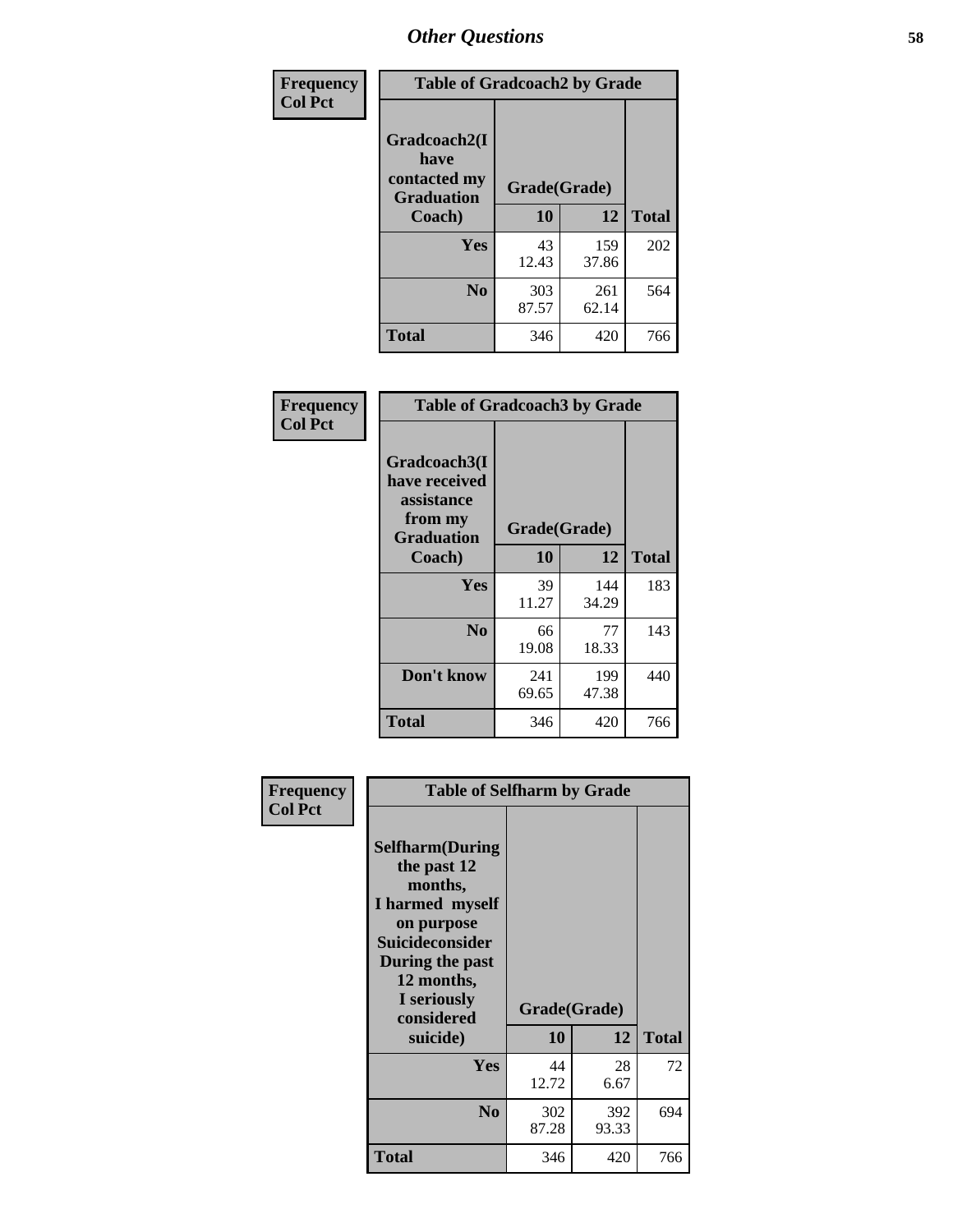# Other Questions

**Frequency Col Pct**

| Table of Gradcoach2 by Grade | | | |
|---|---|---|---|
| Gradcoach2(I have contacted my Graduation Coach) | Grade(Grade) | | |
| | 10 | 12 | Total |
| Yes | 43<br>12.43 | 159<br>37.86 | 202 |
| No | 303<br>87.57 | 261<br>62.14 | 564 |
| Total | 346 | 420 | 766 |

**Frequency Col Pct**

| Table of Gradcoach3 by Grade | | | |
|---|---|---|---|
| Gradcoach3(I have received assistance from my Graduation Coach) | Grade(Grade) | | |
| | 10 | 12 | Total |
| Yes | 39<br>11.27 | 144<br>34.29 | 183 |
| No | 66<br>19.08 | 77<br>18.33 | 143 |
| Don't know | 241<br>69.65 | 199<br>47.38 | 440 |
| Total | 346 | 420 | 766 |

**Frequency Col Pct**

| Table of Selfharm by Grade | | | |
|---|---|---|---|
| Selfharm(During the past 12 months, I harmed myself on purpose Suicideconsider During the past 12 months, I seriously considered suicide) | Grade(Grade) | | |
| | 10 | 12 | Total |
| Yes | 44<br>12.72 | 28<br>6.67 | 72 |
| No | 302<br>87.28 | 392<br>93.33 | 694 |
| Total | 346 | 420 | 766 |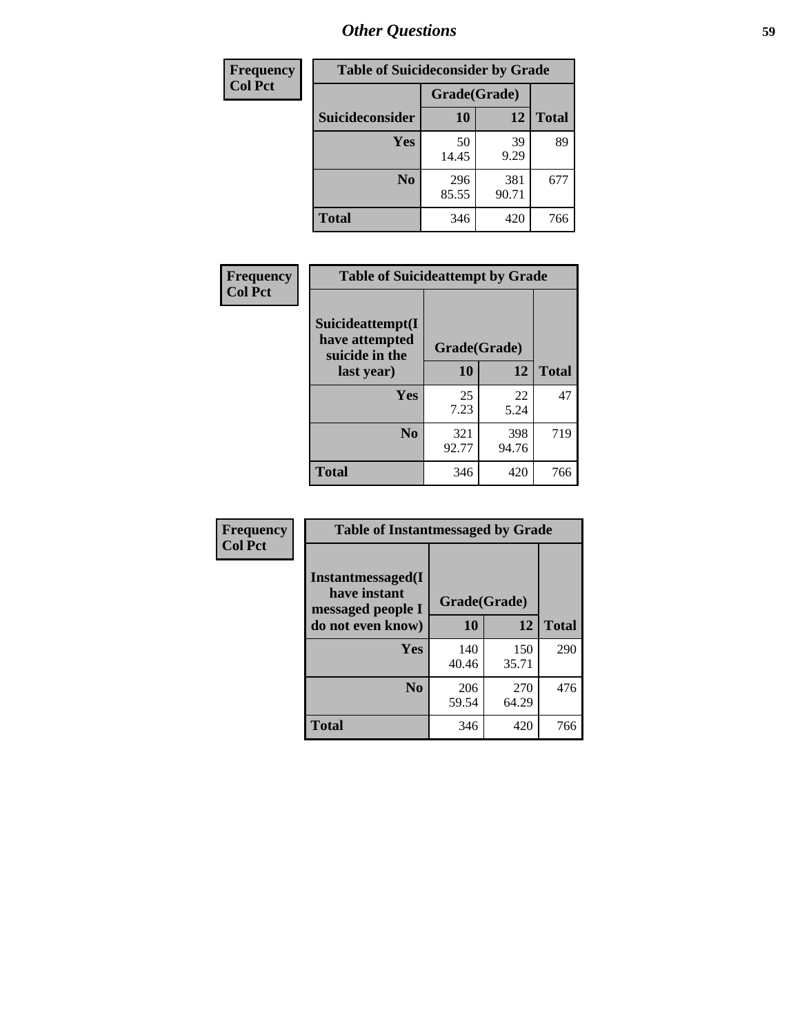## Other Questions

| Frequency<br>Col Pct |
|---|

**Table of Suicideconsider by Grade**

| Suicideconsider | Grade(Grade) 10 | 12 | Total |
|---|---|---|---|
| Yes | 50<br>14.45 | 39<br>9.29 | 89 |
| No | 296<br>85.55 | 381<br>90.71 | 677 |
| Total | 346 | 420 | 766 |

| Frequency<br>Col Pct |
|---|

**Table of Suicideattempt by Grade**

| Suicideattempt(I have attempted suicide in the last year) | Grade(Grade) 10 | 12 | Total |
|---|---|---|---|
| Yes | 25<br>7.23 | 22<br>5.24 | 47 |
| No | 321<br>92.77 | 398<br>94.76 | 719 |
| Total | 346 | 420 | 766 |

| Frequency<br>Col Pct |
|---|

**Table of Instantmessaged by Grade**

| Instantmessaged(I have instant messaged people I do not even know) | Grade(Grade) 10 | 12 | Total |
|---|---|---|---|
| Yes | 140<br>40.46 | 150<br>35.71 | 290 |
| No | 206<br>59.54 | 270<br>64.29 | 476 |
| Total | 346 | 420 | 766 |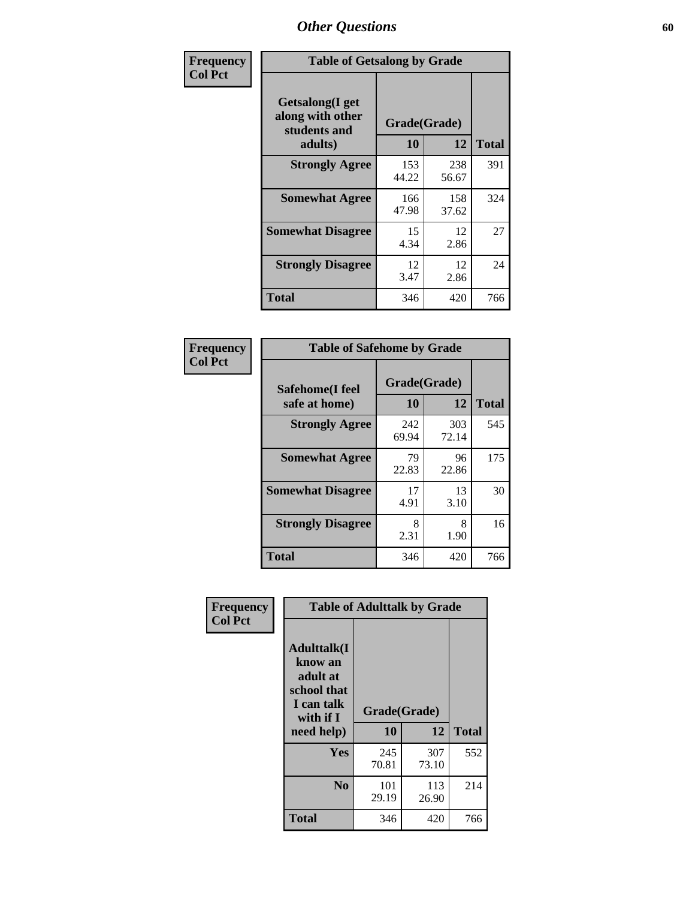# Other Questions

**Frequency**
**Col Pct**

| Table of Getsalong by Grade | | | |
|---|---|---|---|
| Getsalong(I get along with other students and adults) | Grade(Grade) | | |
| | 10 | 12 | Total |
| Strongly Agree | 153<br>44.22 | 238<br>56.67 | 391 |
| Somewhat Agree | 166<br>47.98 | 158<br>37.62 | 324 |
| Somewhat Disagree | 15<br>4.34 | 12<br>2.86 | 27 |
| Strongly Disagree | 12<br>3.47 | 12<br>2.86 | 24 |
| Total | 346 | 420 | 766 |

**Frequency**
**Col Pct**

| Table of Safehome by Grade | | | |
|---|---|---|---|
| Safehome(I feel safe at home) | Grade(Grade) | | |
| | 10 | 12 | Total |
| Strongly Agree | 242<br>69.94 | 303<br>72.14 | 545 |
| Somewhat Agree | 79<br>22.83 | 96<br>22.86 | 175 |
| Somewhat Disagree | 17<br>4.91 | 13<br>3.10 | 30 |
| Strongly Disagree | 8<br>2.31 | 8<br>1.90 | 16 |
| Total | 346 | 420 | 766 |

**Frequency**
**Col Pct**

| Table of Adulttalk by Grade | | | |
|---|---|---|---|
| Adulttalk(I know an adult at school that I can talk with if I need help) | Grade(Grade) | | |
| | 10 | 12 | Total |
| Yes | 245<br>70.81 | 307<br>73.10 | 552 |
| No | 101<br>29.19 | 113<br>26.90 | 214 |
| Total | 346 | 420 | 766 |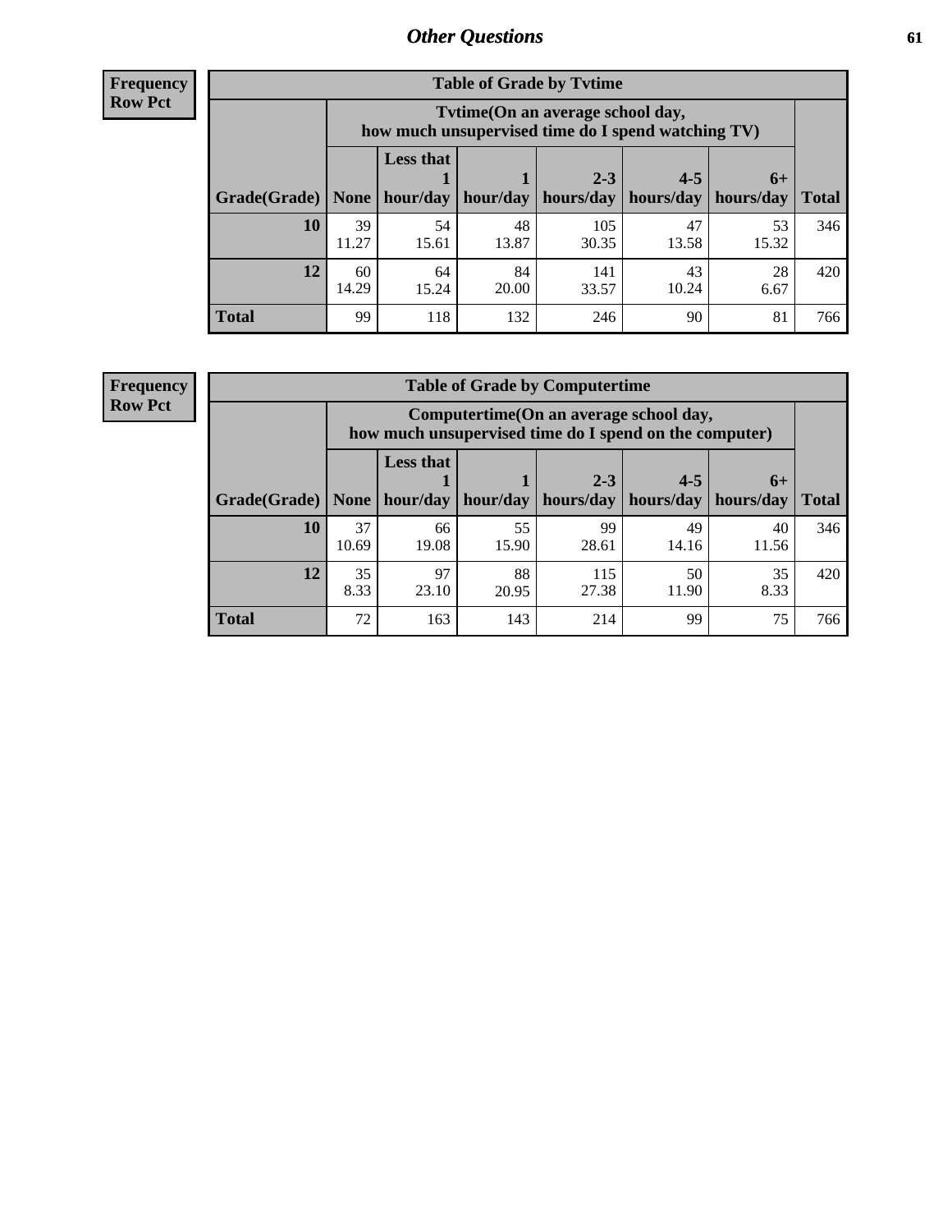## Other Questions

**Frequency**
**Row Pct**

**Table of Grade by Tvtime**

| Grade(Grade) | Tvtime(On an average school day, how much unsupervised time do I spend watching TV) None | Less that 1 hour/day | 1 hour/day | 2-3 hours/day | 4-5 hours/day | 6+ hours/day | Total |
|---|---|---|---|---|---|---|---|
| **10** | 39<br>11.27 | 54<br>15.61 | 48<br>13.87 | 105<br>30.35 | 47<br>13.58 | 53<br>15.32 | 346 |
| **12** | 60<br>14.29 | 64<br>15.24 | 84<br>20.00 | 141<br>33.57 | 43<br>10.24 | 28<br>6.67 | 420 |
| **Total** | 99 | 118 | 132 | 246 | 90 | 81 | 766 |

**Frequency**
**Row Pct**

**Table of Grade by Computertime**

| Grade(Grade) | Computertime(On an average school day, how much unsupervised time do I spend on the computer) None | Less that 1 hour/day | 1 hour/day | 2-3 hours/day | 4-5 hours/day | 6+ hours/day | Total |
|---|---|---|---|---|---|---|---|
| **10** | 37<br>10.69 | 66<br>19.08 | 55<br>15.90 | 99<br>28.61 | 49<br>14.16 | 40<br>11.56 | 346 |
| **12** | 35<br>8.33 | 97<br>23.10 | 88<br>20.95 | 115<br>27.38 | 50<br>11.90 | 35<br>8.33 | 420 |
| **Total** | 72 | 163 | 143 | 214 | 99 | 75 | 766 |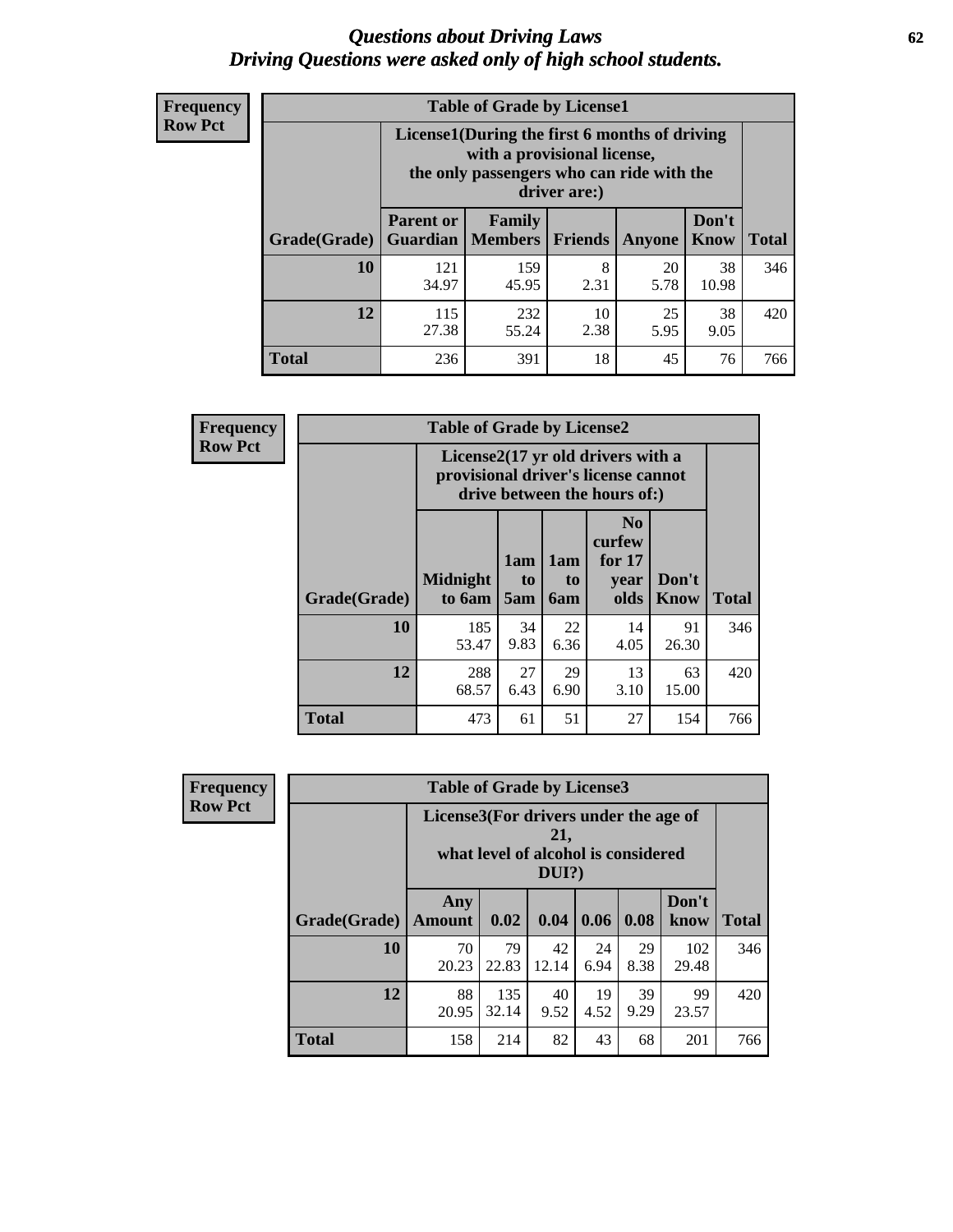# Questions about Driving Laws
## Driving Questions were asked only of high school students.

**Frequency**
**Row Pct**

| Table of Grade by License1 | | | | | | |
|---|---|---|---|---|---|---|
| | License1(During the first 6 months of driving with a provisional license, the only passengers who can ride with the driver are:) | | | | | |
| Grade(Grade) | Parent or Guardian | Family Members | Friends | Anyone | Don't Know | Total |
| 10 | 121<br>34.97 | 159<br>45.95 | 8<br>2.31 | 20<br>5.78 | 38<br>10.98 | 346 |
| 12 | 115<br>27.38 | 232<br>55.24 | 10<br>2.38 | 25<br>5.95 | 38<br>9.05 | 420 |
| Total | 236 | 391 | 18 | 45 | 76 | 766 |

**Frequency**
**Row Pct**

| Table of Grade by License2 | | | | | | |
|---|---|---|---|---|---|---|
| | License2(17 yr old drivers with a provisional driver's license cannot drive between the hours of:) | | | | | |
| Grade(Grade) | Midnight to 6am | 1am to 5am | 1am to 6am | No curfew for 17 year olds | Don't Know | Total |
| 10 | 185<br>53.47 | 34<br>9.83 | 22<br>6.36 | 14<br>4.05 | 91<br>26.30 | 346 |
| 12 | 288<br>68.57 | 27<br>6.43 | 29<br>6.90 | 13<br>3.10 | 63<br>15.00 | 420 |
| Total | 473 | 61 | 51 | 27 | 154 | 766 |

**Frequency**
**Row Pct**

| Table of Grade by License3 | | | | | | | |
|---|---|---|---|---|---|---|---|
| | License3(For drivers under the age of 21, what level of alcohol is considered DUI?) | | | | | | |
| Grade(Grade) | Any Amount | 0.02 | 0.04 | 0.06 | 0.08 | Don't know | Total |
| 10 | 70<br>20.23 | 79<br>22.83 | 42<br>12.14 | 24<br>6.94 | 29<br>8.38 | 102<br>29.48 | 346 |
| 12 | 88<br>20.95 | 135<br>32.14 | 40<br>9.52 | 19<br>4.52 | 39<br>9.29 | 99<br>23.57 | 420 |
| Total | 158 | 214 | 82 | 43 | 68 | 201 | 766 |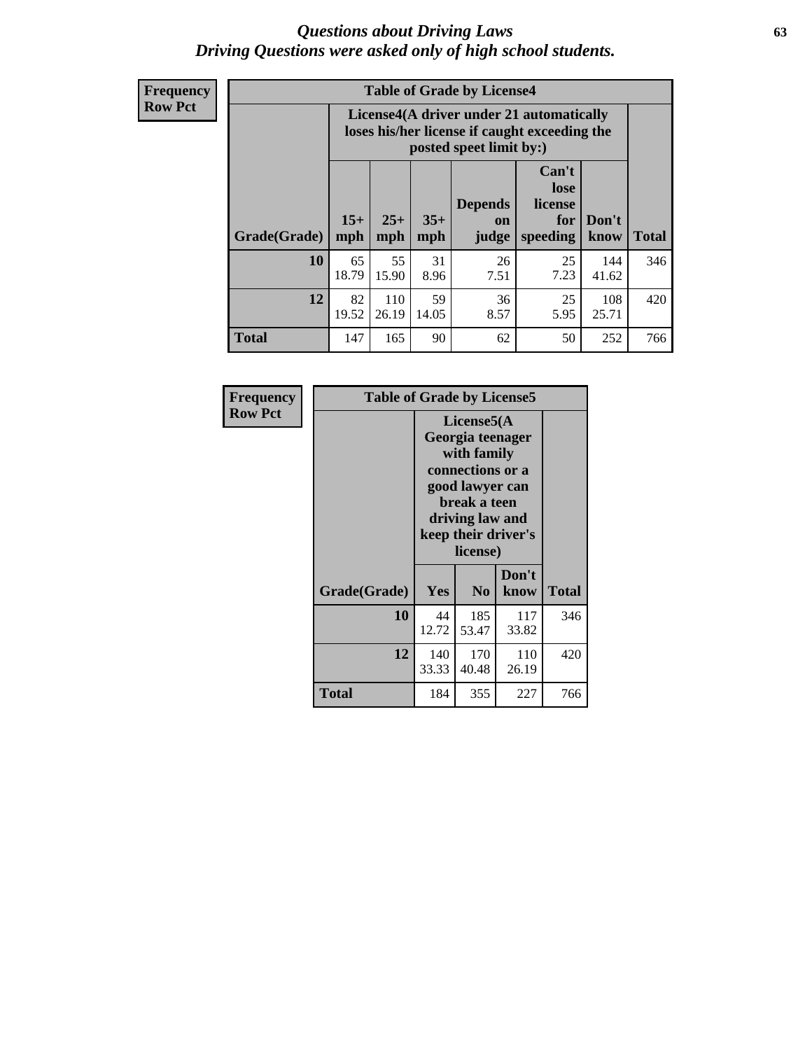# Questions about Driving Laws
## Driving Questions were asked only of high school students.

**Frequency**
**Row Pct**

**Table of Grade by License4**

| Grade(Grade) | License4(A driver under 21 automatically loses his/her license if caught exceeding the posted speet limit by:) | | | | | | Total |
|---|---|---|---|---|---|---|---|
| | 15+ mph | 25+ mph | 35+ mph | Depends on judge | Can't lose license for speeding | Don't know | |
| **10** | 65<br>18.79 | 55<br>15.90 | 31<br>8.96 | 26<br>7.51 | 25<br>7.23 | 144<br>41.62 | 346 |
| **12** | 82<br>19.52 | 110<br>26.19 | 59<br>14.05 | 36<br>8.57 | 25<br>5.95 | 108<br>25.71 | 420 |
| **Total** | 147 | 165 | 90 | 62 | 50 | 252 | 766 |

**Frequency**
**Row Pct**

**Table of Grade by License5**

| Grade(Grade) | License5(A Georgia teenager with family connections or a good lawyer can break a teen driving law and keep their driver's license) | | | Total |
|---|---|---|---|---|
| | Yes | No | Don't know | |
| **10** | 44<br>12.72 | 185<br>53.47 | 117<br>33.82 | 346 |
| **12** | 140<br>33.33 | 170<br>40.48 | 110<br>26.19 | 420 |
| **Total** | 184 | 355 | 227 | 766 |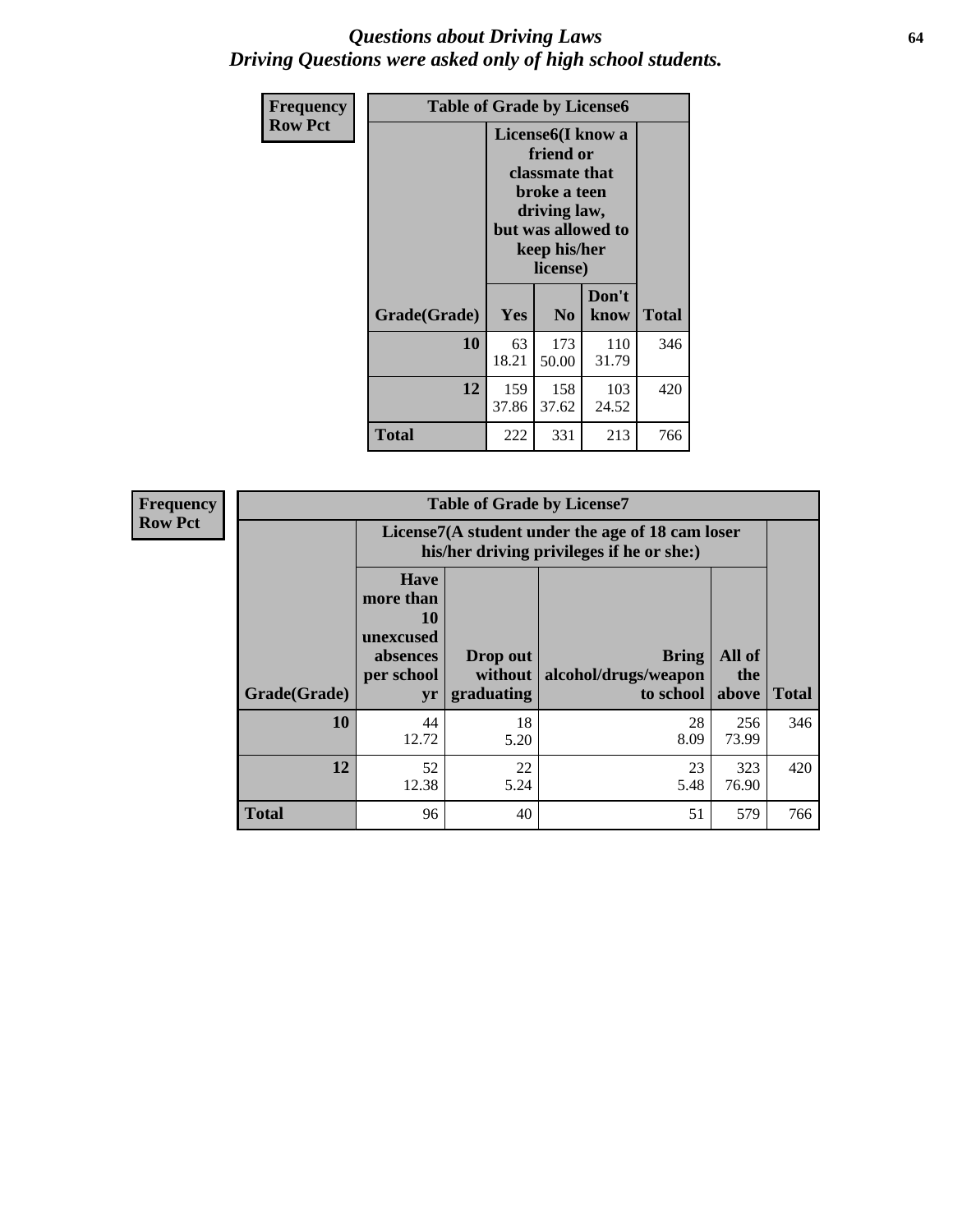## *Questions about Driving Laws*
## *Driving Questions were asked only of high school students.*

**Frequency**
**Row Pct**

| Table of Grade by License6 | | | | |
|---|---|---|---|---|
| | License6(I know a friend or classmate that broke a teen driving law, but was allowed to keep his/her license) | | | |
| Grade(Grade) | Yes | No | Don't know | Total |
| 10 | 63<br>18.21 | 173<br>50.00 | 110<br>31.79 | 346 |
| 12 | 159<br>37.86 | 158<br>37.62 | 103<br>24.52 | 420 |
| Total | 222 | 331 | 213 | 766 |

**Frequency**
**Row Pct**

| Table of Grade by License7 | | | | | |
|---|---|---|---|---|---|
| | License7(A student under the age of 18 cam loser his/her driving privileges if he or she:) | | | | |
| Grade(Grade) | Have more than 10 unexcused absences per school yr | Drop out without graduating | Bring alcohol/drugs/weapon to school | All of the above | Total |
| 10 | 44<br>12.72 | 18<br>5.20 | 28<br>8.09 | 256<br>73.99 | 346 |
| 12 | 52<br>12.38 | 22<br>5.24 | 23<br>5.48 | 323<br>76.90 | 420 |
| Total | 96 | 40 | 51 | 579 | 766 |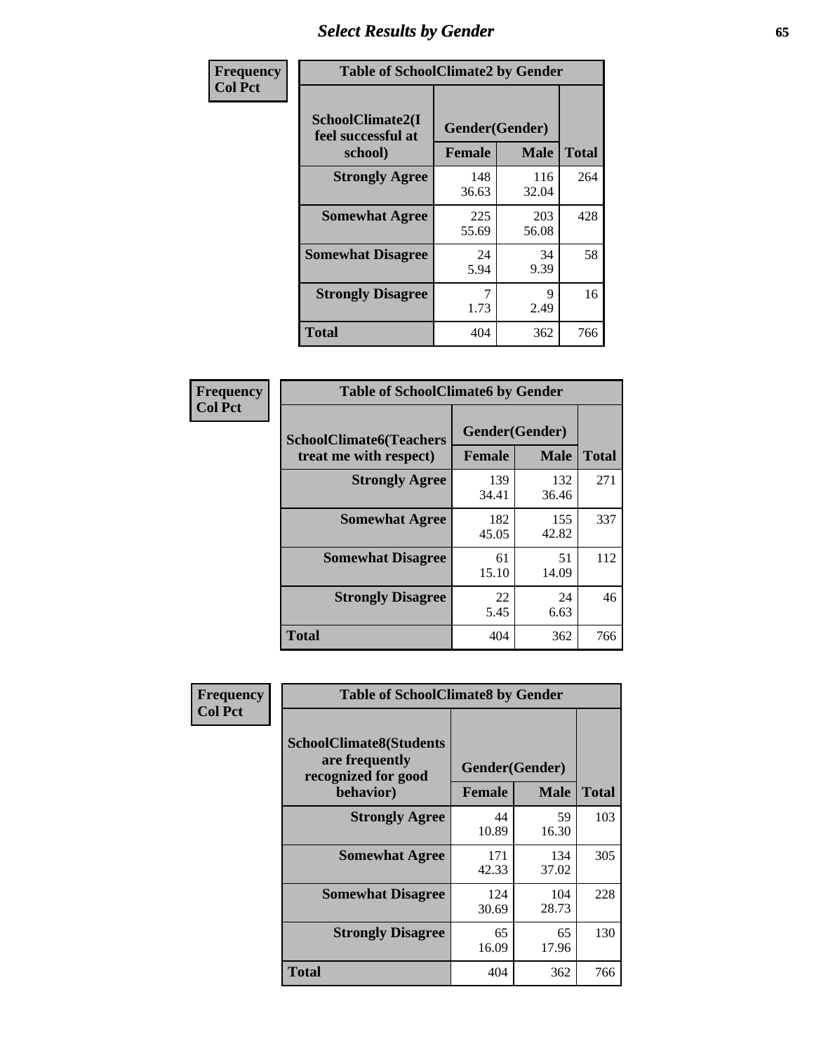# Select Results by Gender

**Frequency**
**Col Pct**

| Table of SchoolClimate2 by Gender | | | |
|---|---|---|---|
| SchoolClimate2(I feel successful at school) | Gender(Gender) | | |
| | Female | Male | Total |
| Strongly Agree | 148<br>36.63 | 116<br>32.04 | 264 |
| Somewhat Agree | 225<br>55.69 | 203<br>56.08 | 428 |
| Somewhat Disagree | 24<br>5.94 | 34<br>9.39 | 58 |
| Strongly Disagree | 7<br>1.73 | 9<br>2.49 | 16 |
| Total | 404 | 362 | 766 |

**Frequency**
**Col Pct**

| Table of SchoolClimate6 by Gender | | | |
|---|---|---|---|
| SchoolClimate6(Teachers treat me with respect) | Gender(Gender) | | |
| | Female | Male | Total |
| Strongly Agree | 139<br>34.41 | 132<br>36.46 | 271 |
| Somewhat Agree | 182<br>45.05 | 155<br>42.82 | 337 |
| Somewhat Disagree | 61<br>15.10 | 51<br>14.09 | 112 |
| Strongly Disagree | 22<br>5.45 | 24<br>6.63 | 46 |
| Total | 404 | 362 | 766 |

**Frequency**
**Col Pct**

| Table of SchoolClimate8 by Gender | | | |
|---|---|---|---|
| SchoolClimate8(Students are frequently recognized for good behavior) | Gender(Gender) | | |
| | Female | Male | Total |
| Strongly Agree | 44<br>10.89 | 59<br>16.30 | 103 |
| Somewhat Agree | 171<br>42.33 | 134<br>37.02 | 305 |
| Somewhat Disagree | 124<br>30.69 | 104<br>28.73 | 228 |
| Strongly Disagree | 65<br>16.09 | 65<br>17.96 | 130 |
| Total | 404 | 362 | 766 |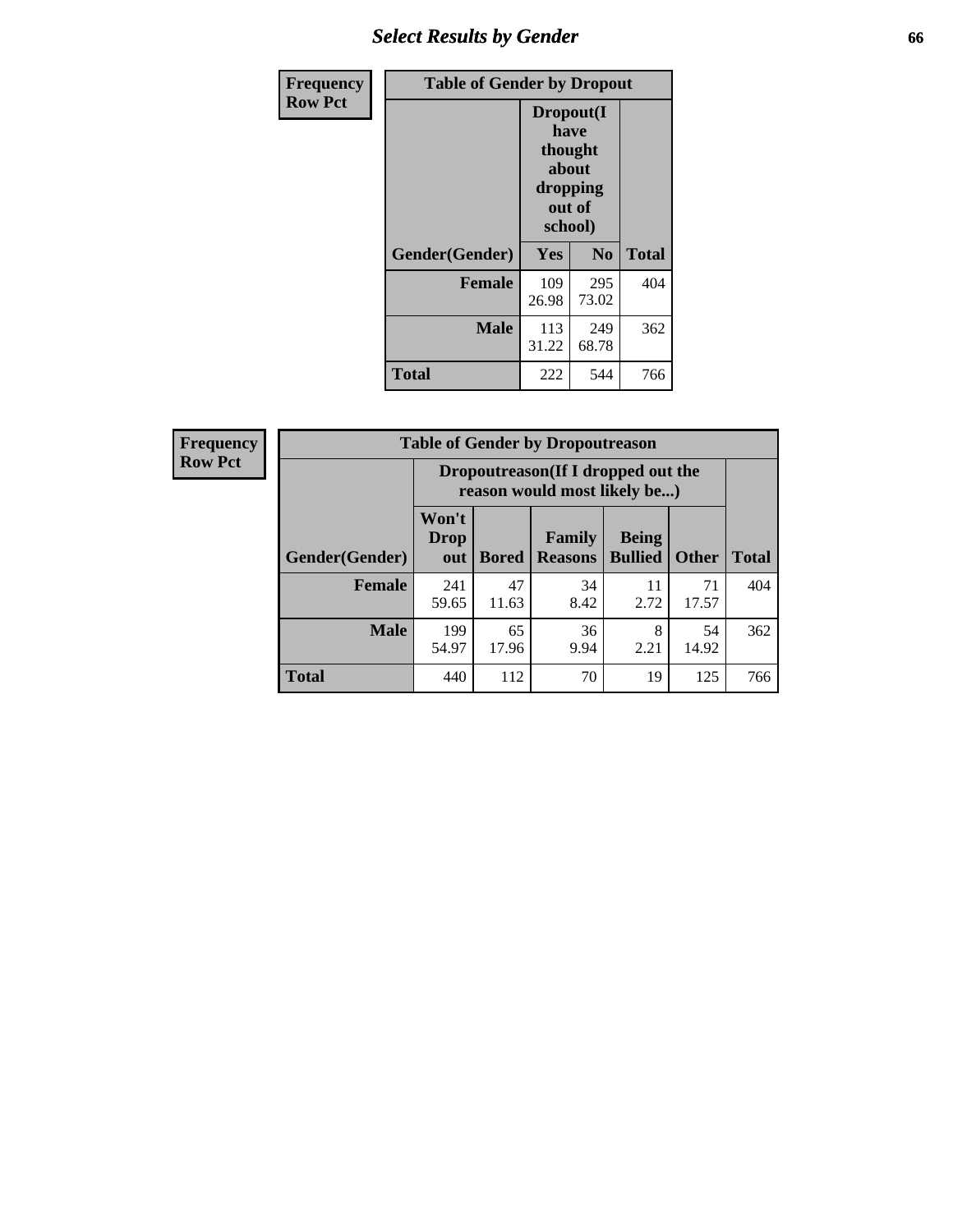## Select Results by Gender

**Frequency**
**Row Pct**

| Table of Gender by Dropout | | | |
|---|---|---|---|
| | Dropout(I have thought about dropping out of school) | | |
| Gender(Gender) | Yes | No | Total |
| **Female** | 109<br>26.98 | 295<br>73.02 | 404 |
| **Male** | 113<br>31.22 | 249<br>68.78 | 362 |
| **Total** | 222 | 544 | 766 |

**Frequency**
**Row Pct**

| Table of Gender by Dropoutreason | | | | | | |
|---|---|---|---|---|---|---|
| | Dropoutreason(If I dropped out the reason would most likely be...) | | | | | |
| Gender(Gender) | Won't Drop out | Bored | Family Reasons | Being Bullied | Other | Total |
| **Female** | 241<br>59.65 | 47<br>11.63 | 34<br>8.42 | 11<br>2.72 | 71<br>17.57 | 404 |
| **Male** | 199<br>54.97 | 65<br>17.96 | 36<br>9.94 | 8<br>2.21 | 54<br>14.92 | 362 |
| **Total** | 440 | 112 | 70 | 19 | 125 | 766 |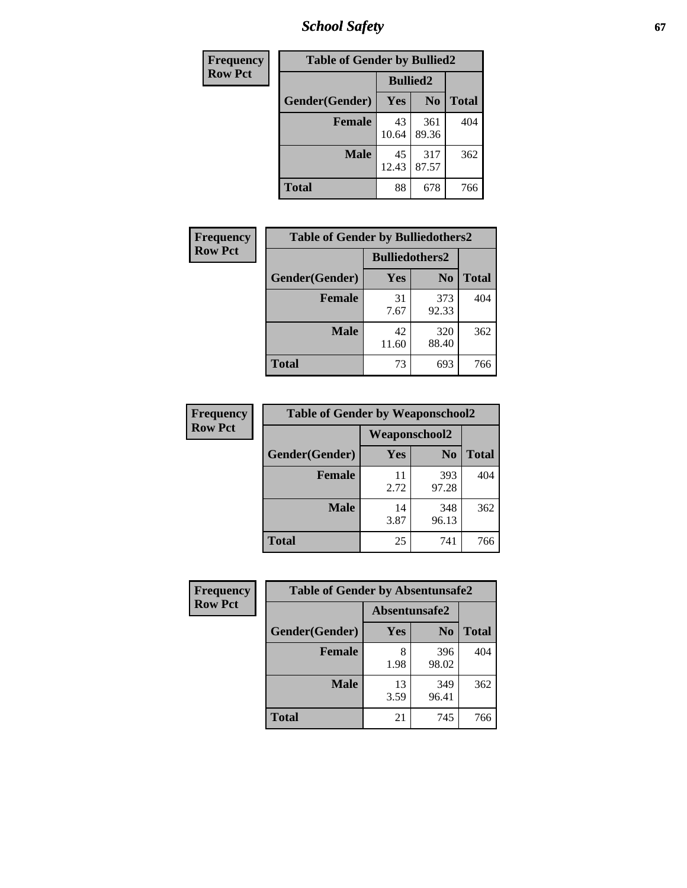# School Safety

**Frequency / Row Pct**

| Table of Gender by Bullied2 | | | |
|---|---|---|---|
| | Bullied2 | | |
| Gender(Gender) | Yes | No | Total |
| Female | 43<br>10.64 | 361<br>89.36 | 404 |
| Male | 45<br>12.43 | 317<br>87.57 | 362 |
| Total | 88 | 678 | 766 |

**Frequency / Row Pct**

| Table of Gender by Bulliedothers2 | | | |
|---|---|---|---|
| | Bulliedothers2 | | |
| Gender(Gender) | Yes | No | Total |
| Female | 31<br>7.67 | 373<br>92.33 | 404 |
| Male | 42<br>11.60 | 320<br>88.40 | 362 |
| Total | 73 | 693 | 766 |

**Frequency / Row Pct**

| Table of Gender by Weaponschool2 | | | |
|---|---|---|---|
| | Weaponschool2 | | |
| Gender(Gender) | Yes | No | Total |
| Female | 11<br>2.72 | 393<br>97.28 | 404 |
| Male | 14<br>3.87 | 348<br>96.13 | 362 |
| Total | 25 | 741 | 766 |

**Frequency / Row Pct**

| Table of Gender by Absentunsafe2 | | | |
|---|---|---|---|
| | Absentunsafe2 | | |
| Gender(Gender) | Yes | No | Total |
| Female | 8<br>1.98 | 396<br>98.02 | 404 |
| Male | 13<br>3.59 | 349<br>96.41 | 362 |
| Total | 21 | 745 | 766 |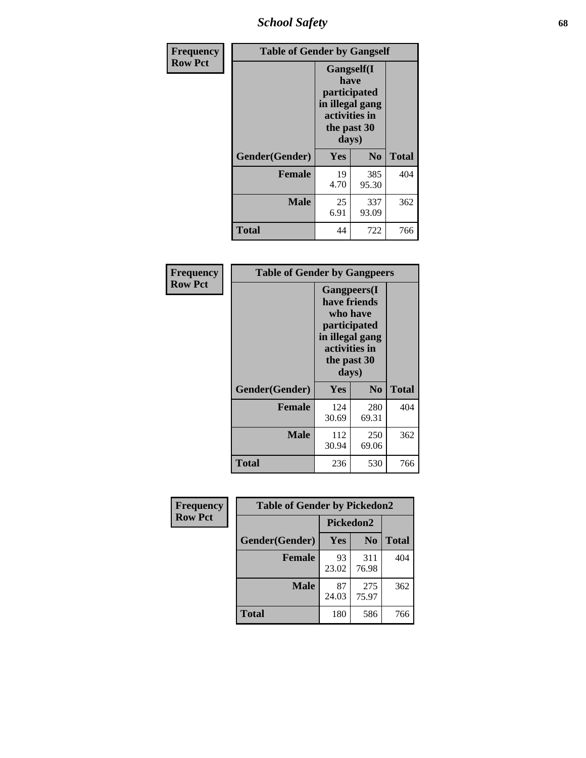| Frequency Row Pct |
|---|

| Table of Gender by Gangself | | | |
|---|---|---|---|
| | Gangself(I have participated in illegal gang activities in the past 30 days) | | |
| Gender(Gender) | Yes | No | Total |
| Female | 19<br>4.70 | 385<br>95.30 | 404 |
| Male | 25<br>6.91 | 337<br>93.09 | 362 |
| Total | 44 | 722 | 766 |

| Frequency Row Pct |
|---|

| Table of Gender by Gangpeers | | | |
|---|---|---|---|
| | Gangpeers(I have friends who have participated in illegal gang activities in the past 30 days) | | |
| Gender(Gender) | Yes | No | Total |
| Female | 124<br>30.69 | 280<br>69.31 | 404 |
| Male | 112<br>30.94 | 250<br>69.06 | 362 |
| Total | 236 | 530 | 766 |

| Frequency Row Pct |
|---|

| Table of Gender by Pickedon2 | | | |
|---|---|---|---|
| | Pickedon2 | | |
| Gender(Gender) | Yes | No | Total |
| Female | 93<br>23.02 | 311<br>76.98 | 404 |
| Male | 87<br>24.03 | 275<br>75.97 | 362 |
| Total | 180 | 586 | 766 |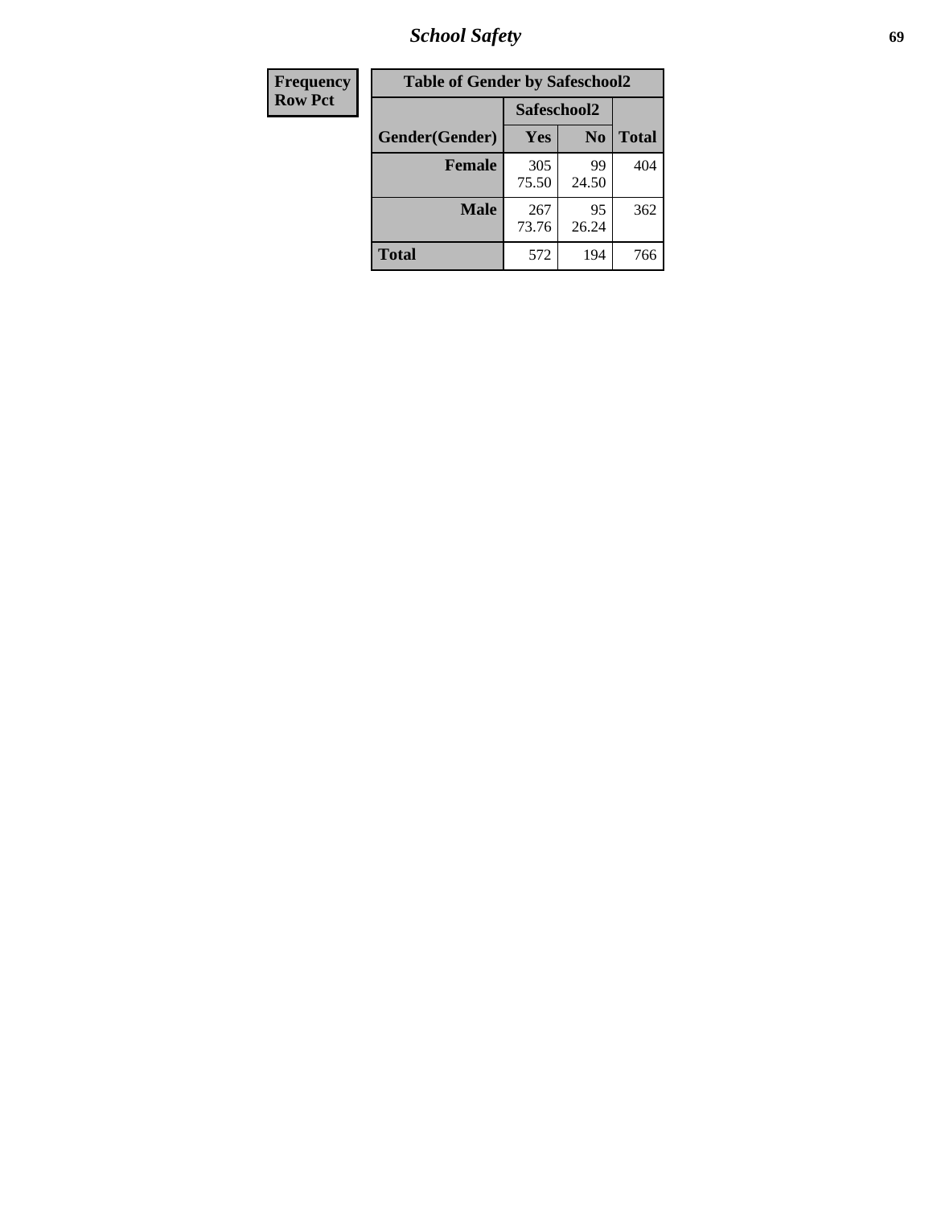| Frequency Row Pct |
|---|

**Table of Gender by Safeschool2**

| Gender(Gender) | Safeschool2 Yes | Safeschool2 No | Total |
|---|---|---|---|
| Female | 305<br>75.50 | 99<br>24.50 | 404 |
| Male | 267<br>73.76 | 95<br>26.24 | 362 |
| Total | 572 | 194 | 766 |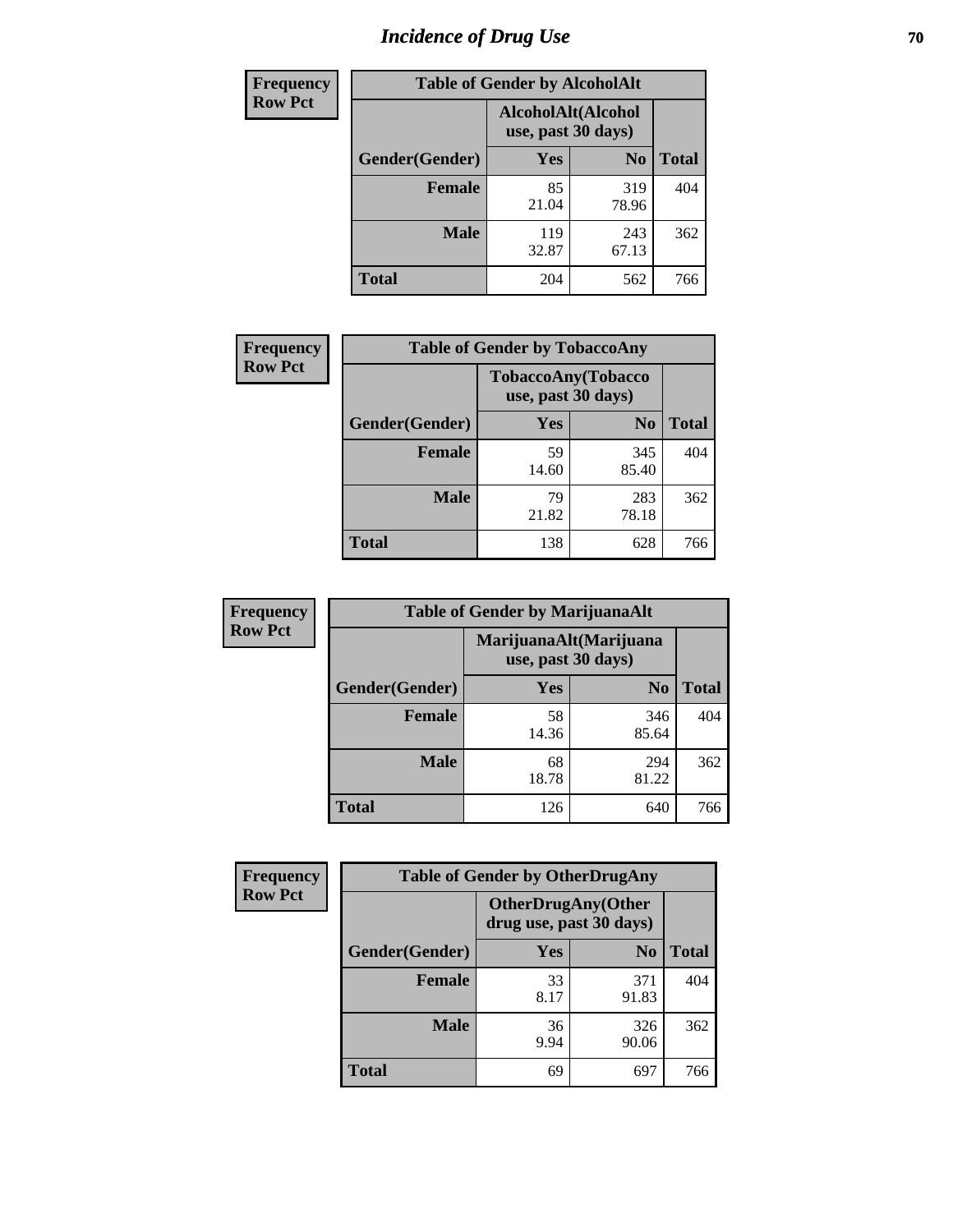# Incidence of Drug Use

| Frequency Row Pct | Table of Gender by AlcoholAlt | | |
|---|---|---|---|
| | AlcoholAlt(Alcohol use, past 30 days) | | |
| Gender(Gender) | Yes | No | Total |
| Female | 85<br>21.04 | 319<br>78.96 | 404 |
| Male | 119<br>32.87 | 243<br>67.13 | 362 |
| Total | 204 | 562 | 766 |

| Frequency Row Pct | Table of Gender by TobaccoAny | | |
|---|---|---|---|
| | TobaccoAny(Tobacco use, past 30 days) | | |
| Gender(Gender) | Yes | No | Total |
| Female | 59<br>14.60 | 345<br>85.40 | 404 |
| Male | 79<br>21.82 | 283<br>78.18 | 362 |
| Total | 138 | 628 | 766 |

| Frequency Row Pct | Table of Gender by MarijuanaAlt | | |
|---|---|---|---|
| | MarijuanaAlt(Marijuana use, past 30 days) | | |
| Gender(Gender) | Yes | No | Total |
| Female | 58<br>14.36 | 346<br>85.64 | 404 |
| Male | 68<br>18.78 | 294<br>81.22 | 362 |
| Total | 126 | 640 | 766 |

| Frequency Row Pct | Table of Gender by OtherDrugAny | | |
|---|---|---|---|
| | OtherDrugAny(Other drug use, past 30 days) | | |
| Gender(Gender) | Yes | No | Total |
| Female | 33<br>8.17 | 371<br>91.83 | 404 |
| Male | 36<br>9.94 | 326<br>90.06 | 362 |
| Total | 69 | 697 | 766 |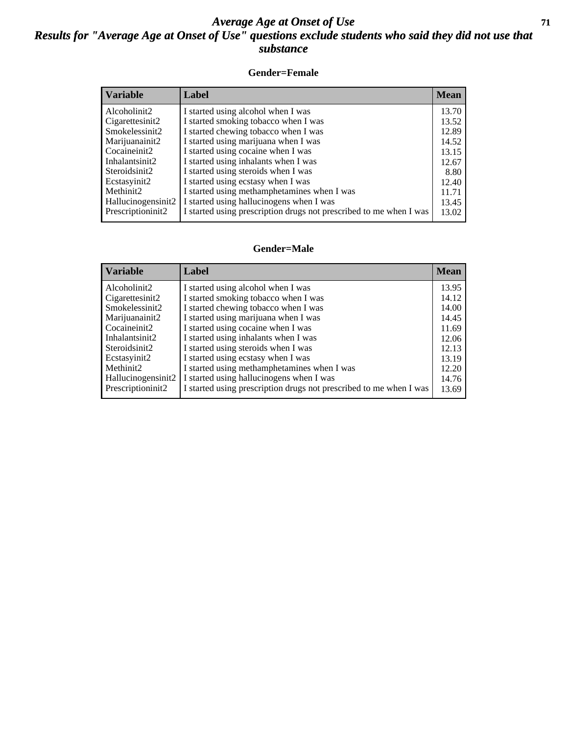# Average Age at Onset of Use

## Results for "Average Age at Onset of Use" questions exclude students who said they did not use that substance

### Gender=Female

| Variable | Label | Mean |
|---|---|---|
| Alcoholinit2 | I started using alcohol when I was | 13.70 |
| Cigarettesinit2 | I started smoking tobacco when I was | 13.52 |
| Smokelessinit2 | I started chewing tobacco when I was | 12.89 |
| Marijuanainit2 | I started using marijuana when I was | 14.52 |
| Cocaineinit2 | I started using cocaine when I was | 13.15 |
| Inhalantsinit2 | I started using inhalants when I was | 12.67 |
| Steroidsinit2 | I started using steroids when I was | 8.80 |
| Ecstasyinit2 | I started using ecstasy when I was | 12.40 |
| Methinit2 | I started using methamphetamines when I was | 11.71 |
| Hallucinogensinit2 | I started using hallucinogens when I was | 13.45 |
| Prescriptioninit2 | I started using prescription drugs not prescribed to me when I was | 13.02 |

### Gender=Male

| Variable | Label | Mean |
|---|---|---|
| Alcoholinit2 | I started using alcohol when I was | 13.95 |
| Cigarettesinit2 | I started smoking tobacco when I was | 14.12 |
| Smokelessinit2 | I started chewing tobacco when I was | 14.00 |
| Marijuanainit2 | I started using marijuana when I was | 14.45 |
| Cocaineinit2 | I started using cocaine when I was | 11.69 |
| Inhalantsinit2 | I started using inhalants when I was | 12.06 |
| Steroidsinit2 | I started using steroids when I was | 12.13 |
| Ecstasyinit2 | I started using ecstasy when I was | 13.19 |
| Methinit2 | I started using methamphetamines when I was | 12.20 |
| Hallucinogensinit2 | I started using hallucinogens when I was | 14.76 |
| Prescriptioninit2 | I started using prescription drugs not prescribed to me when I was | 13.69 |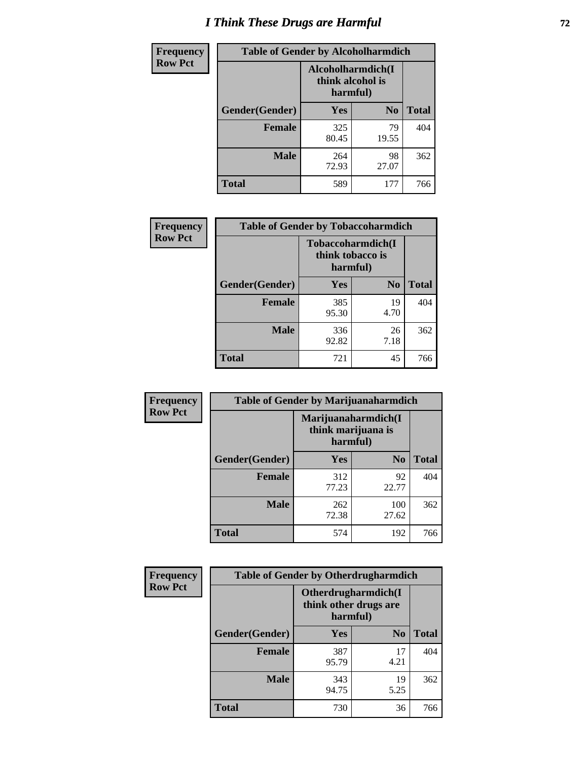# I Think These Drugs are Harmful

**Frequency**
**Row Pct**

| Table of Gender by Alcoholharmdich | | | |
|---|---|---|---|
| | Alcoholharmdich(I think alcohol is harmful) | | |
| Gender(Gender) | Yes | No | Total |
| Female | 325<br>80.45 | 79<br>19.55 | 404 |
| Male | 264<br>72.93 | 98<br>27.07 | 362 |
| Total | 589 | 177 | 766 |

**Frequency**
**Row Pct**

| Table of Gender by Tobaccoharmdich | | | |
|---|---|---|---|
| | Tobaccoharmdich(I think tobacco is harmful) | | |
| Gender(Gender) | Yes | No | Total |
| Female | 385<br>95.30 | 19<br>4.70 | 404 |
| Male | 336<br>92.82 | 26<br>7.18 | 362 |
| Total | 721 | 45 | 766 |

**Frequency**
**Row Pct**

| Table of Gender by Marijuanaharmdich | | | |
|---|---|---|---|
| | Marijuanaharmdich(I think marijuana is harmful) | | |
| Gender(Gender) | Yes | No | Total |
| Female | 312<br>77.23 | 92<br>22.77 | 404 |
| Male | 262<br>72.38 | 100<br>27.62 | 362 |
| Total | 574 | 192 | 766 |

**Frequency**
**Row Pct**

| Table of Gender by Otherdrugharmdich | | | |
|---|---|---|---|
| | Otherdrugharmdich(I think other drugs are harmful) | | |
| Gender(Gender) | Yes | No | Total |
| Female | 387<br>95.79 | 17<br>4.21 | 404 |
| Male | 343<br>94.75 | 19<br>5.25 | 362 |
| Total | 730 | 36 | 766 |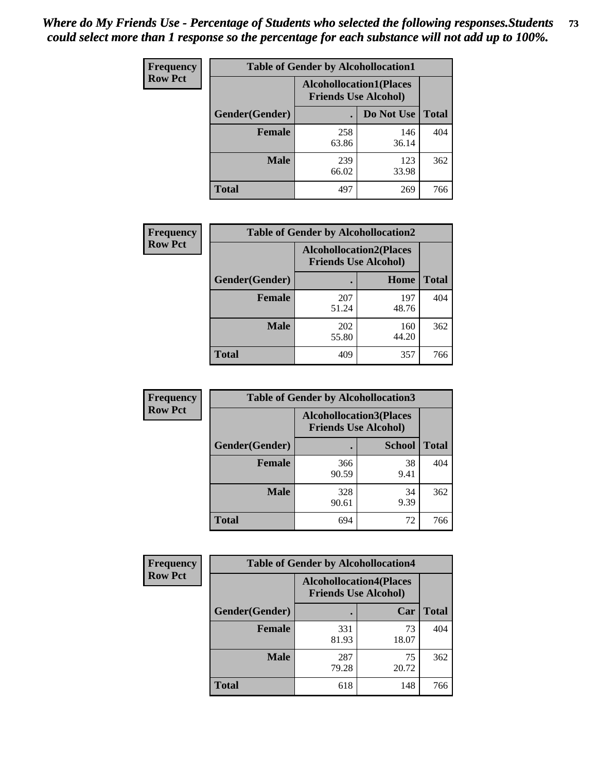*Where do My Friends Use - Percentage of Students who selected the following responses.Students could select more than 1 response so the percentage for each substance will not add up to 100%.*

**Frequency Row Pct**

| Table of Gender by Alcohollocation1 | | | |
|---|---|---|---|
| | Alcohollocation1(Places Friends Use Alcohol) | | |
| Gender(Gender) | . | Do Not Use | Total |
| Female | 258<br>63.86 | 146<br>36.14 | 404 |
| Male | 239<br>66.02 | 123<br>33.98 | 362 |
| Total | 497 | 269 | 766 |

**Frequency Row Pct**

| Table of Gender by Alcohollocation2 | | | |
|---|---|---|---|
| | Alcohollocation2(Places Friends Use Alcohol) | | |
| Gender(Gender) | . | Home | Total |
| Female | 207<br>51.24 | 197<br>48.76 | 404 |
| Male | 202<br>55.80 | 160<br>44.20 | 362 |
| Total | 409 | 357 | 766 |

**Frequency Row Pct**

| Table of Gender by Alcohollocation3 | | | |
|---|---|---|---|
| | Alcohollocation3(Places Friends Use Alcohol) | | |
| Gender(Gender) | . | School | Total |
| Female | 366<br>90.59 | 38<br>9.41 | 404 |
| Male | 328<br>90.61 | 34<br>9.39 | 362 |
| Total | 694 | 72 | 766 |

**Frequency Row Pct**

| Table of Gender by Alcohollocation4 | | | |
|---|---|---|---|
| | Alcohollocation4(Places Friends Use Alcohol) | | |
| Gender(Gender) | . | Car | Total |
| Female | 331<br>81.93 | 73<br>18.07 | 404 |
| Male | 287<br>79.28 | 75<br>20.72 | 362 |
| Total | 618 | 148 | 766 |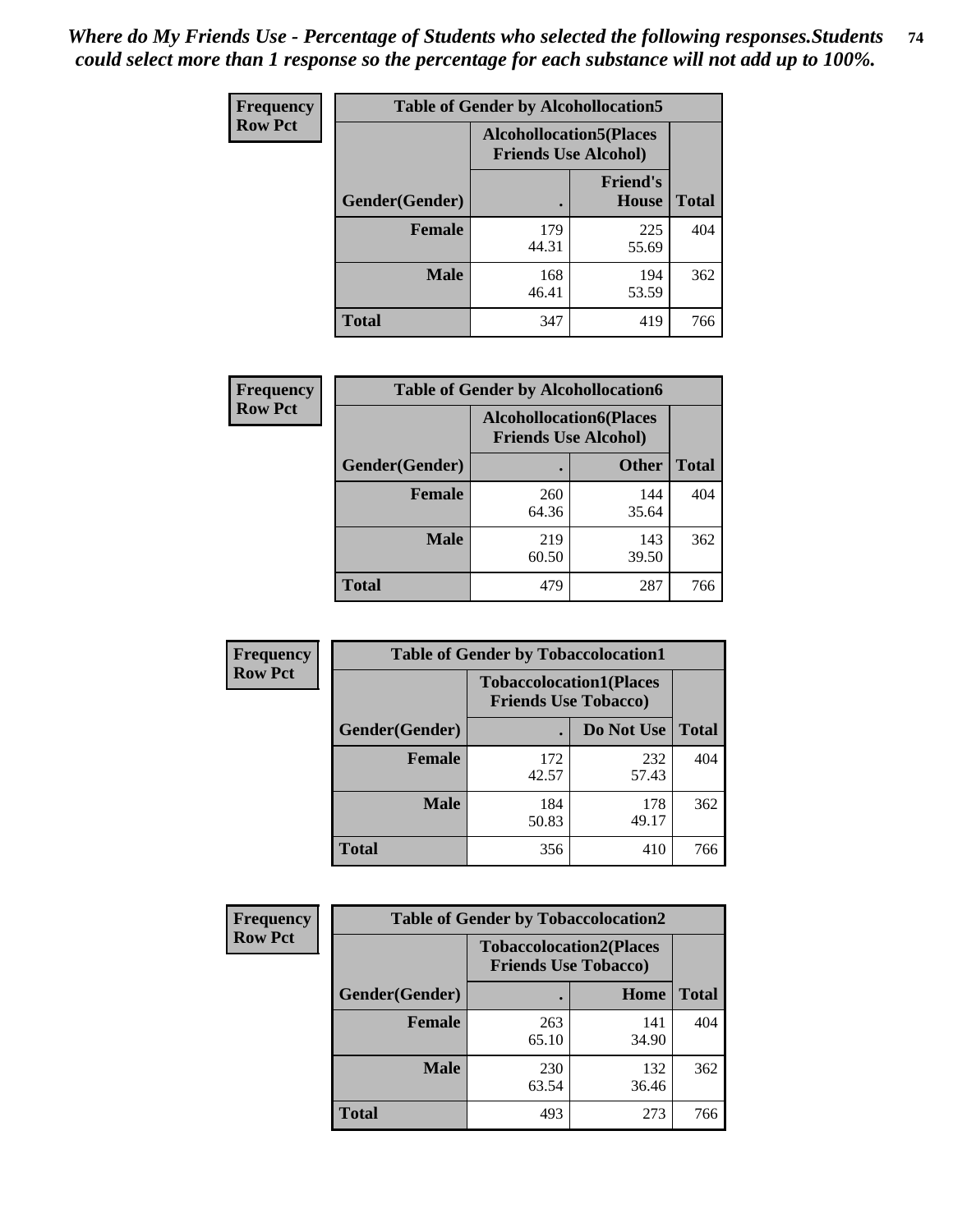*Where do My Friends Use - Percentage of Students who selected the following responses.Students could select more than 1 response so the percentage for each substance will not add up to 100%.*

**Frequency**
**Row Pct**

**Table of Gender by Alcohollocation5**

| Gender(Gender) | Alcohollocation5(Places Friends Use Alcohol) | | Total |
|---|---|---|---|
| | . | Friend's House | |
| **Female** | 179<br>44.31 | 225<br>55.69 | 404 |
| **Male** | 168<br>46.41 | 194<br>53.59 | 362 |
| **Total** | 347 | 419 | 766 |

**Frequency**
**Row Pct**

**Table of Gender by Alcohollocation6**

| Gender(Gender) | Alcohollocation6(Places Friends Use Alcohol) | | Total |
|---|---|---|---|
| | . | Other | |
| **Female** | 260<br>64.36 | 144<br>35.64 | 404 |
| **Male** | 219<br>60.50 | 143<br>39.50 | 362 |
| **Total** | 479 | 287 | 766 |

**Frequency**
**Row Pct**

**Table of Gender by Tobaccolocation1**

| Gender(Gender) | Tobaccolocation1(Places Friends Use Tobacco) | | Total |
|---|---|---|---|
| | . | Do Not Use | |
| **Female** | 172<br>42.57 | 232<br>57.43 | 404 |
| **Male** | 184<br>50.83 | 178<br>49.17 | 362 |
| **Total** | 356 | 410 | 766 |

**Frequency**
**Row Pct**

**Table of Gender by Tobaccolocation2**

| Gender(Gender) | Tobaccolocation2(Places Friends Use Tobacco) | | Total |
|---|---|---|---|
| | . | Home | |
| **Female** | 263<br>65.10 | 141<br>34.90 | 404 |
| **Male** | 230<br>63.54 | 132<br>36.46 | 362 |
| **Total** | 493 | 273 | 766 |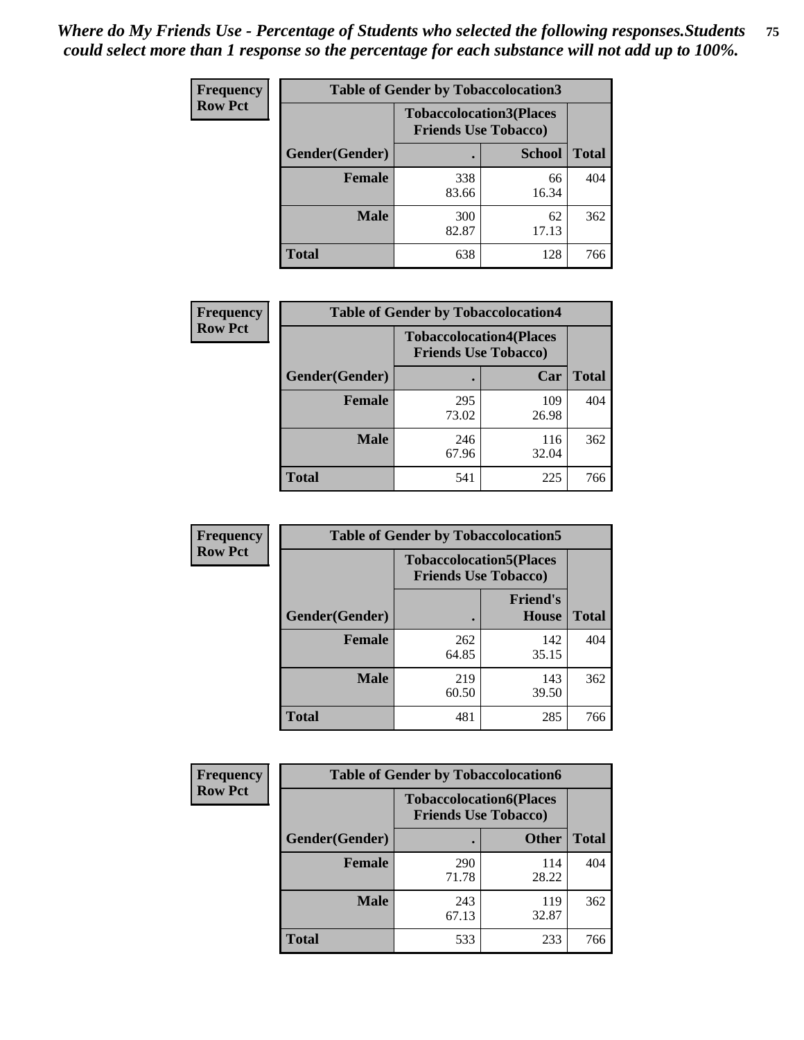*Where do My Friends Use - Percentage of Students who selected the following responses.Students could select more than 1 response so the percentage for each substance will not add up to 100%.*

**Frequency / Row Pct**

| Table of Gender by Tobaccolocation3 | | | |
|---|---|---|---|
| | Tobaccolocation3(Places Friends Use Tobacco) | | |
| Gender(Gender) | . | School | Total |
| Female | 338<br>83.66 | 66<br>16.34 | 404 |
| Male | 300<br>82.87 | 62<br>17.13 | 362 |
| Total | 638 | 128 | 766 |

**Frequency / Row Pct**

| Table of Gender by Tobaccolocation4 | | | |
|---|---|---|---|
| | Tobaccolocation4(Places Friends Use Tobacco) | | |
| Gender(Gender) | . | Car | Total |
| Female | 295<br>73.02 | 109<br>26.98 | 404 |
| Male | 246<br>67.96 | 116<br>32.04 | 362 |
| Total | 541 | 225 | 766 |

**Frequency / Row Pct**

| Table of Gender by Tobaccolocation5 | | | |
|---|---|---|---|
| | Tobaccolocation5(Places Friends Use Tobacco) | | |
| Gender(Gender) | . | Friend's House | Total |
| Female | 262<br>64.85 | 142<br>35.15 | 404 |
| Male | 219<br>60.50 | 143<br>39.50 | 362 |
| Total | 481 | 285 | 766 |

**Frequency / Row Pct**

| Table of Gender by Tobaccolocation6 | | | |
|---|---|---|---|
| | Tobaccolocation6(Places Friends Use Tobacco) | | |
| Gender(Gender) | . | Other | Total |
| Female | 290<br>71.78 | 114<br>28.22 | 404 |
| Male | 243<br>67.13 | 119<br>32.87 | 362 |
| Total | 533 | 233 | 766 |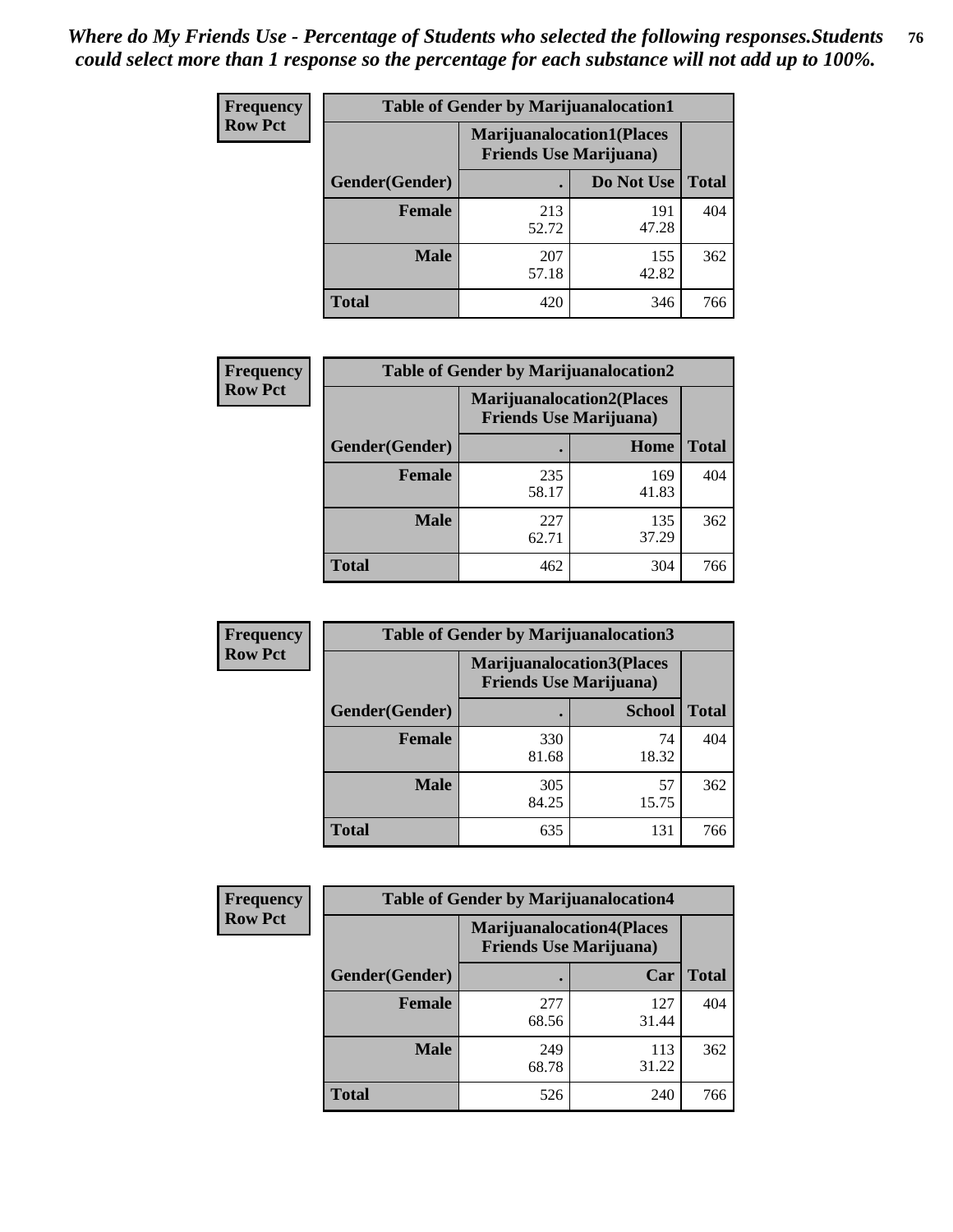*Where do My Friends Use - Percentage of Students who selected the following responses.Students could select more than 1 response so the percentage for each substance will not add up to 100%.*

**Frequency Row Pct**

| Table of Gender by Marijuanalocation1 | | | |
|---|---|---|---|
| | Marijuanalocation1(Places Friends Use Marijuana) | | |
| Gender(Gender) | . | Do Not Use | Total |
| Female | 213<br>52.72 | 191<br>47.28 | 404 |
| Male | 207<br>57.18 | 155<br>42.82 | 362 |
| Total | 420 | 346 | 766 |

**Frequency Row Pct**

| Table of Gender by Marijuanalocation2 | | | |
|---|---|---|---|
| | Marijuanalocation2(Places Friends Use Marijuana) | | |
| Gender(Gender) | . | Home | Total |
| Female | 235<br>58.17 | 169<br>41.83 | 404 |
| Male | 227<br>62.71 | 135<br>37.29 | 362 |
| Total | 462 | 304 | 766 |

**Frequency Row Pct**

| Table of Gender by Marijuanalocation3 | | | |
|---|---|---|---|
| | Marijuanalocation3(Places Friends Use Marijuana) | | |
| Gender(Gender) | . | School | Total |
| Female | 330<br>81.68 | 74<br>18.32 | 404 |
| Male | 305<br>84.25 | 57<br>15.75 | 362 |
| Total | 635 | 131 | 766 |

**Frequency Row Pct**

| Table of Gender by Marijuanalocation4 | | | |
|---|---|---|---|
| | Marijuanalocation4(Places Friends Use Marijuana) | | |
| Gender(Gender) | . | Car | Total |
| Female | 277<br>68.56 | 127<br>31.44 | 404 |
| Male | 249<br>68.78 | 113<br>31.22 | 362 |
| Total | 526 | 240 | 766 |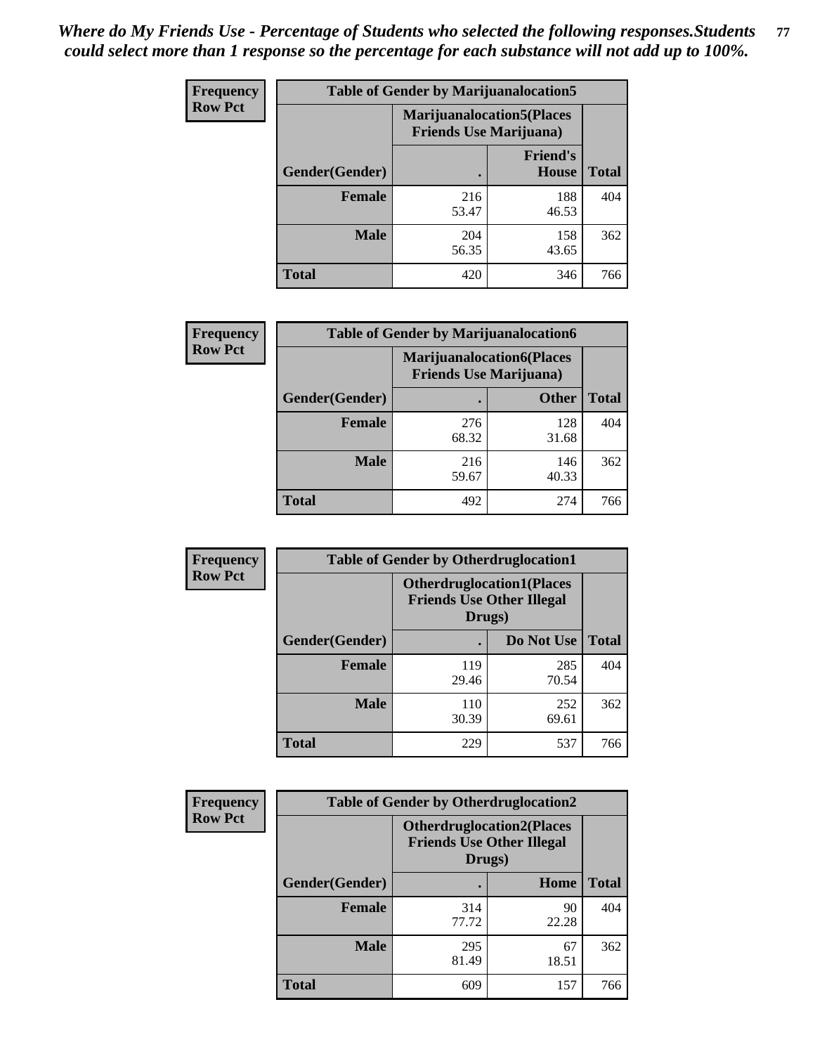*Where do My Friends Use - Percentage of Students who selected the following responses.Students could select more than 1 response so the percentage for each substance will not add up to 100%.*

**Table of Gender by Marijuanalocation5**

| Frequency Row Pct | Marijuanalocation5(Places Friends Use Marijuana) | | |
|---|---|---|---|
| Gender(Gender) | . | Friend's House | Total |
| **Female** | 216<br>53.47 | 188<br>46.53 | 404 |
| **Male** | 204<br>56.35 | 158<br>43.65 | 362 |
| **Total** | 420 | 346 | 766 |

**Table of Gender by Marijuanalocation6**

| Frequency Row Pct | Marijuanalocation6(Places Friends Use Marijuana) | | |
|---|---|---|---|
| Gender(Gender) | . | Other | Total |
| **Female** | 276<br>68.32 | 128<br>31.68 | 404 |
| **Male** | 216<br>59.67 | 146<br>40.33 | 362 |
| **Total** | 492 | 274 | 766 |

**Table of Gender by Otherdruglocation1**

| Frequency Row Pct | Otherdruglocation1(Places Friends Use Other Illegal Drugs) | | |
|---|---|---|---|
| Gender(Gender) | . | Do Not Use | Total |
| **Female** | 119<br>29.46 | 285<br>70.54 | 404 |
| **Male** | 110<br>30.39 | 252<br>69.61 | 362 |
| **Total** | 229 | 537 | 766 |

**Table of Gender by Otherdruglocation2**

| Frequency Row Pct | Otherdruglocation2(Places Friends Use Other Illegal Drugs) | | |
|---|---|---|---|
| Gender(Gender) | . | Home | Total |
| **Female** | 314<br>77.72 | 90<br>22.28 | 404 |
| **Male** | 295<br>81.49 | 67<br>18.51 | 362 |
| **Total** | 609 | 157 | 766 |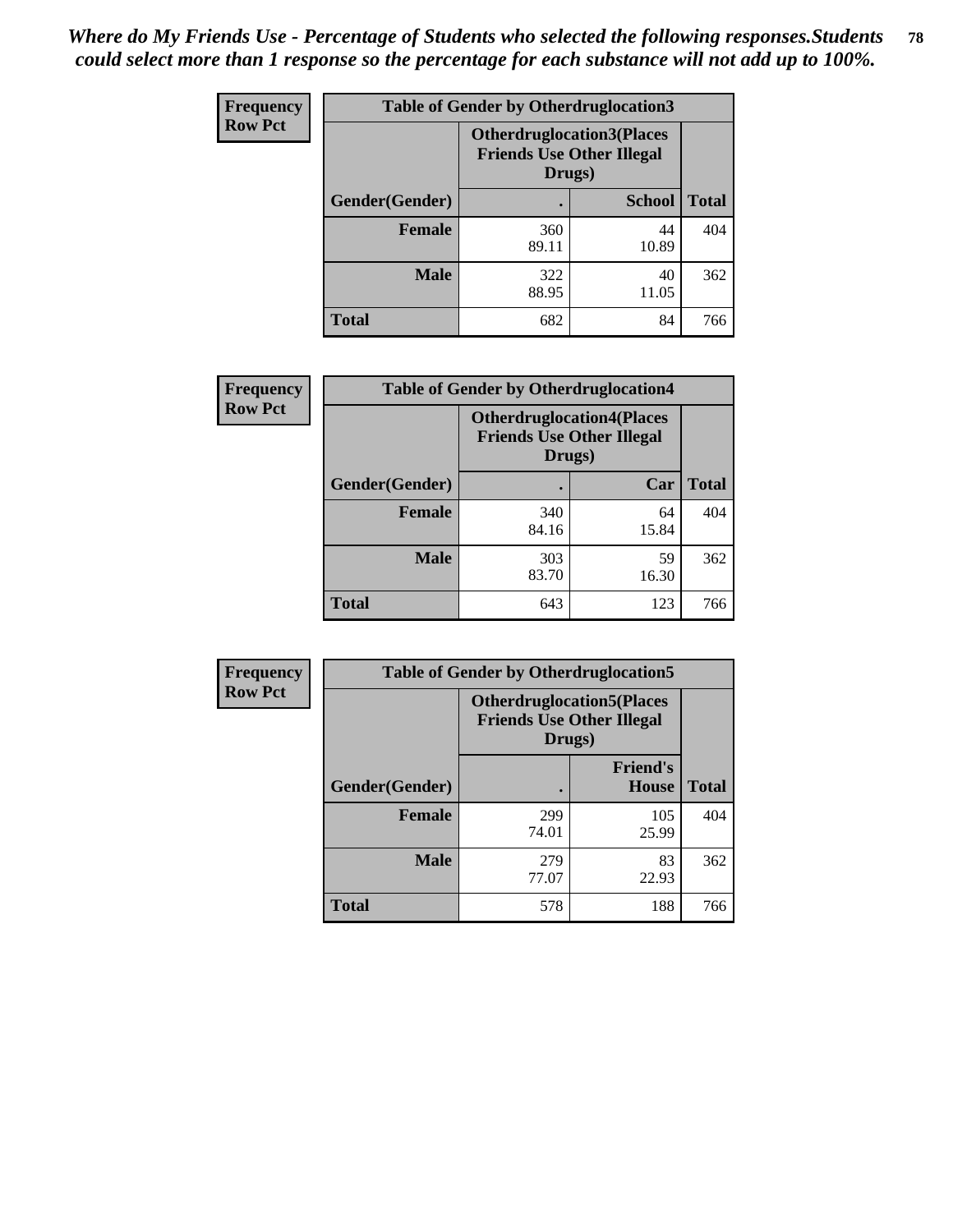*Where do My Friends Use - Percentage of Students who selected the following responses.Students could select more than 1 response so the percentage for each substance will not add up to 100%.*

**Frequency**
**Row Pct**

| Table of Gender by Otherdruglocation3 | | | |
|---|---|---|---|
| | Otherdruglocation3(Places Friends Use Other Illegal Drugs) | | |
| Gender(Gender) | . | School | Total |
| Female | 360<br>89.11 | 44<br>10.89 | 404 |
| Male | 322<br>88.95 | 40<br>11.05 | 362 |
| Total | 682 | 84 | 766 |

**Frequency**
**Row Pct**

| Table of Gender by Otherdruglocation4 | | | |
|---|---|---|---|
| | Otherdruglocation4(Places Friends Use Other Illegal Drugs) | | |
| Gender(Gender) | . | Car | Total |
| Female | 340<br>84.16 | 64<br>15.84 | 404 |
| Male | 303<br>83.70 | 59<br>16.30 | 362 |
| Total | 643 | 123 | 766 |

**Frequency**
**Row Pct**

| Table of Gender by Otherdruglocation5 | | | |
|---|---|---|---|
| | Otherdruglocation5(Places Friends Use Other Illegal Drugs) | | |
| Gender(Gender) | . | Friend's House | Total |
| Female | 299<br>74.01 | 105<br>25.99 | 404 |
| Male | 279<br>77.07 | 83<br>22.93 | 362 |
| Total | 578 | 188 | 766 |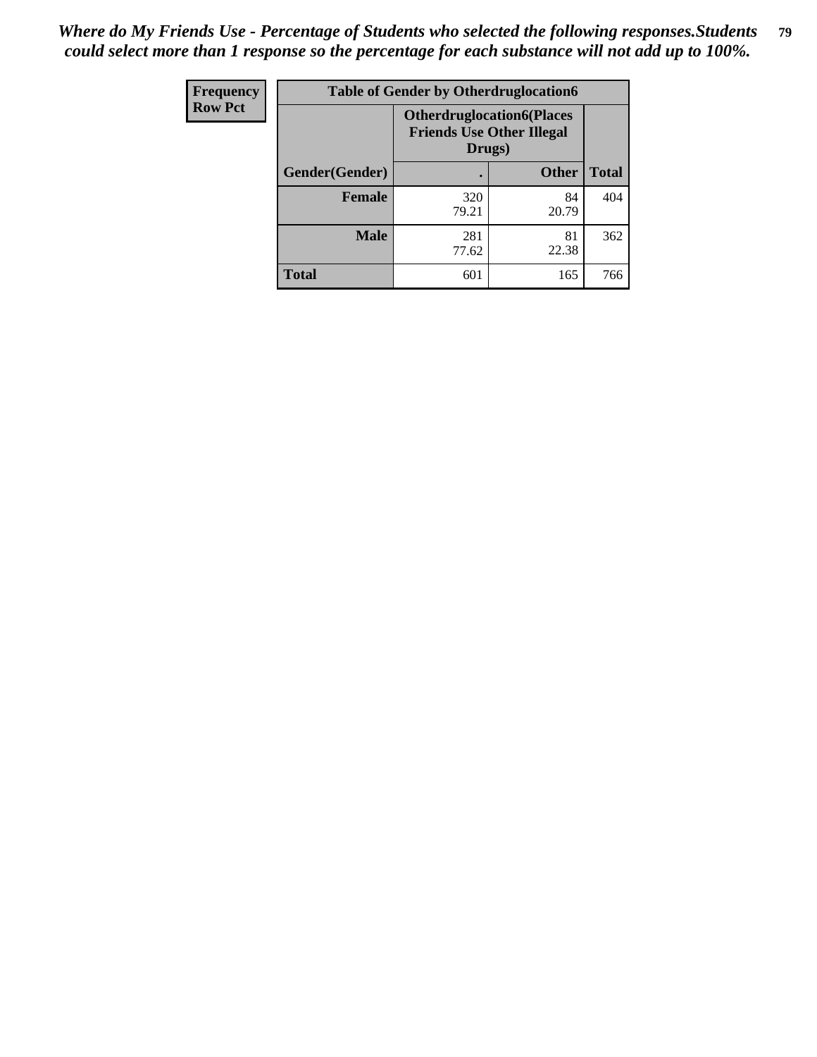*Where do My Friends Use - Percentage of Students who selected the following responses.Students could select more than 1 response so the percentage for each substance will not add up to 100%.*

| Frequency<br>Row Pct | Table of Gender by Otherdruglocation6 | | |
|---|---|---|---|
| | **Otherdruglocation6(Places Friends Use Other Illegal Drugs)** | | |
| **Gender(Gender)** | **.** | **Other** | **Total** |
| **Female** | 320<br>79.21 | 84<br>20.79 | 404 |
| **Male** | 281<br>77.62 | 81<br>22.38 | 362 |
| **Total** | 601 | 165 | 766 |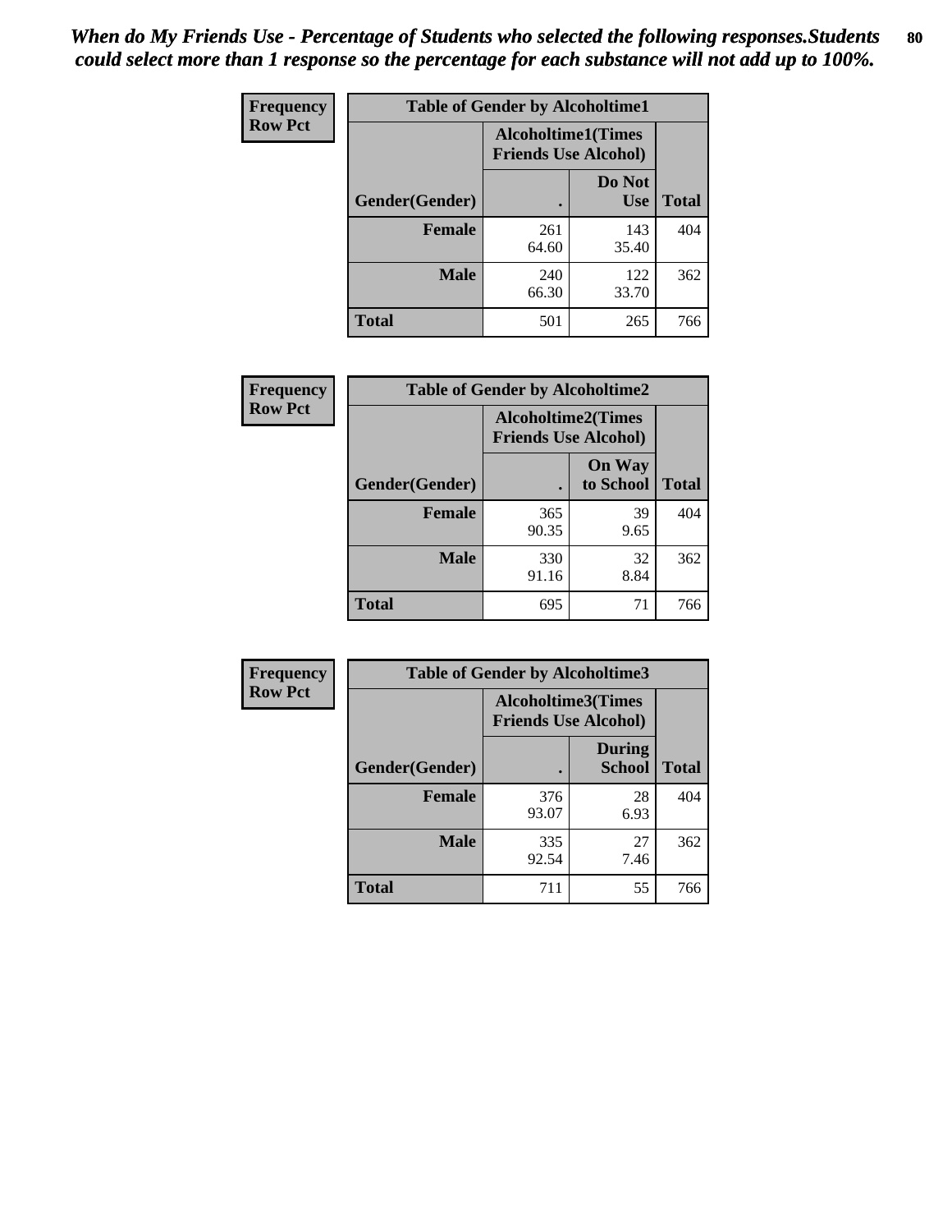*When do My Friends Use - Percentage of Students who selected the following responses.Students could select more than 1 response so the percentage for each substance will not add up to 100%.*

| Frequency Row Pct | Table of Gender by Alcoholtime1 | | |
|---|---|---|---|
| | Alcoholtime1(Times Friends Use Alcohol) | | |
| Gender(Gender) | . | Do Not Use | Total |
| **Female** | 261<br>64.60 | 143<br>35.40 | 404 |
| **Male** | 240<br>66.30 | 122<br>33.70 | 362 |
| **Total** | 501 | 265 | 766 |

| Frequency Row Pct | Table of Gender by Alcoholtime2 | | |
|---|---|---|---|
| | Alcoholtime2(Times Friends Use Alcohol) | | |
| Gender(Gender) | . | On Way to School | Total |
| **Female** | 365<br>90.35 | 39<br>9.65 | 404 |
| **Male** | 330<br>91.16 | 32<br>8.84 | 362 |
| **Total** | 695 | 71 | 766 |

| Frequency Row Pct | Table of Gender by Alcoholtime3 | | |
|---|---|---|---|
| | Alcoholtime3(Times Friends Use Alcohol) | | |
| Gender(Gender) | . | During School | Total |
| **Female** | 376<br>93.07 | 28<br>6.93 | 404 |
| **Male** | 335<br>92.54 | 27<br>7.46 | 362 |
| **Total** | 711 | 55 | 766 |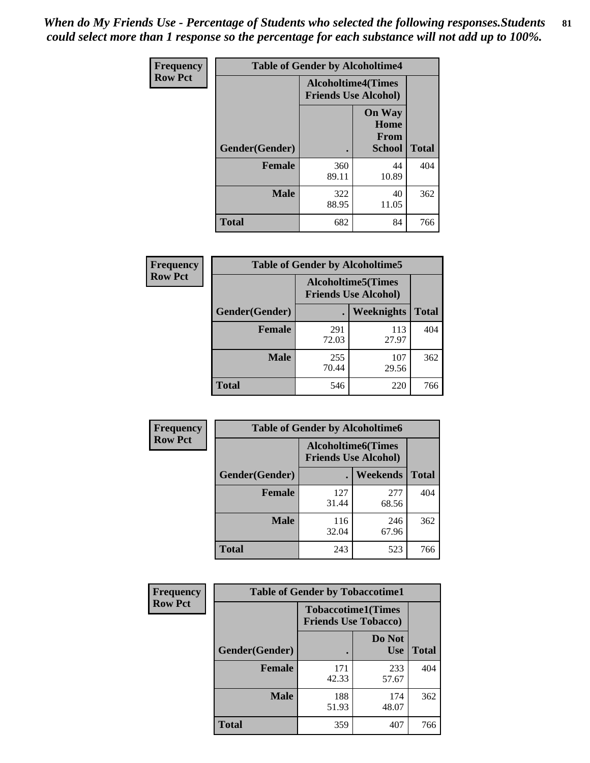*When do My Friends Use - Percentage of Students who selected the following responses.Students could select more than 1 response so the percentage for each substance will not add up to 100%.*

**Frequency**
**Row Pct**

| Table of Gender by Alcoholtime4 | | | |
|---|---|---|---|
| | Alcoholtime4(Times Friends Use Alcohol) | | |
| Gender(Gender) | . | On Way Home From School | Total |
| **Female** | 360<br>89.11 | 44<br>10.89 | 404 |
| **Male** | 322<br>88.95 | 40<br>11.05 | 362 |
| **Total** | 682 | 84 | 766 |

**Frequency**
**Row Pct**

| Table of Gender by Alcoholtime5 | | | |
|---|---|---|---|
| | Alcoholtime5(Times Friends Use Alcohol) | | |
| Gender(Gender) | . | Weeknights | Total |
| **Female** | 291<br>72.03 | 113<br>27.97 | 404 |
| **Male** | 255<br>70.44 | 107<br>29.56 | 362 |
| **Total** | 546 | 220 | 766 |

**Frequency**
**Row Pct**

| Table of Gender by Alcoholtime6 | | | |
|---|---|---|---|
| | Alcoholtime6(Times Friends Use Alcohol) | | |
| Gender(Gender) | . | Weekends | Total |
| **Female** | 127<br>31.44 | 277<br>68.56 | 404 |
| **Male** | 116<br>32.04 | 246<br>67.96 | 362 |
| **Total** | 243 | 523 | 766 |

**Frequency**
**Row Pct**

| Table of Gender by Tobaccotime1 | | | |
|---|---|---|---|
| | Tobaccotime1(Times Friends Use Tobacco) | | |
| Gender(Gender) | . | Do Not Use | Total |
| **Female** | 171<br>42.33 | 233<br>57.67 | 404 |
| **Male** | 188<br>51.93 | 174<br>48.07 | 362 |
| **Total** | 359 | 407 | 766 |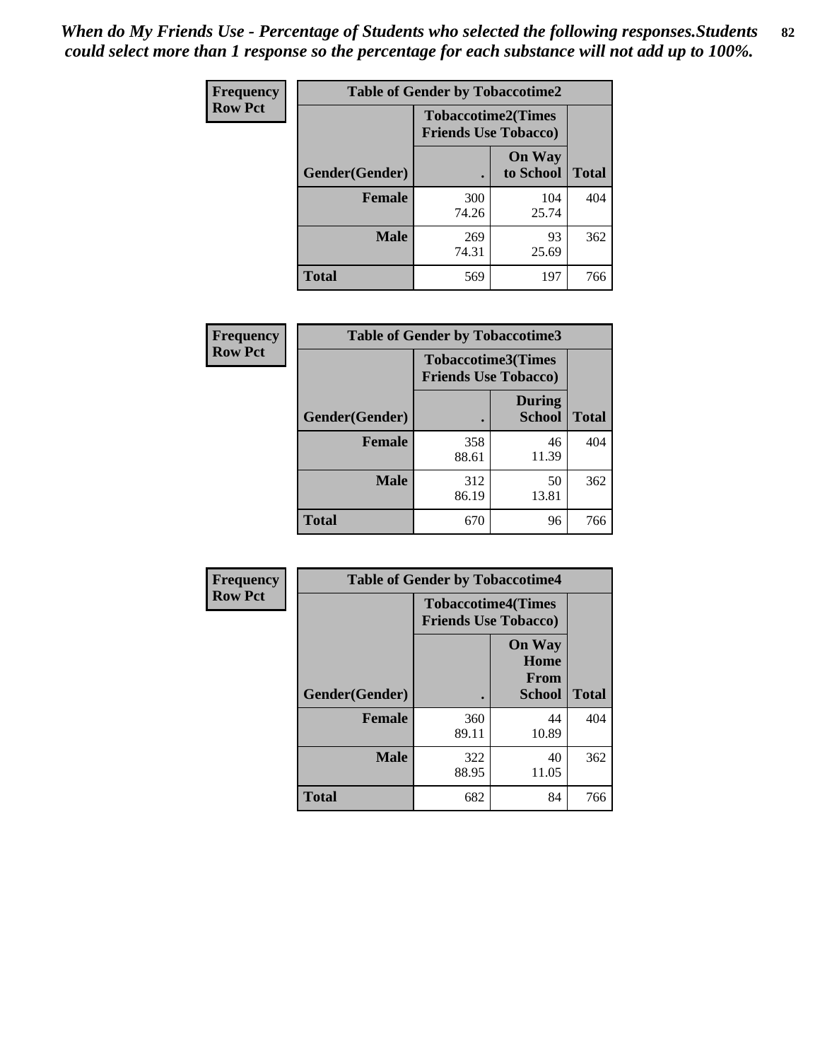*When do My Friends Use - Percentage of Students who selected the following responses.Students could select more than 1 response so the percentage for each substance will not add up to 100%.*

**Frequency**
**Row Pct**

| Table of Gender by Tobaccotime2 | | | |
|---|---|---|---|
| | Tobaccotime2(Times Friends Use Tobacco) | | |
| Gender(Gender) | . | On Way to School | Total |
| **Female** | 300<br>74.26 | 104<br>25.74 | 404 |
| **Male** | 269<br>74.31 | 93<br>25.69 | 362 |
| **Total** | 569 | 197 | 766 |

**Frequency**
**Row Pct**

| Table of Gender by Tobaccotime3 | | | |
|---|---|---|---|
| | Tobaccotime3(Times Friends Use Tobacco) | | |
| Gender(Gender) | . | During School | Total |
| **Female** | 358<br>88.61 | 46<br>11.39 | 404 |
| **Male** | 312<br>86.19 | 50<br>13.81 | 362 |
| **Total** | 670 | 96 | 766 |

**Frequency**
**Row Pct**

| Table of Gender by Tobaccotime4 | | | |
|---|---|---|---|
| | Tobaccotime4(Times Friends Use Tobacco) | | |
| Gender(Gender) | . | On Way Home From School | Total |
| **Female** | 360<br>89.11 | 44<br>10.89 | 404 |
| **Male** | 322<br>88.95 | 40<br>11.05 | 362 |
| **Total** | 682 | 84 | 766 |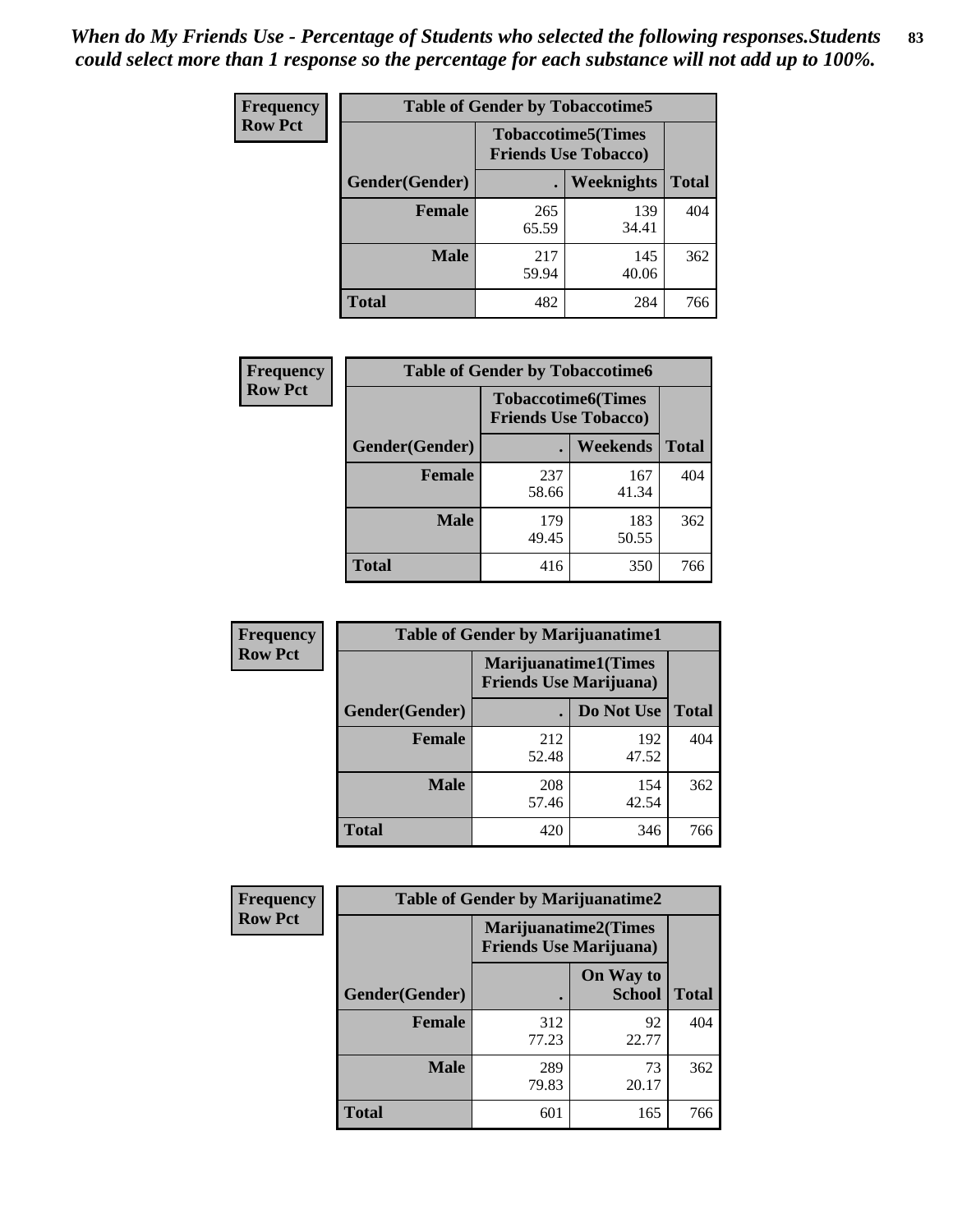*When do My Friends Use - Percentage of Students who selected the following responses.Students could select more than 1 response so the percentage for each substance will not add up to 100%.*

**Frequency**
**Row Pct**

| Table of Gender by Tobaccotime5 | | | |
|---|---|---|---|
| | Tobaccotime5(Times Friends Use Tobacco) | | |
| Gender(Gender) | . | Weeknights | Total |
| Female | 265<br>65.59 | 139<br>34.41 | 404 |
| Male | 217<br>59.94 | 145<br>40.06 | 362 |
| Total | 482 | 284 | 766 |

**Frequency**
**Row Pct**

| Table of Gender by Tobaccotime6 | | | |
|---|---|---|---|
| | Tobaccotime6(Times Friends Use Tobacco) | | |
| Gender(Gender) | . | Weekends | Total |
| Female | 237<br>58.66 | 167<br>41.34 | 404 |
| Male | 179<br>49.45 | 183<br>50.55 | 362 |
| Total | 416 | 350 | 766 |

**Frequency**
**Row Pct**

| Table of Gender by Marijuanatime1 | | | |
|---|---|---|---|
| | Marijuanatime1(Times Friends Use Marijuana) | | |
| Gender(Gender) | . | Do Not Use | Total |
| Female | 212<br>52.48 | 192<br>47.52 | 404 |
| Male | 208<br>57.46 | 154<br>42.54 | 362 |
| Total | 420 | 346 | 766 |

**Frequency**
**Row Pct**

| Table of Gender by Marijuanatime2 | | | |
|---|---|---|---|
| | Marijuanatime2(Times Friends Use Marijuana) | | |
| Gender(Gender) | . | On Way to School | Total |
| Female | 312<br>77.23 | 92<br>22.77 | 404 |
| Male | 289<br>79.83 | 73<br>20.17 | 362 |
| Total | 601 | 165 | 766 |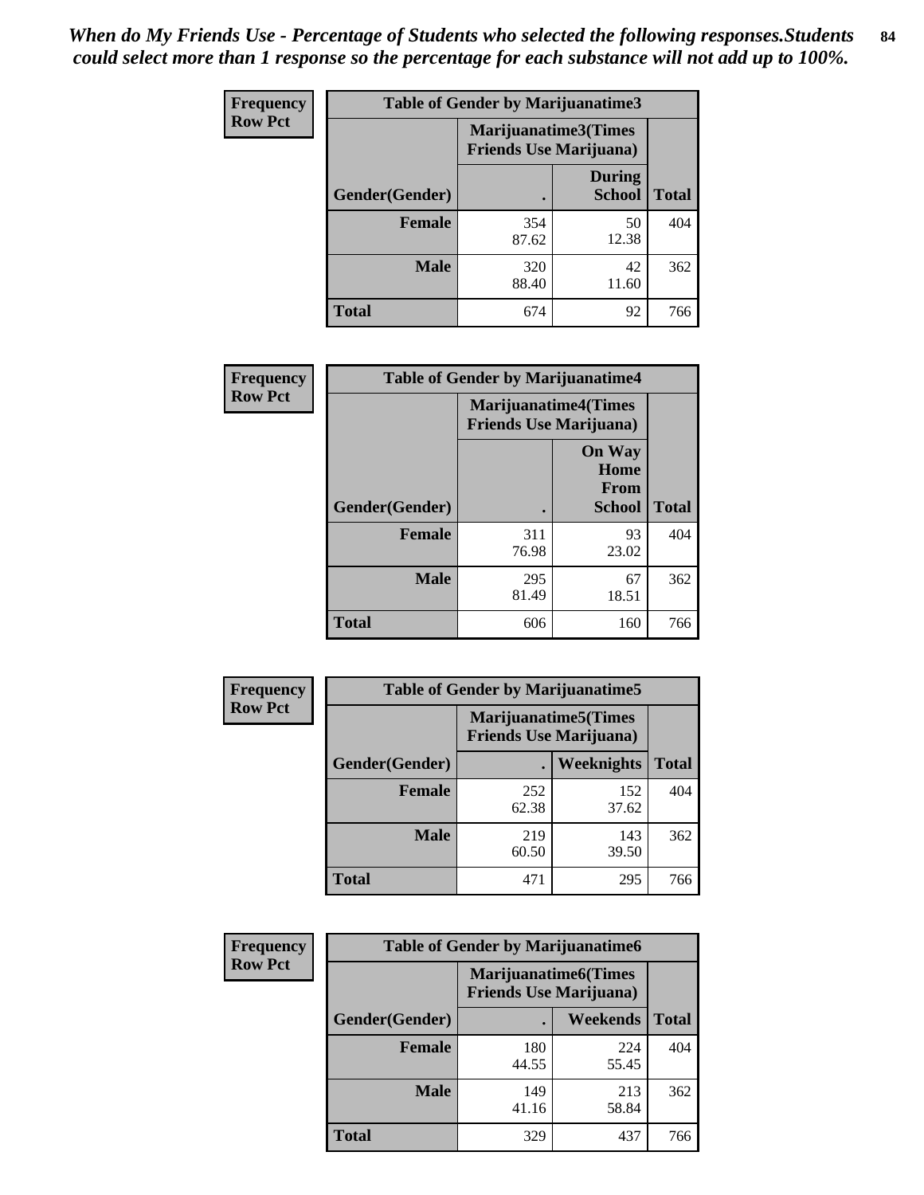*When do My Friends Use - Percentage of Students who selected the following responses.Students could select more than 1 response so the percentage for each substance will not add up to 100%.*

**Frequency Row Pct**

| Table of Gender by Marijuanatime3 | | | |
|---|---|---|---|
| | Marijuanatime3(Times Friends Use Marijuana) | | |
| Gender(Gender) | . | During School | Total |
| **Female** | 354<br>87.62 | 50<br>12.38 | 404 |
| **Male** | 320<br>88.40 | 42<br>11.60 | 362 |
| **Total** | 674 | 92 | 766 |

**Frequency Row Pct**

| Table of Gender by Marijuanatime4 | | | |
|---|---|---|---|
| | Marijuanatime4(Times Friends Use Marijuana) | | |
| Gender(Gender) | . | On Way Home From School | Total |
| **Female** | 311<br>76.98 | 93<br>23.02 | 404 |
| **Male** | 295<br>81.49 | 67<br>18.51 | 362 |
| **Total** | 606 | 160 | 766 |

**Frequency Row Pct**

| Table of Gender by Marijuanatime5 | | | |
|---|---|---|---|
| | Marijuanatime5(Times Friends Use Marijuana) | | |
| Gender(Gender) | . | Weeknights | Total |
| **Female** | 252<br>62.38 | 152<br>37.62 | 404 |
| **Male** | 219<br>60.50 | 143<br>39.50 | 362 |
| **Total** | 471 | 295 | 766 |

**Frequency Row Pct**

| Table of Gender by Marijuanatime6 | | | |
|---|---|---|---|
| | Marijuanatime6(Times Friends Use Marijuana) | | |
| Gender(Gender) | . | Weekends | Total |
| **Female** | 180<br>44.55 | 224<br>55.45 | 404 |
| **Male** | 149<br>41.16 | 213<br>58.84 | 362 |
| **Total** | 329 | 437 | 766 |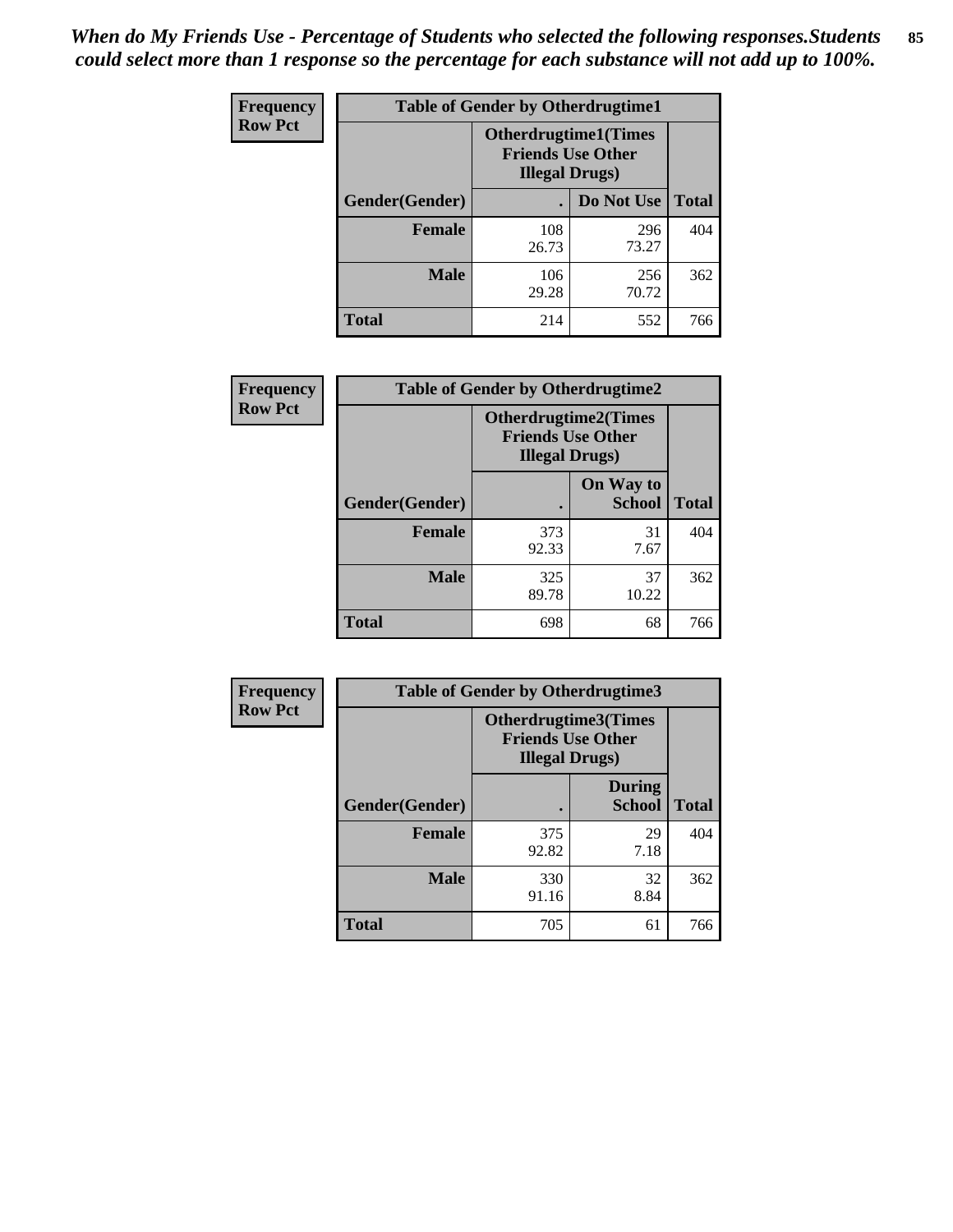*When do My Friends Use - Percentage of Students who selected the following responses.Students could select more than 1 response so the percentage for each substance will not add up to 100%.*

| Frequency<br>Row Pct | Table of Gender by Otherdrugtime1 | | |
|---|---|---|---|
| | Otherdrugtime1(Times Friends Use Other Illegal Drugs) | | |
| Gender(Gender) | . | Do Not Use | Total |
| Female | 108<br>26.73 | 296<br>73.27 | 404 |
| Male | 106<br>29.28 | 256<br>70.72 | 362 |
| Total | 214 | 552 | 766 |

| Frequency<br>Row Pct | Table of Gender by Otherdrugtime2 | | |
|---|---|---|---|
| | Otherdrugtime2(Times Friends Use Other Illegal Drugs) | | |
| Gender(Gender) | . | On Way to School | Total |
| Female | 373<br>92.33 | 31<br>7.67 | 404 |
| Male | 325<br>89.78 | 37<br>10.22 | 362 |
| Total | 698 | 68 | 766 |

| Frequency<br>Row Pct | Table of Gender by Otherdrugtime3 | | |
|---|---|---|---|
| | Otherdrugtime3(Times Friends Use Other Illegal Drugs) | | |
| Gender(Gender) | . | During School | Total |
| Female | 375<br>92.82 | 29<br>7.18 | 404 |
| Male | 330<br>91.16 | 32<br>8.84 | 362 |
| Total | 705 | 61 | 766 |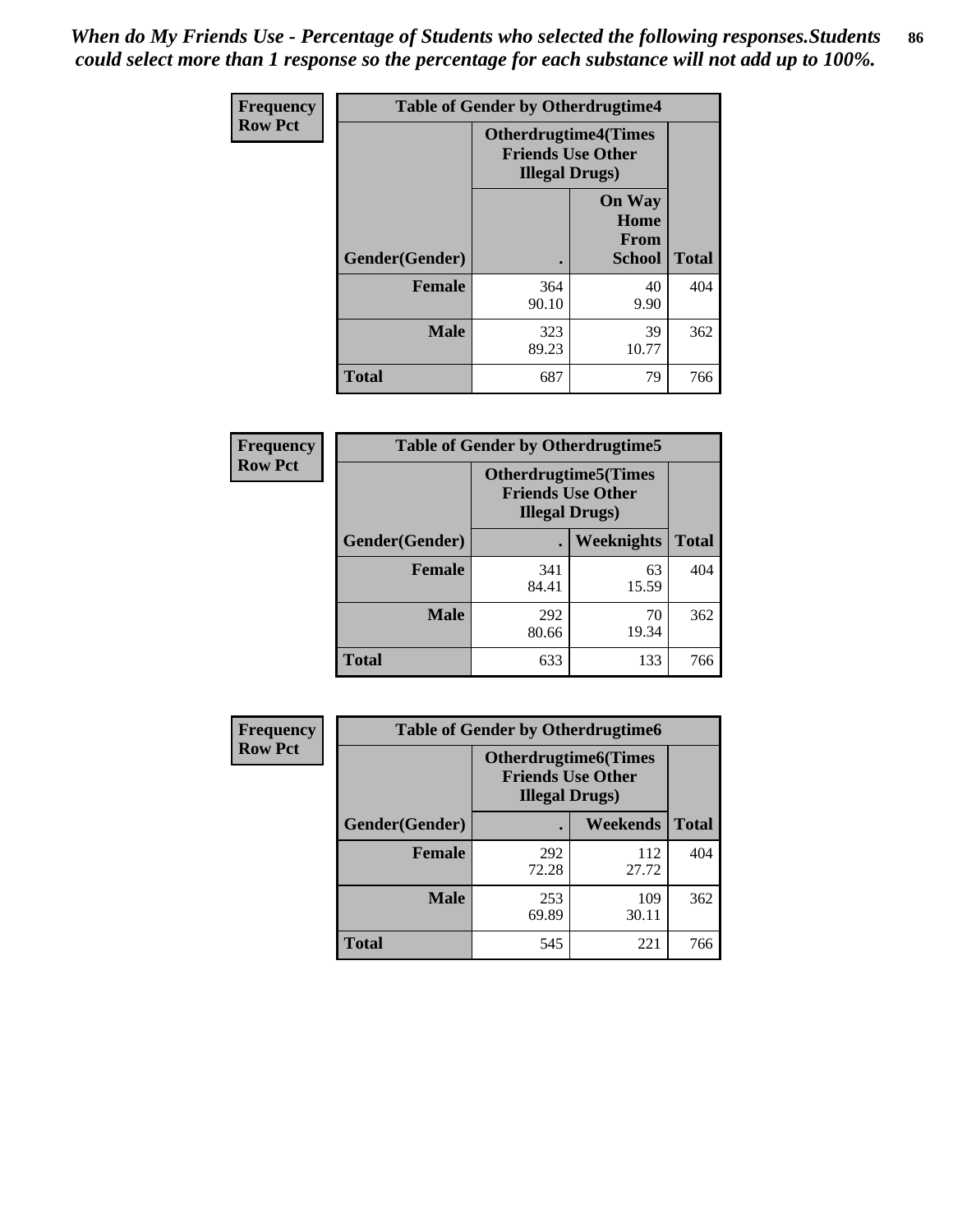*When do My Friends Use - Percentage of Students who selected the following responses.Students could select more than 1 response so the percentage for each substance will not add up to 100%.*

**Frequency**
**Row Pct**

| Table of Gender by Otherdrugtime4 | | | |
|---|---|---|---|
| | Otherdrugtime4(Times Friends Use Other Illegal Drugs) | | |
| Gender(Gender) | . | On Way Home From School | Total |
| Female | 364<br>90.10 | 40<br>9.90 | 404 |
| Male | 323<br>89.23 | 39<br>10.77 | 362 |
| Total | 687 | 79 | 766 |

**Frequency**
**Row Pct**

| Table of Gender by Otherdrugtime5 | | | |
|---|---|---|---|
| | Otherdrugtime5(Times Friends Use Other Illegal Drugs) | | |
| Gender(Gender) | . | Weeknights | Total |
| Female | 341<br>84.41 | 63<br>15.59 | 404 |
| Male | 292<br>80.66 | 70<br>19.34 | 362 |
| Total | 633 | 133 | 766 |

**Frequency**
**Row Pct**

| Table of Gender by Otherdrugtime6 | | | |
|---|---|---|---|
| | Otherdrugtime6(Times Friends Use Other Illegal Drugs) | | |
| Gender(Gender) | . | Weekends | Total |
| Female | 292<br>72.28 | 112<br>27.72 | 404 |
| Male | 253<br>69.89 | 109<br>30.11 | 362 |
| Total | 545 | 221 | 766 |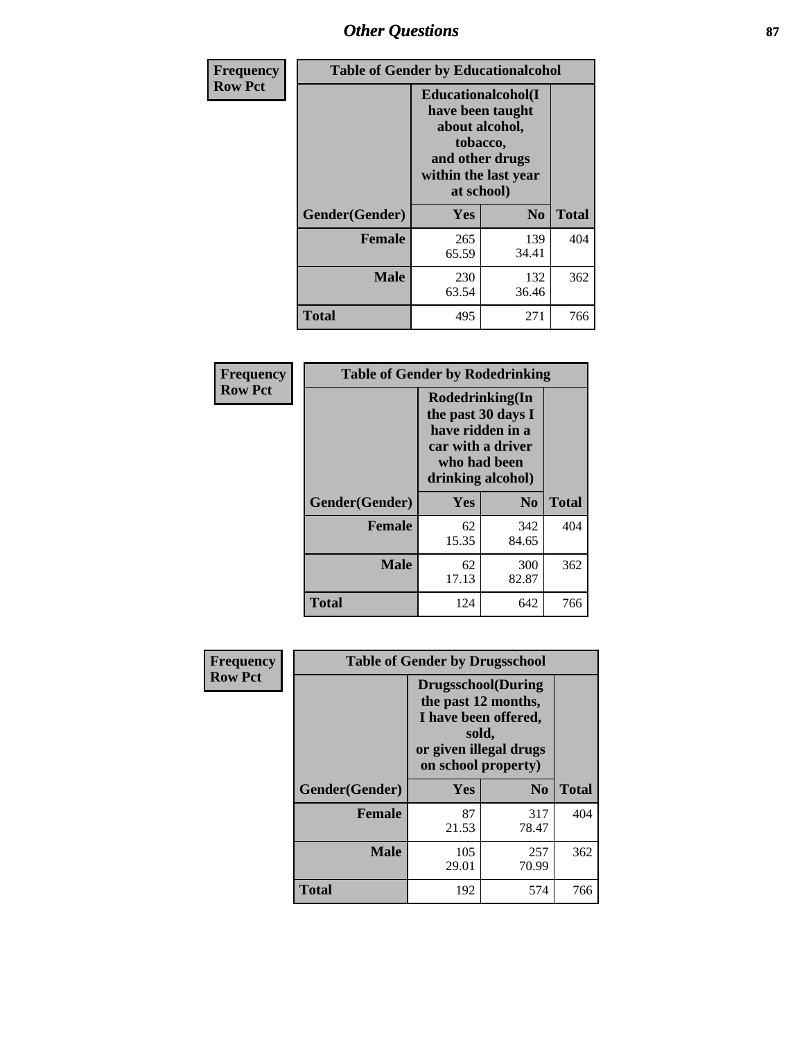## Other Questions

**Frequency**
**Row Pct**

| Table of Gender by Educationalcohol | | | |
|---|---|---|---|
| | Educationalcohol(I have been taught about alcohol, tobacco, and other drugs within the last year at school) | | |
| Gender(Gender) | Yes | No | Total |
| Female | 265<br>65.59 | 139<br>34.41 | 404 |
| Male | 230<br>63.54 | 132<br>36.46 | 362 |
| Total | 495 | 271 | 766 |

**Frequency**
**Row Pct**

| Table of Gender by Rodedrinking | | | |
|---|---|---|---|
| | Rodedrinking(In the past 30 days I have ridden in a car with a driver who had been drinking alcohol) | | |
| Gender(Gender) | Yes | No | Total |
| Female | 62<br>15.35 | 342<br>84.65 | 404 |
| Male | 62<br>17.13 | 300<br>82.87 | 362 |
| Total | 124 | 642 | 766 |

**Frequency**
**Row Pct**

| Table of Gender by Drugsschool | | | |
|---|---|---|---|
| | Drugsschool(During the past 12 months, I have been offered, sold, or given illegal drugs on school property) | | |
| Gender(Gender) | Yes | No | Total |
| Female | 87<br>21.53 | 317<br>78.47 | 404 |
| Male | 105<br>29.01 | 257<br>70.99 | 362 |
| Total | 192 | 574 | 766 |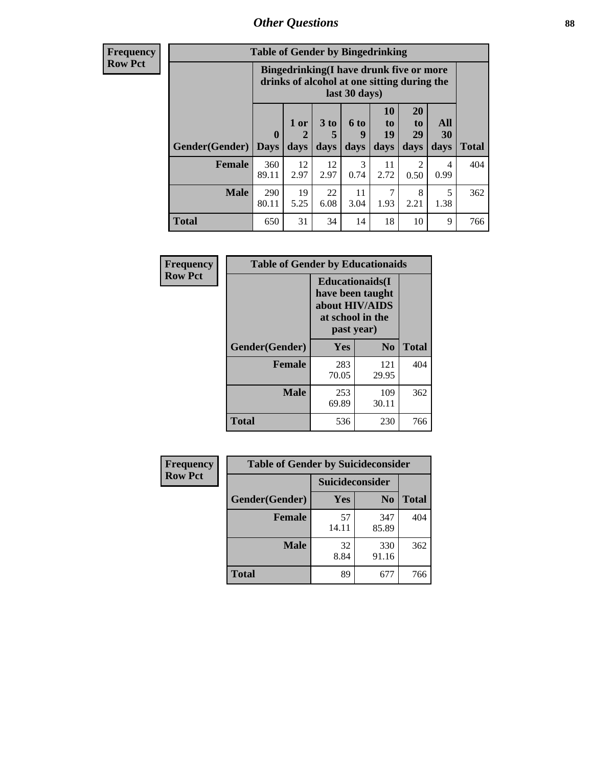| Frequency Row Pct | Table of Gender by Bingedrinking | | | | | | | | |
|---|---|---|---|---|---|---|---|---|---|
| | Bingedrinking(I have drunk five or more drinks of alcohol at one sitting during the last 30 days) | | | | | | | | |
| Gender(Gender) | 0 Days | 1 or 2 days | 3 to 5 days | 6 to 9 days | 10 to 19 days | 20 to 29 days | All 30 days | Total |
| **Female** | 360 89.11 | 12 2.97 | 12 2.97 | 3 0.74 | 11 2.72 | 2 0.50 | 4 0.99 | 404 |
| **Male** | 290 80.11 | 19 5.25 | 22 6.08 | 11 3.04 | 7 1.93 | 8 2.21 | 5 1.38 | 362 |
| **Total** | 650 | 31 | 34 | 14 | 18 | 10 | 9 | 766 |

| Frequency Row Pct | Table of Gender by Educationaids | | |
|---|---|---|---|
| | Educationaids(I have been taught about HIV/AIDS at school in the past year) | | |
| Gender(Gender) | Yes | No | Total |
| **Female** | 283 70.05 | 121 29.95 | 404 |
| **Male** | 253 69.89 | 109 30.11 | 362 |
| **Total** | 536 | 230 | 766 |

| Frequency Row Pct | Table of Gender by Suicideconsider | | |
|---|---|---|---|
| | Suicideconsider | | |
| Gender(Gender) | Yes | No | Total |
| **Female** | 57 14.11 | 347 85.89 | 404 |
| **Male** | 32 8.84 | 330 91.16 | 362 |
| **Total** | 89 | 677 | 766 |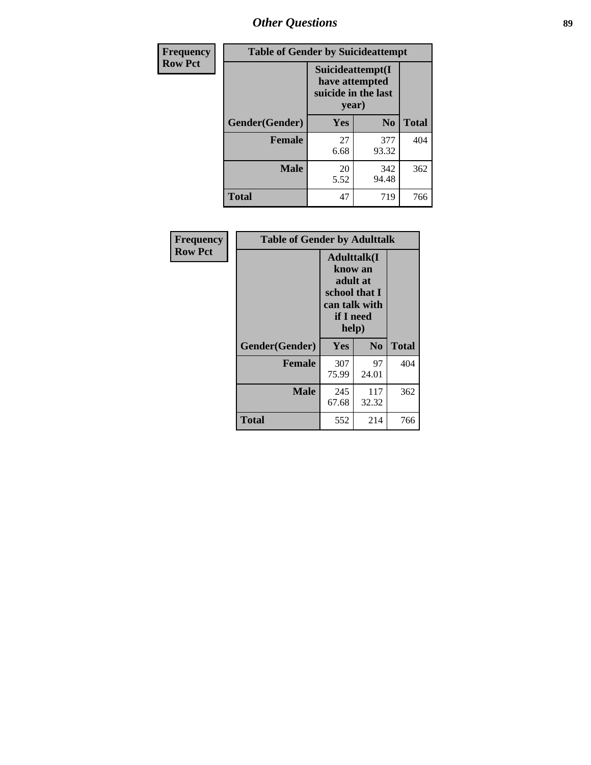| Frequency<br>Row Pct | Table of Gender by Suicideattempt | | |
|---|---|---|---|
| | Suicideattempt(I have attempted suicide in the last year) | | |
| Gender(Gender) | Yes | No | Total |
| Female | 27<br>6.68 | 377<br>93.32 | 404 |
| Male | 20<br>5.52 | 342<br>94.48 | 362 |
| Total | 47 | 719 | 766 |

| Frequency<br>Row Pct | Table of Gender by Adulttalk | | |
|---|---|---|---|
| | Adulttalk(I know an adult at school that I can talk with if I need help) | | |
| Gender(Gender) | Yes | No | Total |
| Female | 307<br>75.99 | 97<br>24.01 | 404 |
| Male | 245<br>67.68 | 117<br>32.32 | 362 |
| Total | 552 | 214 | 766 |